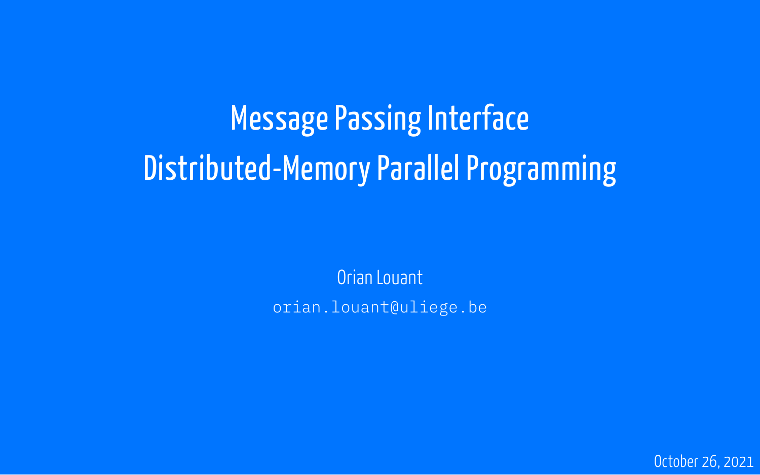# Message Passing Interface
# Distributed-Memory Parallel Programming

Orian Louant

`orian.louant@uliege.be`

October 26, 2021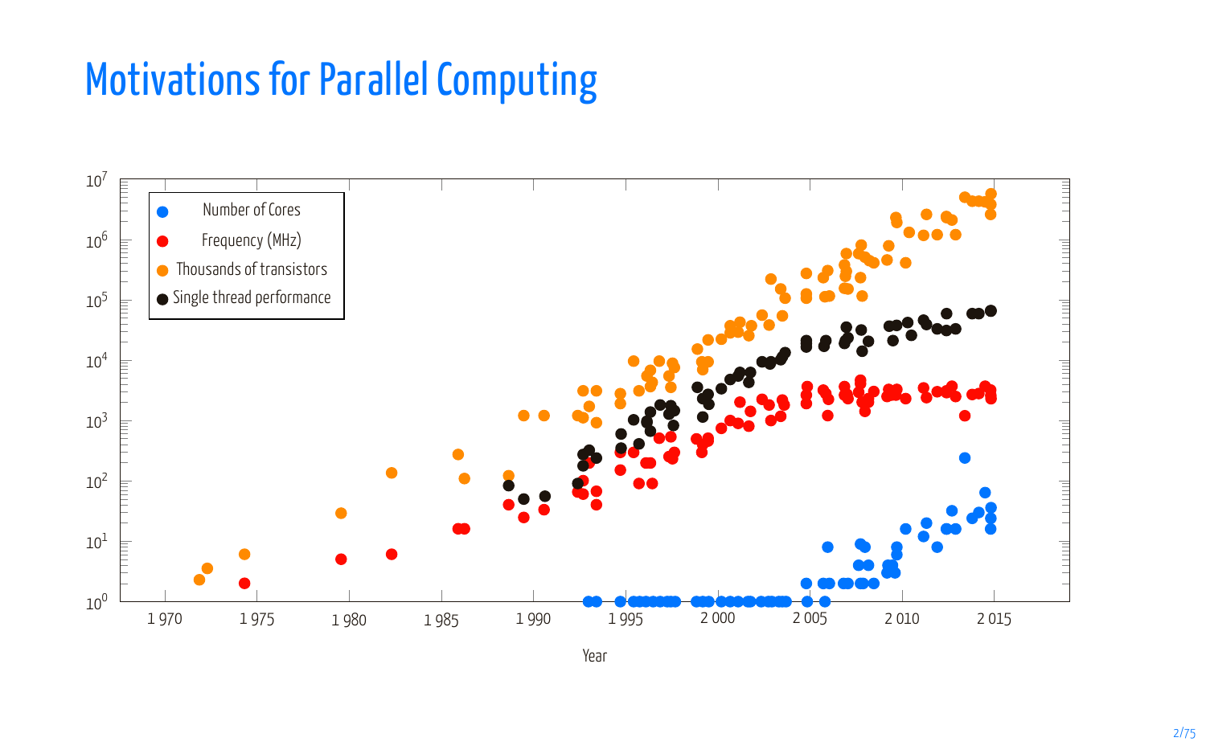# Motivations for Parallel Computing

Number of Cores
Frequency (MHz)
Thousands of transistors
Single thread performance

$10^7$
$10^6$
$10^5$
$10^4$
$10^3$
$10^2$
$10^1$
$10^0$

1 970
1 975
1 980
1 985
1 990
1 995
2 000
2 005
2 010
2 015

Year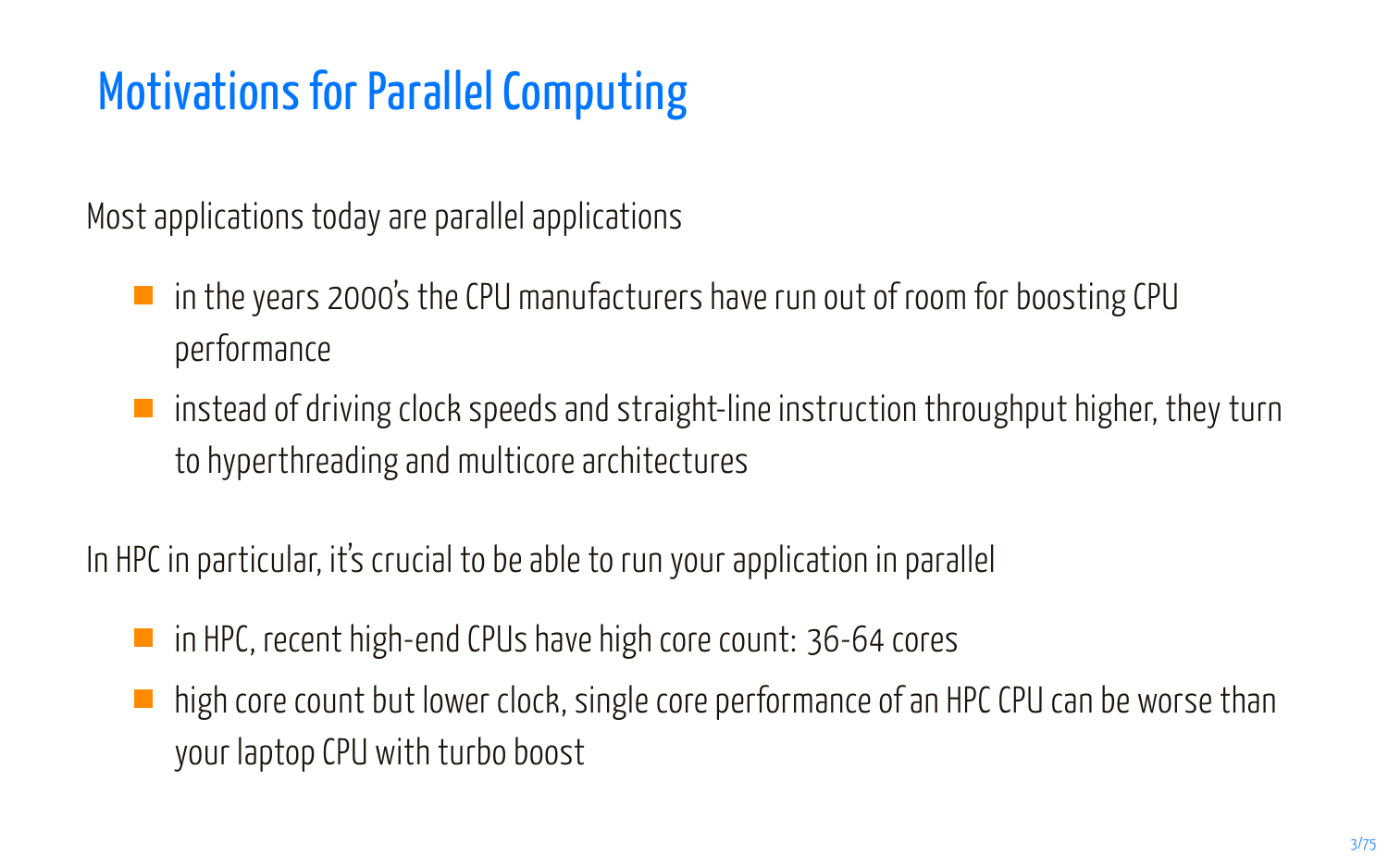# Motivations for Parallel Computing

Most applications today are parallel applications

- in the years 2000's the CPU manufacturers have run out of room for boosting CPU performance
- instead of driving clock speeds and straight-line instruction throughput higher, they turn to hyperthreading and multicore architectures

In HPC in particular, it's crucial to be able to run your application in parallel

- in HPC, recent high-end CPUs have high core count: 36-64 cores
- high core count but lower clock, single core performance of an HPC CPU can be worse than your laptop CPU with turbo boost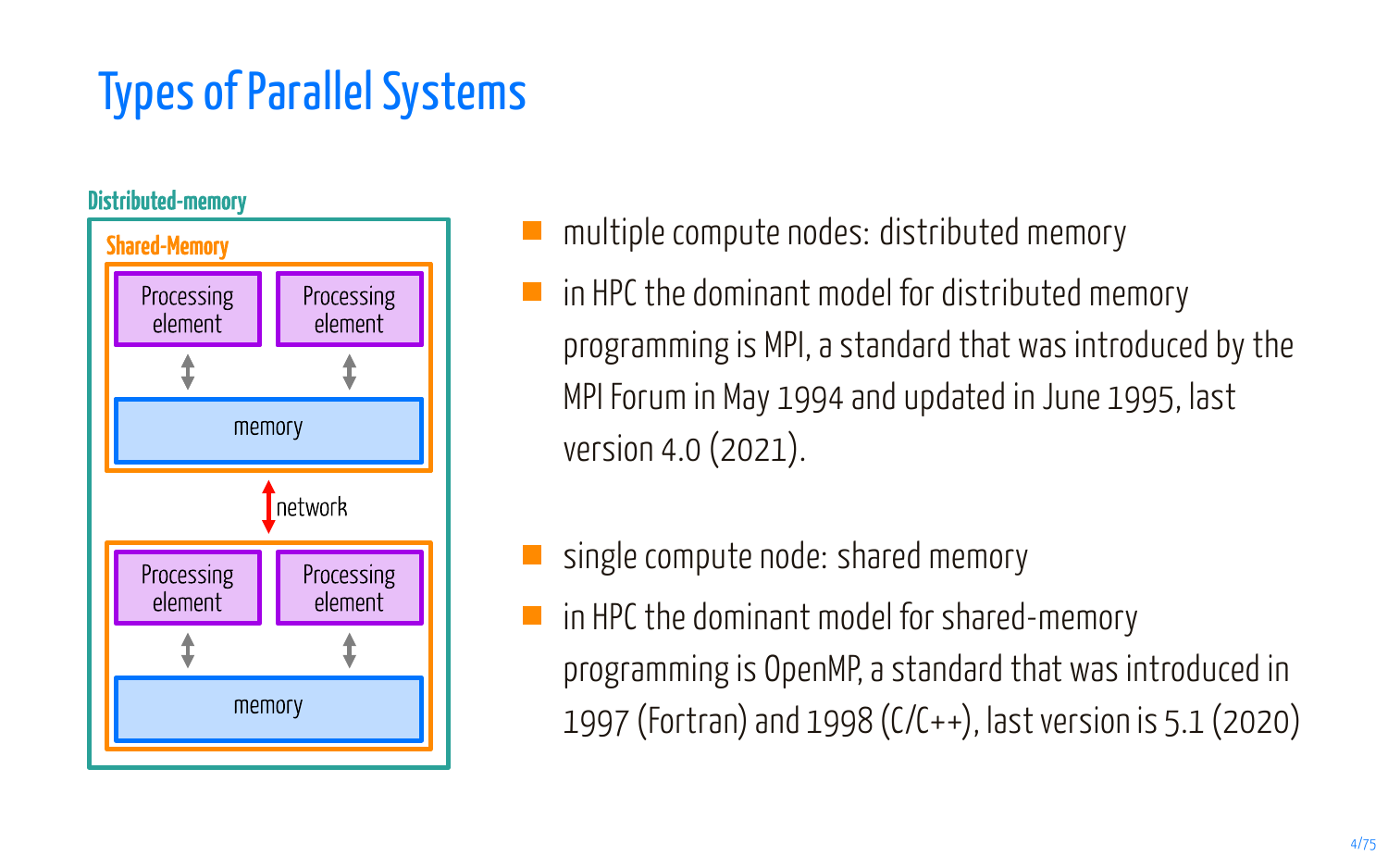# Types of Parallel Systems

Distributed-memory

Shared-Memory

Processing element

Processing element

memory

network

Processing element

Processing element

memory

- multiple compute nodes: distributed memory
- in HPC the dominant model for distributed memory programming is MPI, a standard that was introduced by the MPI Forum in May 1994 and updated in June 1995, last version 4.0 (2021).

- single compute node: shared memory
- in HPC the dominant model for shared-memory programming is OpenMP, a standard that was introduced in 1997 (Fortran) and 1998 (C/C++), last version is 5.1 (2020)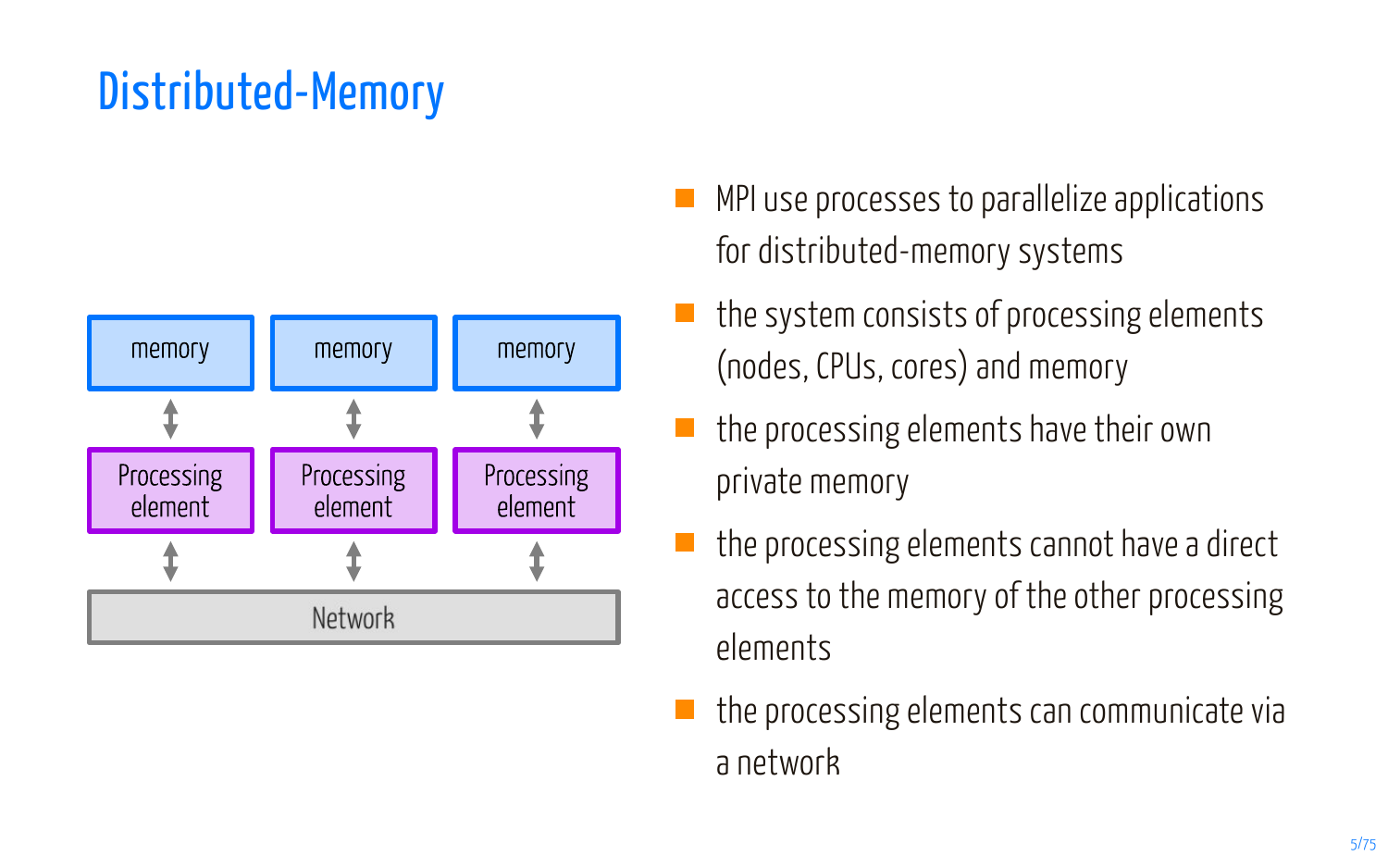# Distributed-Memory

memory
memory
memory
Processing element
Processing element
Processing element
Network

- MPI use processes to parallelize applications for distributed-memory systems
- the system consists of processing elements (nodes, CPUs, cores) and memory
- the processing elements have their own private memory
- the processing elements cannot have a direct access to the memory of the other processing elements
- the processing elements can communicate via a network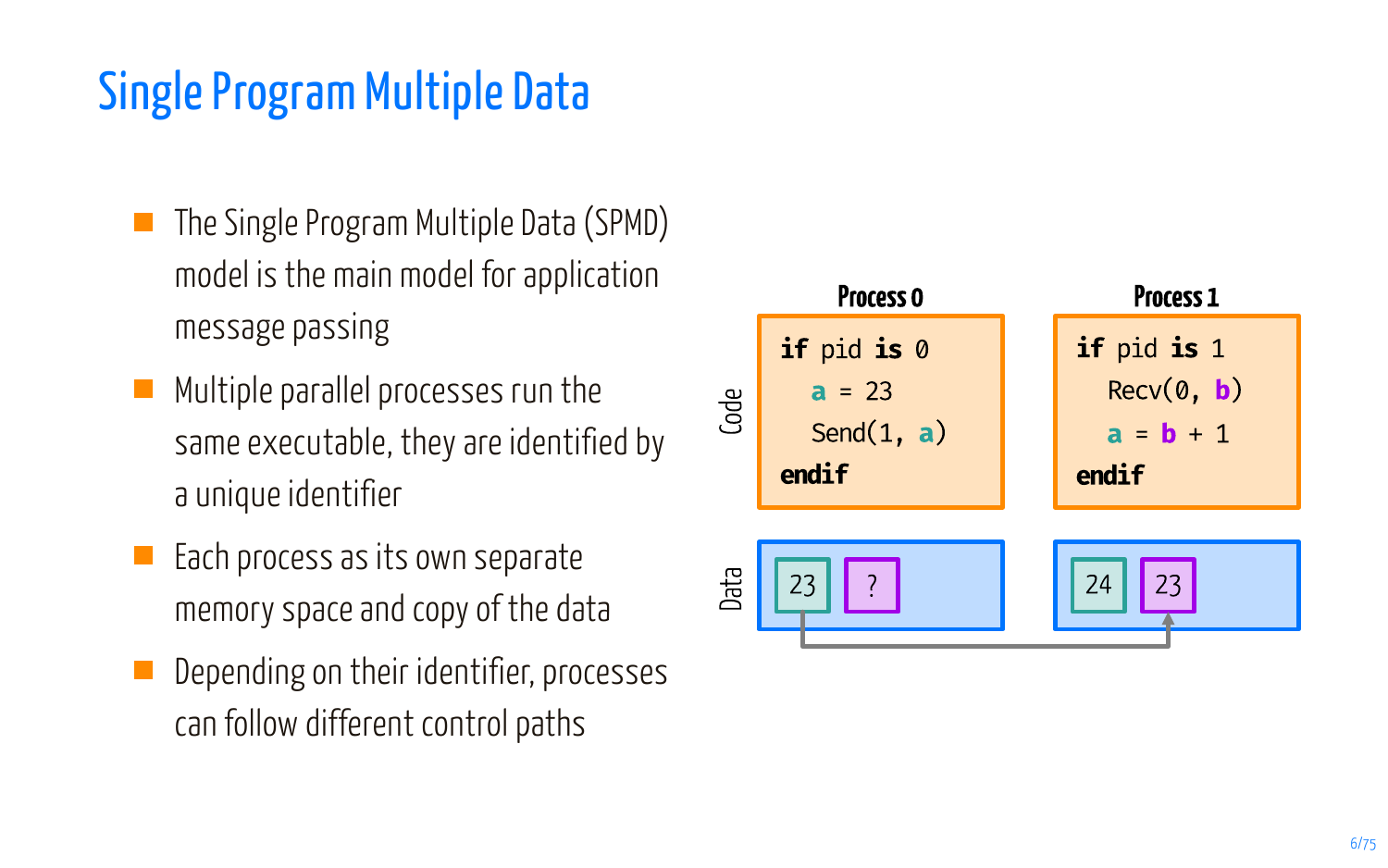# Single Program Multiple Data

- The Single Program Multiple Data (SPMD) model is the main model for application message passing
- Multiple parallel processes run the same executable, they are identified by a unique identifier
- Each process as its own separate memory space and copy of the data
- Depending on their identifier, processes can follow different control paths

Process 0

```
if pid is 0
  a = 23
  Send(1, a)
endif
```

Process 1

```
if pid is 1
  Recv(0, b)
  a = b + 1
endif
```

Code

Data

23 ?

24 23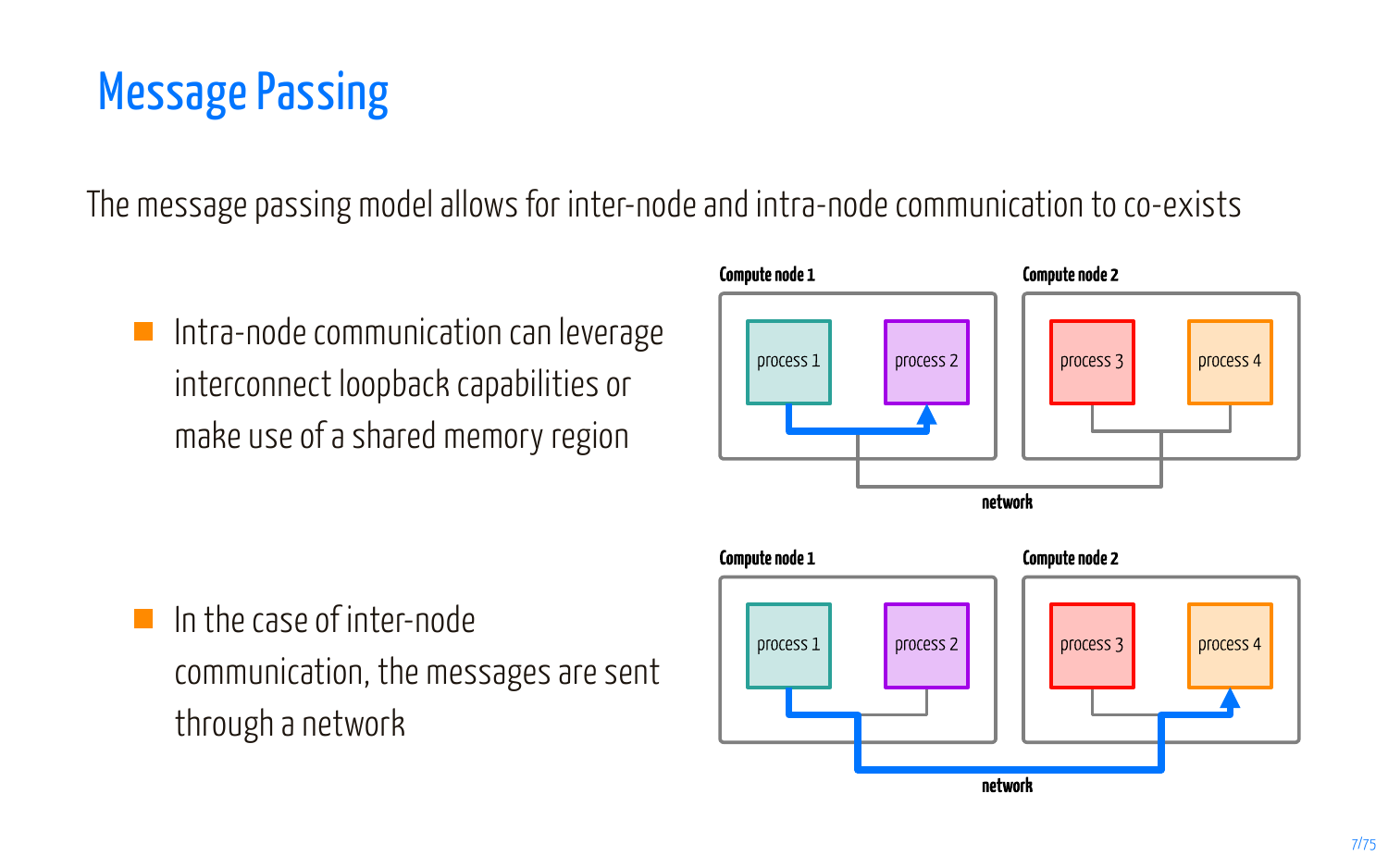# Message Passing

The message passing model allows for inter-node and intra-node communication to co-exists

- Intra-node communication can leverage interconnect loopback capabilities or make use of a shared memory region

Compute node 1
process 1
process 2
Compute node 2
process 3
process 4
network

- In the case of inter-node communication, the messages are sent through a network

Compute node 1
process 1
process 2
Compute node 2
process 3
process 4
network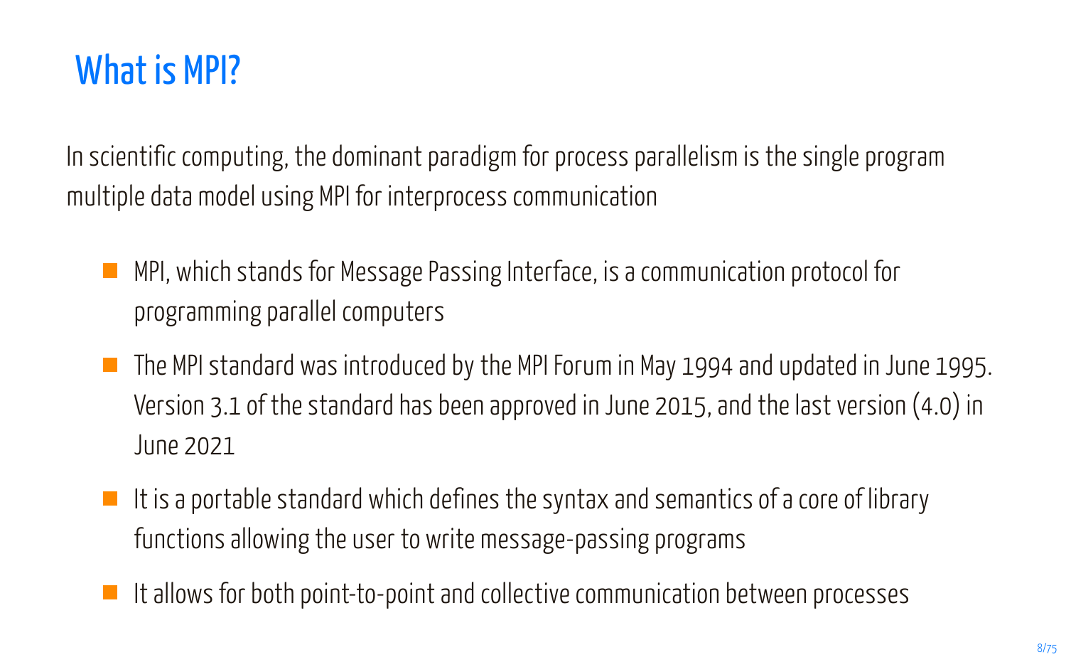# What is MPI?

In scientific computing, the dominant paradigm for process parallelism is the single program multiple data model using MPI for interprocess communication

- MPI, which stands for Message Passing Interface, is a communication protocol for programming parallel computers
- The MPI standard was introduced by the MPI Forum in May 1994 and updated in June 1995. Version 3.1 of the standard has been approved in June 2015, and the last version (4.0) in June 2021
- It is a portable standard which defines the syntax and semantics of a core of library functions allowing the user to write message-passing programs
- It allows for both point-to-point and collective communication between processes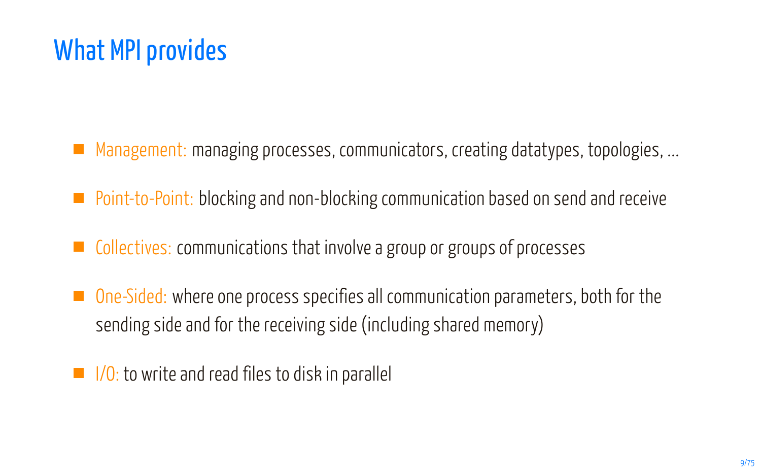# What MPI provides

- Management: managing processes, communicators, creating datatypes, topologies, ...
- Point-to-Point: blocking and non-blocking communication based on send and receive
- Collectives: communications that involve a group or groups of processes
- One-Sided: where one process specifies all communication parameters, both for the sending side and for the receiving side (including shared memory)
- I/O: to write and read files to disk in parallel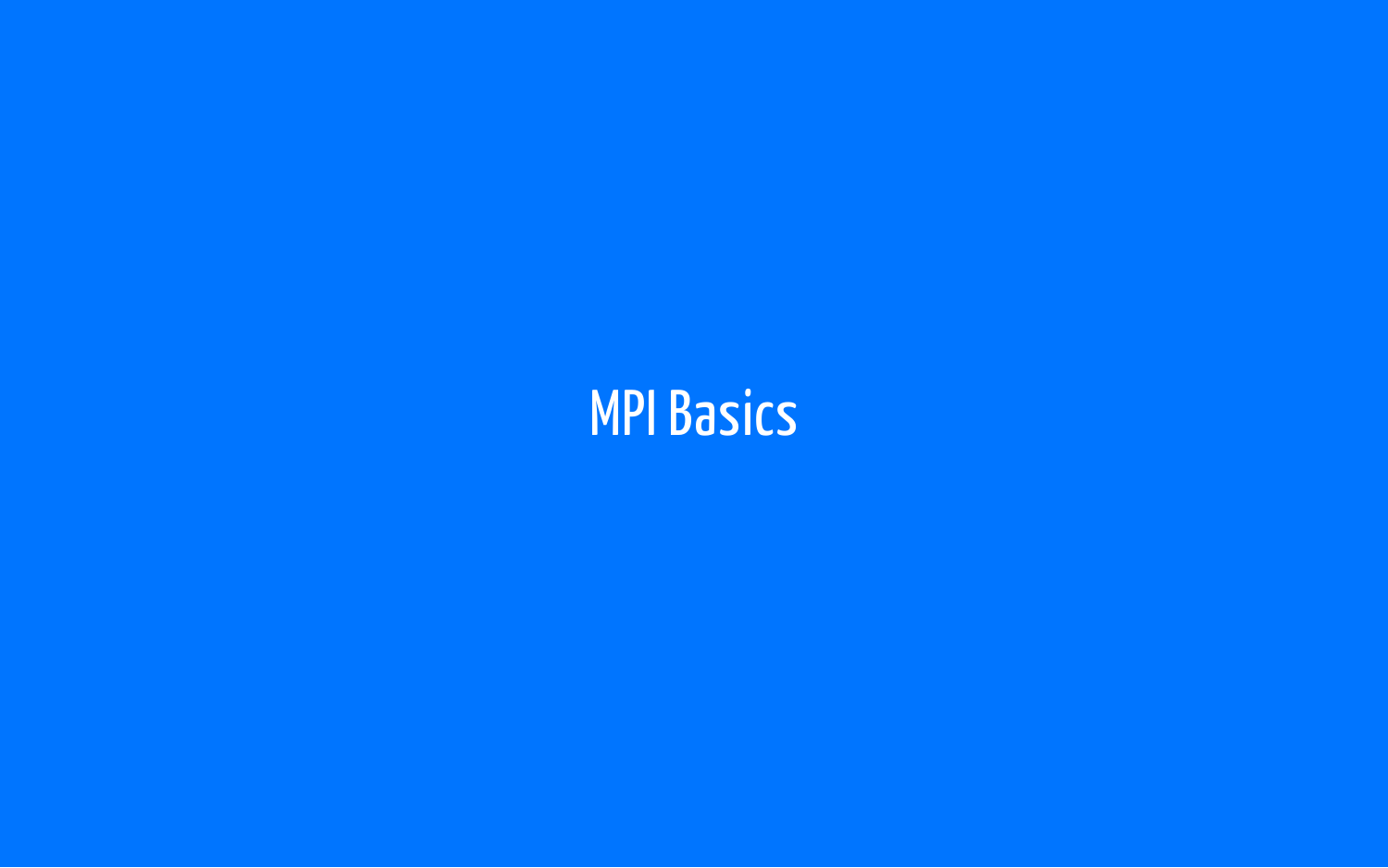# MPI Basics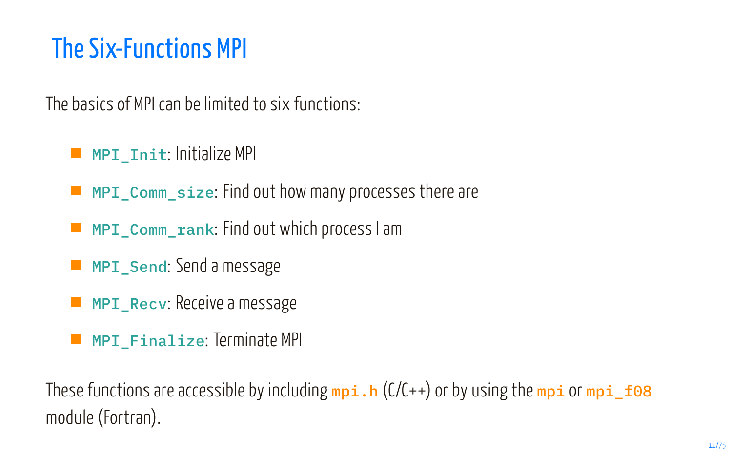# The Six-Functions MPI

The basics of MPI can be limited to six functions:

- `MPI_Init`: Initialize MPI
- `MPI_Comm_size`: Find out how many processes there are
- `MPI_Comm_rank`: Find out which process I am
- `MPI_Send`: Send a message
- `MPI_Recv`: Receive a message
- `MPI_Finalize`: Terminate MPI

These functions are accessible by including `mpi.h` (C/C++) or by using the `mpi` or `mpi_f08` module (Fortran).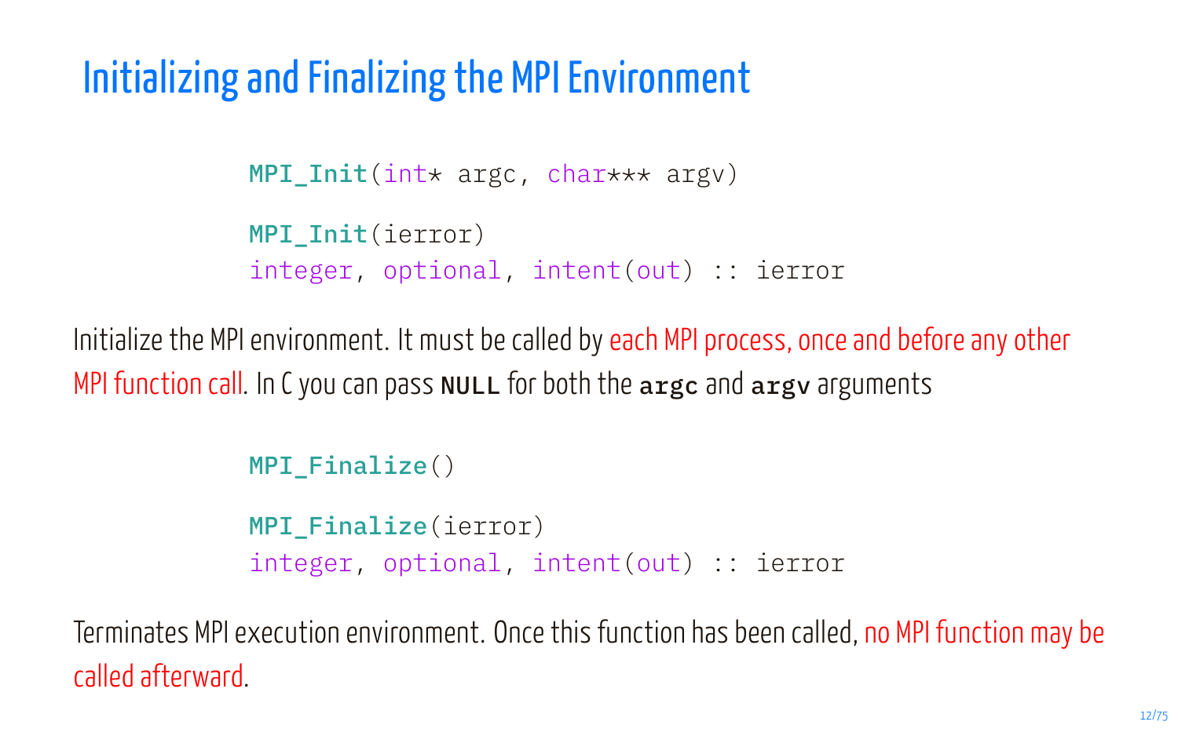# Initializing and Finalizing the MPI Environment

```
MPI_Init(int* argc, char*** argv)
```

```
MPI_Init(ierror)
integer, optional, intent(out) :: ierror
```

Initialize the MPI environment. It must be called by each MPI process, once and before any other MPI function call. In C you can pass `NULL` for both the `argc` and `argv` arguments

```
MPI_Finalize()
```

```
MPI_Finalize(ierror)
integer, optional, intent(out) :: ierror
```

Terminates MPI execution environment. Once this function has been called, no MPI function may be called afterward.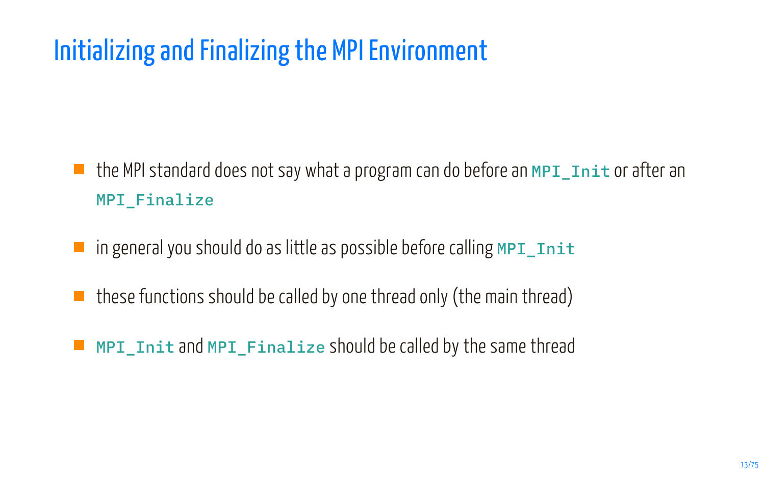# Initializing and Finalizing the MPI Environment

- the MPI standard does not say what a program can do before an `MPI_Init` or after an `MPI_Finalize`
- in general you should do as little as possible before calling `MPI_Init`
- these functions should be called by one thread only (the main thread)
- `MPI_Init` and `MPI_Finalize` should be called by the same thread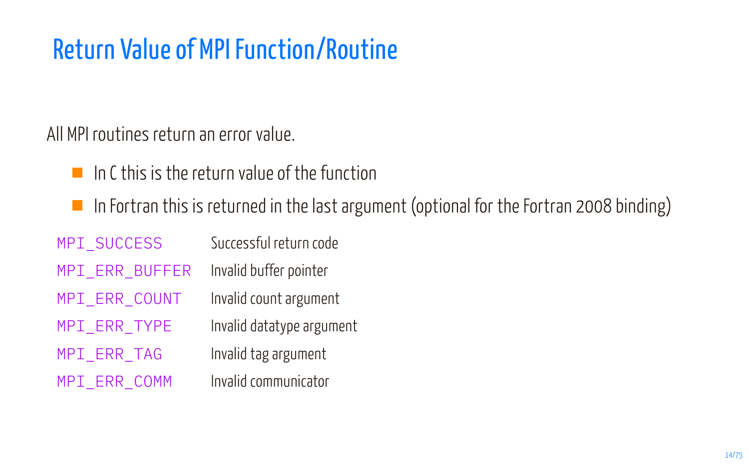# Return Value of MPI Function/Routine

All MPI routines return an error value.

- In C this is the return value of the function
- In Fortran this is returned in the last argument (optional for the Fortran 2008 binding)

| | |
|---|---|
| `MPI_SUCCESS` | Successful return code |
| `MPI_ERR_BUFFER` | Invalid buffer pointer |
| `MPI_ERR_COUNT` | Invalid count argument |
| `MPI_ERR_TYPE` | Invalid datatype argument |
| `MPI_ERR_TAG` | Invalid tag argument |
| `MPI_ERR_COMM` | Invalid communicator |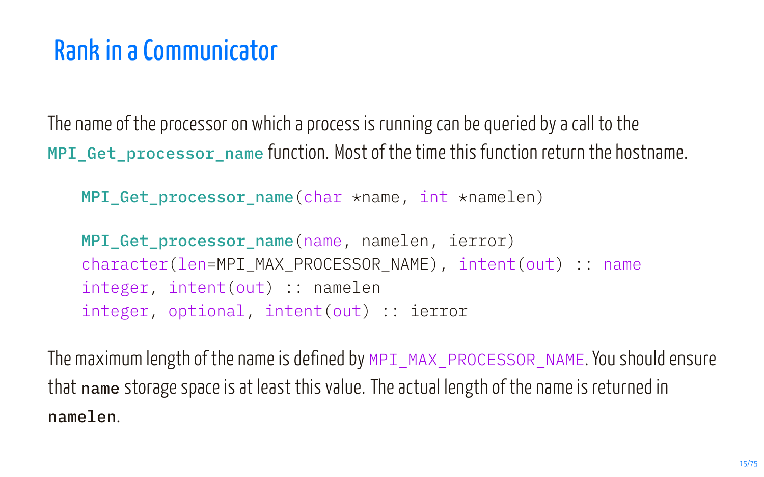# Rank in a Communicator

The name of the processor on which a process is running can be queried by a call to the `MPI_Get_processor_name` function. Most of the time this function return the hostname.

```
MPI_Get_processor_name(char *name, int *namelen)
```

```
MPI_Get_processor_name(name, namelen, ierror)
character(len=MPI_MAX_PROCESSOR_NAME), intent(out) :: name
integer, intent(out) :: namelen
integer, optional, intent(out) :: ierror
```

The maximum length of the name is defined by `MPI_MAX_PROCESSOR_NAME`. You should ensure that **name** storage space is at least this value. The actual length of the name is returned in **namelen**.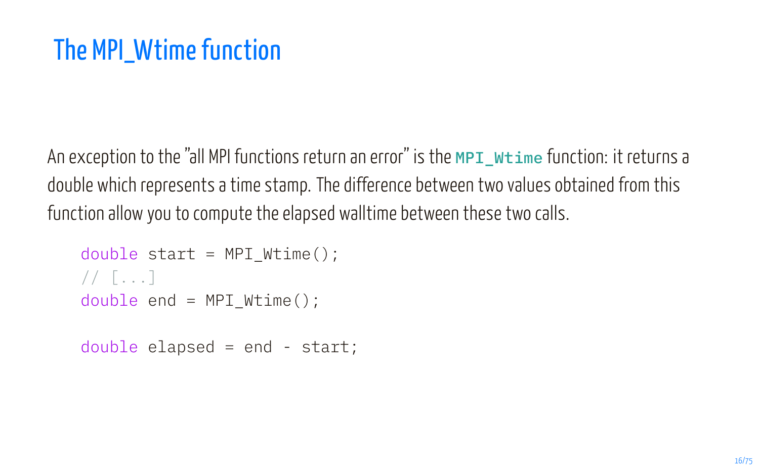# The MPI_Wtime function

An exception to the "all MPI functions return an error" is the `MPI_Wtime` function: it returns a double which represents a time stamp. The difference between two values obtained from this function allow you to compute the elapsed walltime between these two calls.

```
double start = MPI_Wtime();
// [...]
double end = MPI_Wtime();

double elapsed = end - start;
```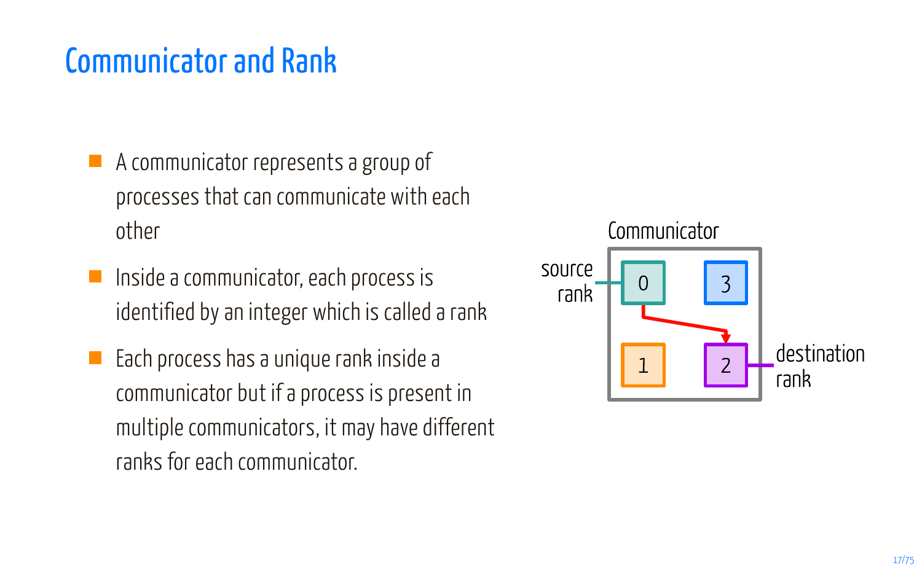# Communicator and Rank

- A communicator represents a group of processes that can communicate with each other
- Inside a communicator, each process is identified by an integer which is called a rank
- Each process has a unique rank inside a communicator but if a process is present in multiple communicators, it may have different ranks for each communicator.

Communicator

source rank

0

3

1

2

destination rank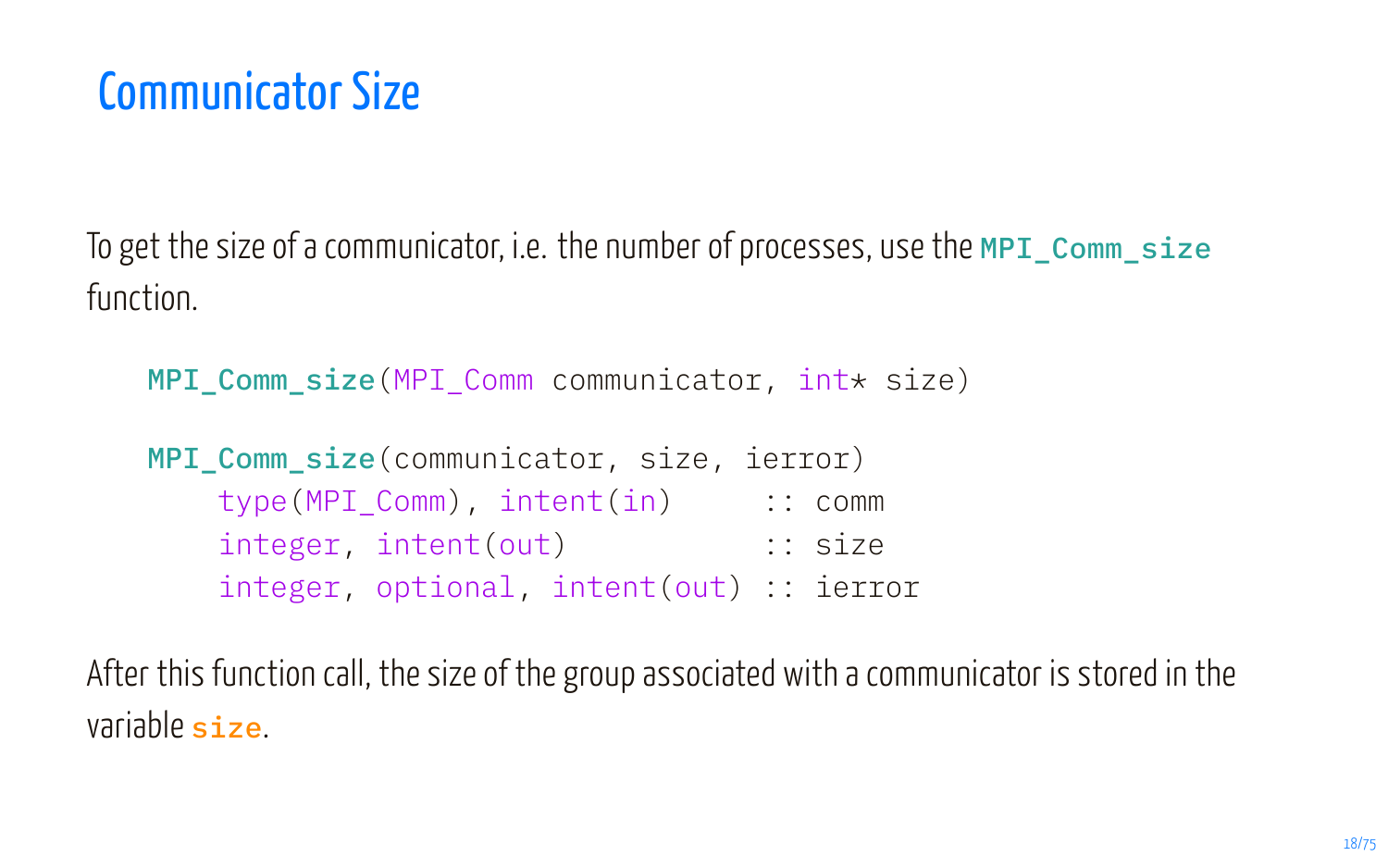# Communicator Size

To get the size of a communicator, i.e. the number of processes, use the `MPI_Comm_size` function.

```
MPI_Comm_size(MPI_Comm communicator, int* size)

MPI_Comm_size(communicator, size, ierror)
    type(MPI_Comm), intent(in)     :: comm
    integer, intent(out)           :: size
    integer, optional, intent(out) :: ierror
```

After this function call, the size of the group associated with a communicator is stored in the variable `size`.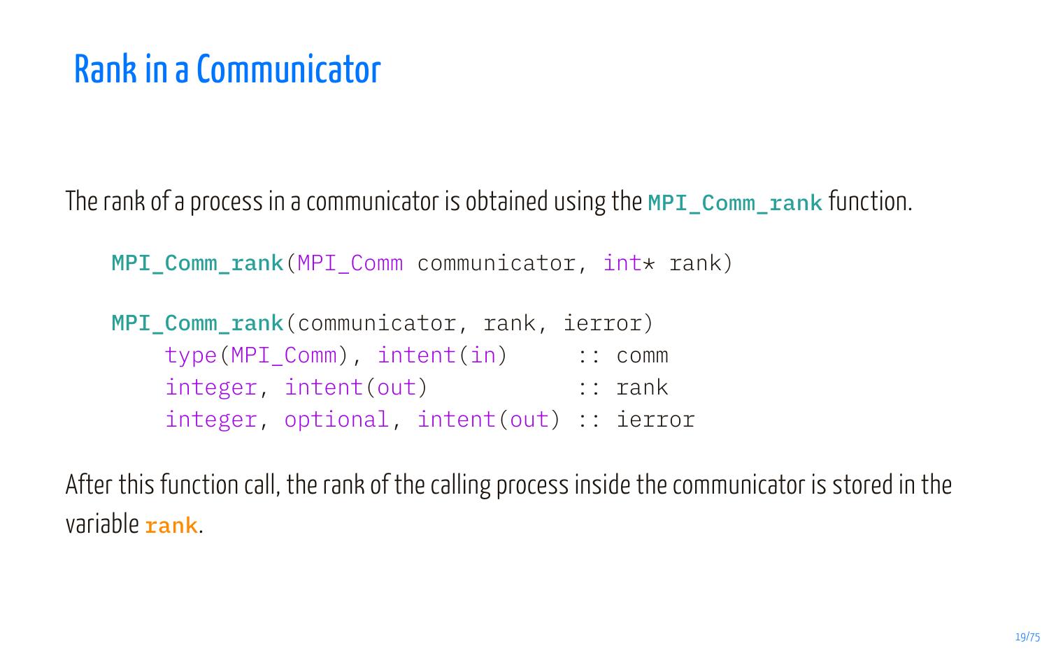# Rank in a Communicator

The rank of a process in a communicator is obtained using the `MPI_Comm_rank` function.

```
MPI_Comm_rank(MPI_Comm communicator, int* rank)
```

```
MPI_Comm_rank(communicator, rank, ierror)
    type(MPI_Comm), intent(in)     :: comm
    integer, intent(out)           :: rank
    integer, optional, intent(out) :: ierror
```

After this function call, the rank of the calling process inside the communicator is stored in the variable `rank`.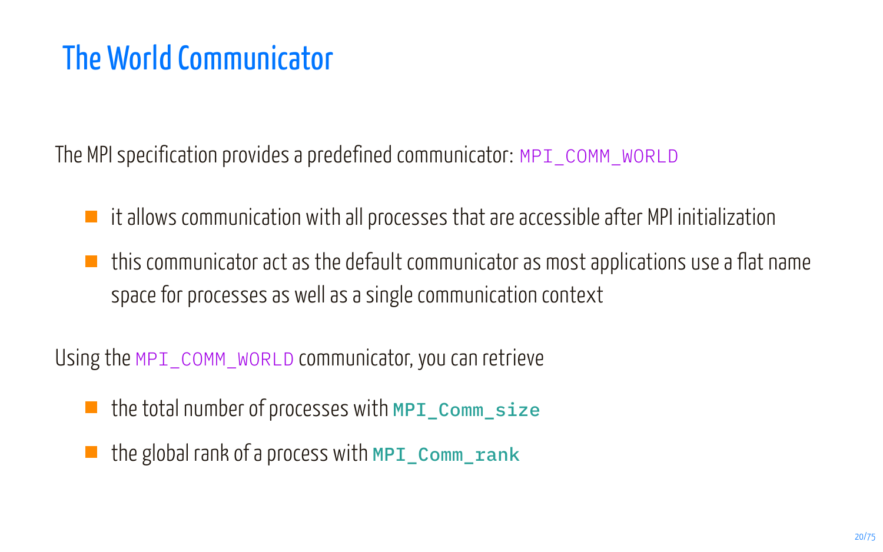# The World Communicator

The MPI specification provides a predefined communicator: `MPI_COMM_WORLD`

- it allows communication with all processes that are accessible after MPI initialization
- this communicator act as the default communicator as most applications use a flat name space for processes as well as a single communication context

Using the `MPI_COMM_WORLD` communicator, you can retrieve

- the total number of processes with **`MPI_Comm_size`**
- the global rank of a process with **`MPI_Comm_rank`**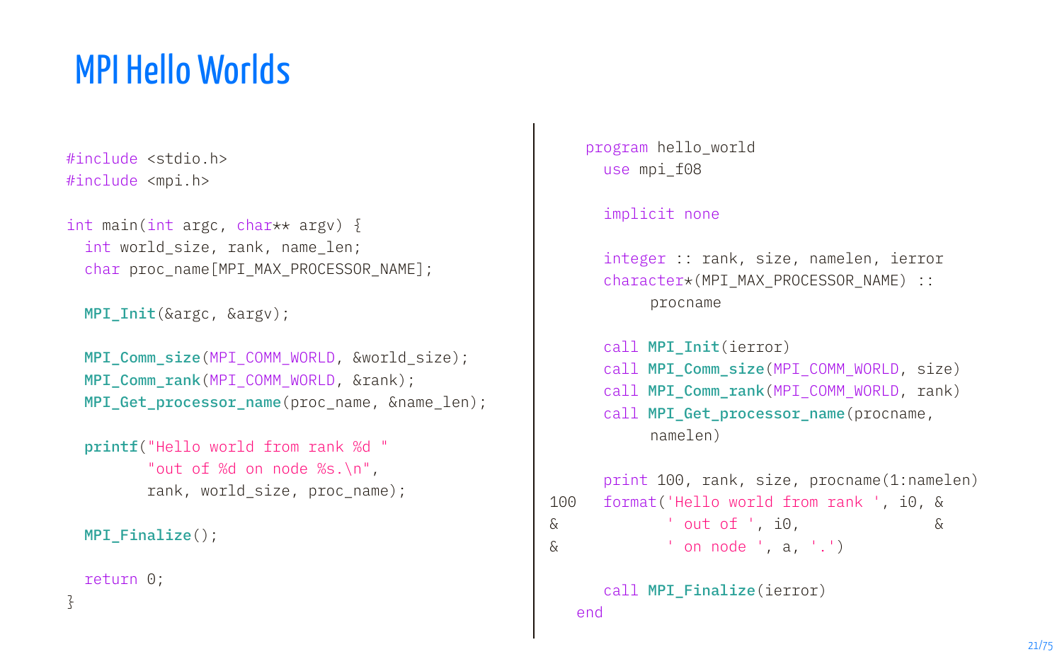# MPI Hello Worlds

```c
#include <stdio.h>
#include <mpi.h>

int main(int argc, char** argv) {
  int world_size, rank, name_len;
  char proc_name[MPI_MAX_PROCESSOR_NAME];

  MPI_Init(&argc, &argv);

  MPI_Comm_size(MPI_COMM_WORLD, &world_size);
  MPI_Comm_rank(MPI_COMM_WORLD, &rank);
  MPI_Get_processor_name(proc_name, &name_len);

  printf("Hello world from rank %d "
         "out of %d on node %s.\n",
         rank, world_size, proc_name);

  MPI_Finalize();

  return 0;
}
```

```fortran
      program hello_world
        use mpi_f08

        implicit none

        integer :: rank, size, namelen, ierror
        character*(MPI_MAX_PROCESSOR_NAME) ::
             procname

        call MPI_Init(ierror)
        call MPI_Comm_size(MPI_COMM_WORLD, size)
        call MPI_Comm_rank(MPI_COMM_WORLD, rank)
        call MPI_Get_processor_name(procname,
             namelen)

        print 100, rank, size, procname(1:namelen)
100     format('Hello world from rank ', i0, &
&              ' out of ', i0,               &
&              ' on node ', a, '.')

        call MPI_Finalize(ierror)
      end
```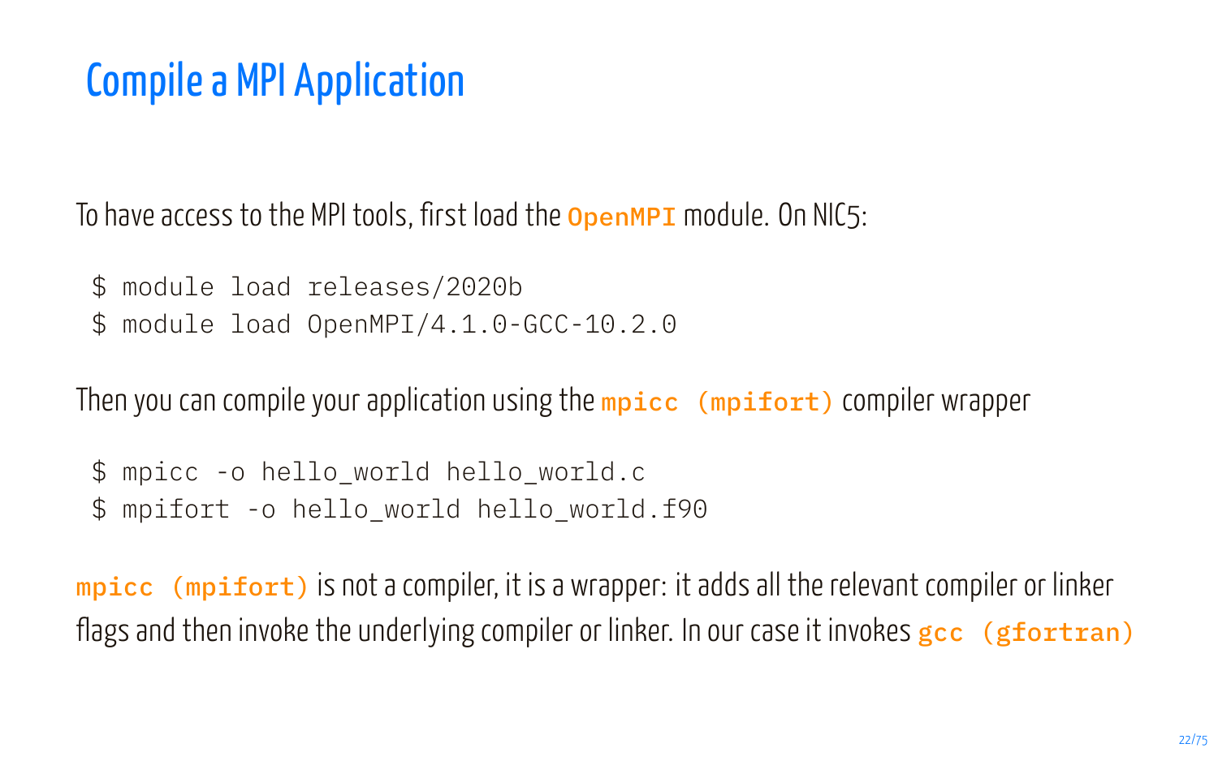# Compile a MPI Application

To have access to the MPI tools, first load the `OpenMPI` module. On NIC5:

```
$ module load releases/2020b
$ module load OpenMPI/4.1.0-GCC-10.2.0
```

Then you can compile your application using the `mpicc (mpifort)` compiler wrapper

```
$ mpicc -o hello_world hello_world.c
$ mpifort -o hello_world hello_world.f90
```

`mpicc (mpifort)` is not a compiler, it is a wrapper: it adds all the relevant compiler or linker flags and then invoke the underlying compiler or linker. In our case it invokes `gcc (gfortran)`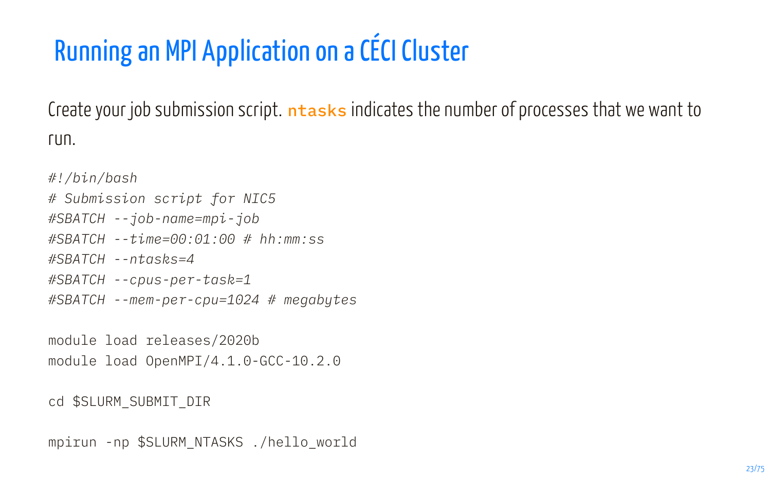# Running an MPI Application on a CÉCI Cluster

Create your job submission script. `ntasks` indicates the number of processes that we want to run.

```
#!/bin/bash
# Submission script for NIC5
#SBATCH --job-name=mpi-job
#SBATCH --time=00:01:00 # hh:mm:ss
#SBATCH --ntasks=4
#SBATCH --cpus-per-task=1
#SBATCH --mem-per-cpu=1024 # megabytes

module load releases/2020b
module load OpenMPI/4.1.0-GCC-10.2.0

cd $SLURM_SUBMIT_DIR

mpirun -np $SLURM_NTASKS ./hello_world
```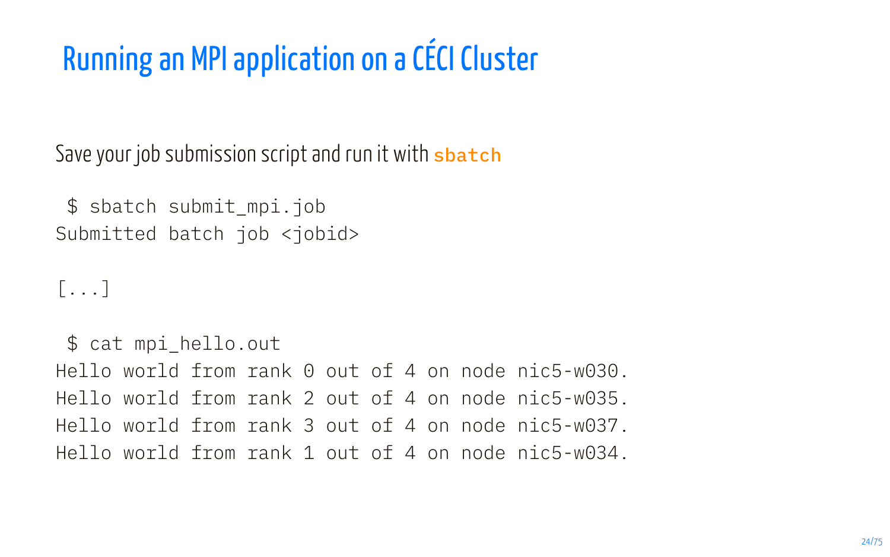# Running an MPI application on a CÉCI Cluster

Save your job submission script and run it with `sbatch`

```
 $ sbatch submit_mpi.job
Submitted batch job <jobid>

[...]

 $ cat mpi_hello.out
Hello world from rank 0 out of 4 on node nic5-w030.
Hello world from rank 2 out of 4 on node nic5-w035.
Hello world from rank 3 out of 4 on node nic5-w037.
Hello world from rank 1 out of 4 on node nic5-w034.
```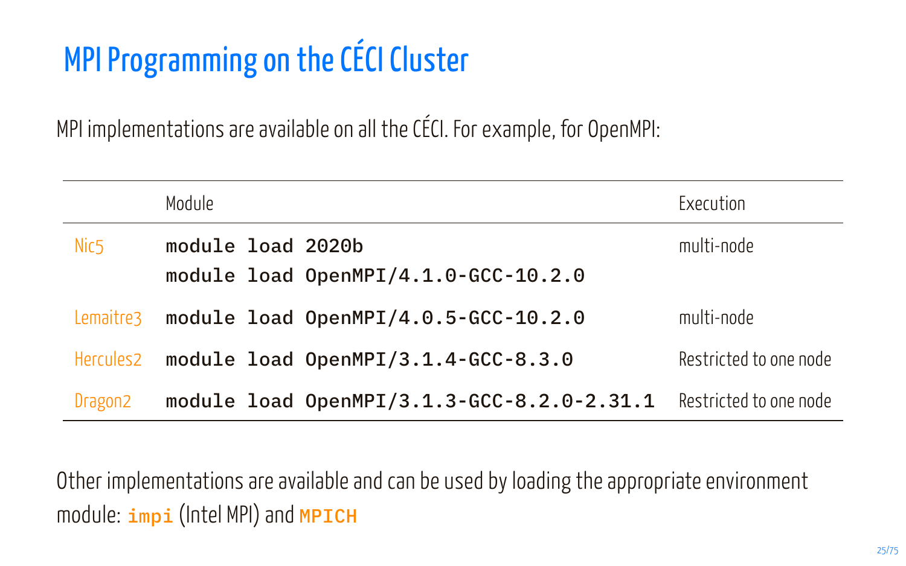# MPI Programming on the CÉCI Cluster

MPI implementations are available on all the CÉCI. For example, for OpenMPI:

| | Module | Execution |
|---|---|---|
| Nic5 | `module load 2020b` <br> `module load OpenMPI/4.1.0-GCC-10.2.0` | multi-node |
| Lemaitre3 | `module load OpenMPI/4.0.5-GCC-10.2.0` | multi-node |
| Hercules2 | `module load OpenMPI/3.1.4-GCC-8.3.0` | Restricted to one node |
| Dragon2 | `module load OpenMPI/3.1.3-GCC-8.2.0-2.31.1` | Restricted to one node |

Other implementations are available and can be used by loading the appropriate environment module: **`impi`** (Intel MPI) and **`MPICH`**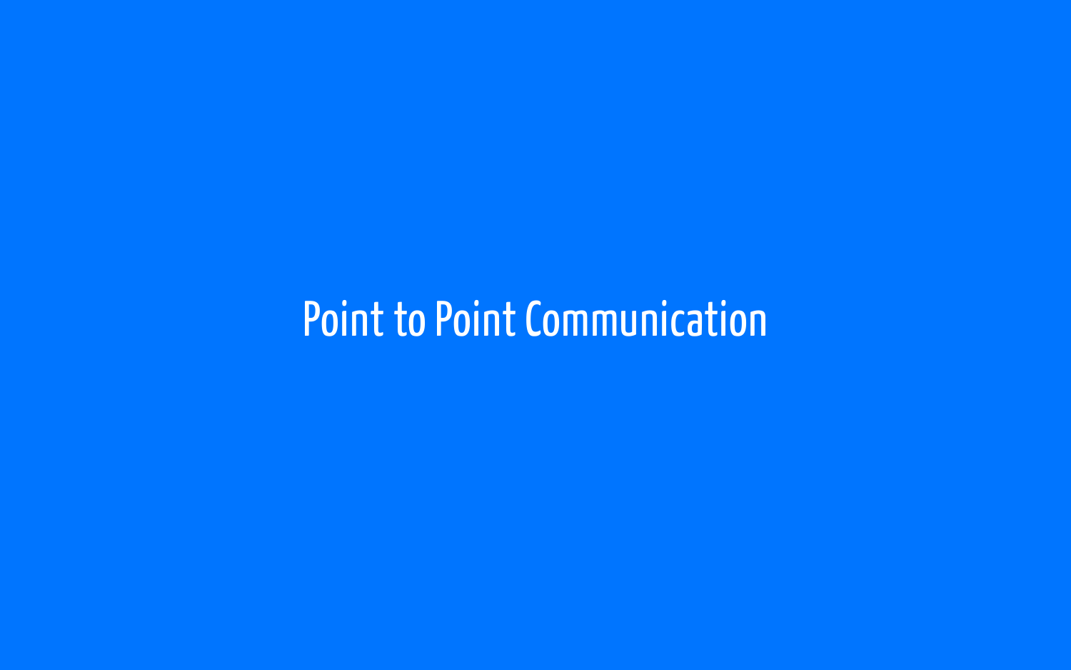# Point to Point Communication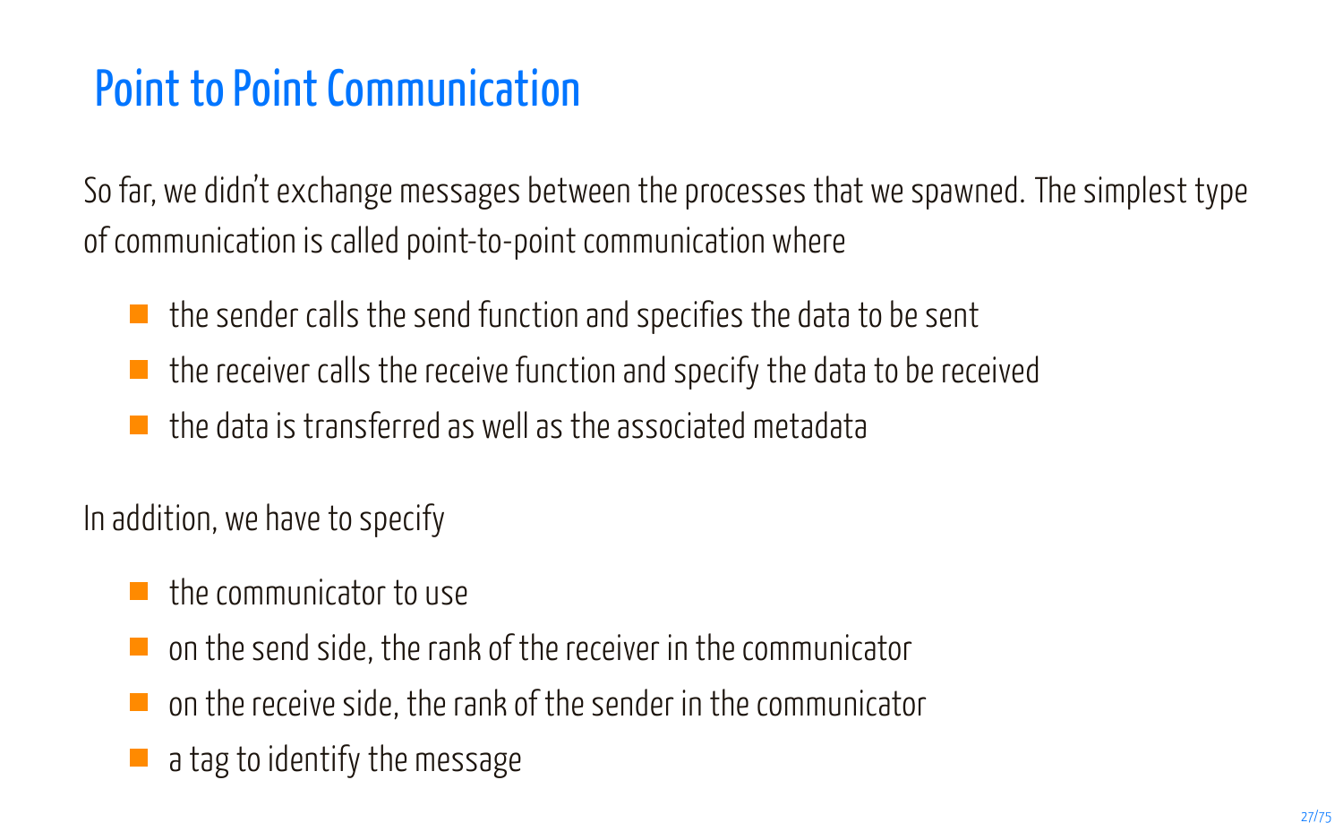# Point to Point Communication

So far, we didn't exchange messages between the processes that we spawned. The simplest type of communication is called point-to-point communication where

- the sender calls the send function and specifies the data to be sent
- the receiver calls the receive function and specify the data to be received
- the data is transferred as well as the associated metadata

In addition, we have to specify

- the communicator to use
- on the send side, the rank of the receiver in the communicator
- on the receive side, the rank of the sender in the communicator
- a tag to identify the message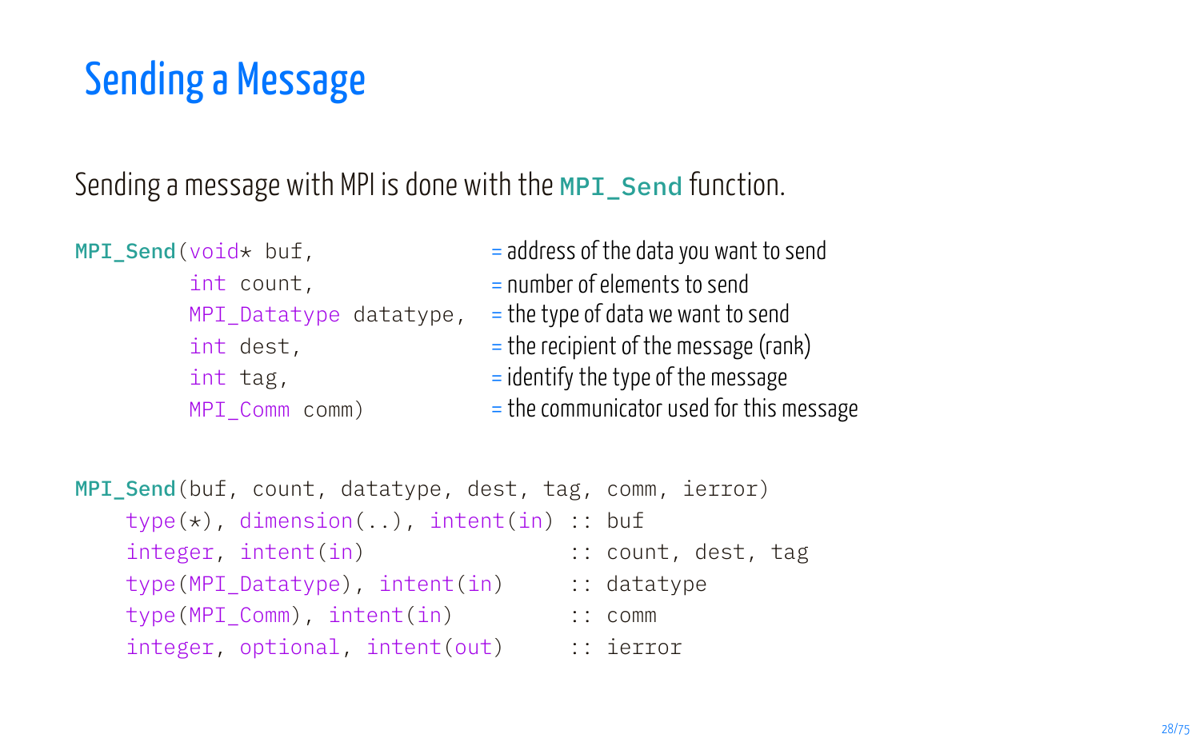# Sending a Message

Sending a message with MPI is done with the `MPI_Send` function.

```
MPI_Send(void* buf,                 = address of the data you want to send
         int count,                 = number of elements to send
         MPI_Datatype datatype,     = the type of data we want to send
         int dest,                  = the recipient of the message (rank)
         int tag,                   = identify the type of the message
         MPI_Comm comm)             = the communicator used for this message
```

```
MPI_Send(buf, count, datatype, dest, tag, comm, ierror)
    type(*), dimension(..), intent(in) :: buf
    integer, intent(in)                :: count, dest, tag
    type(MPI_Datatype), intent(in)     :: datatype
    type(MPI_Comm), intent(in)         :: comm
    integer, optional, intent(out)     :: ierror
```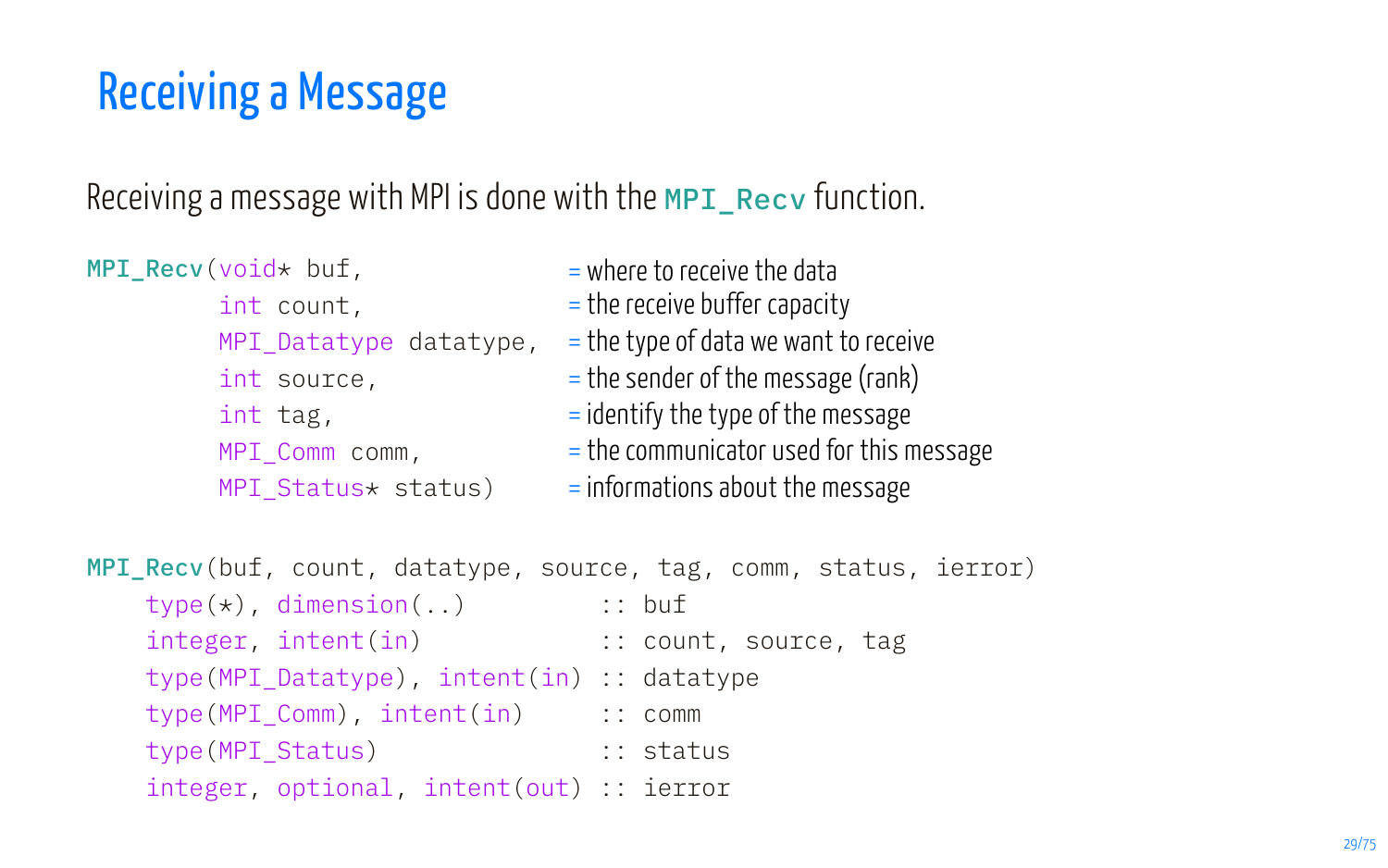# Receiving a Message

Receiving a message with MPI is done with the `MPI_Recv` function.

```
MPI_Recv(void* buf,                 = where to receive the data
         int count,                 = the receive buffer capacity
         MPI_Datatype datatype,     = the type of data we want to receive
         int source,                = the sender of the message (rank)
         int tag,                   = identify the type of the message
         MPI_Comm comm,             = the communicator used for this message
         MPI_Status* status)        = informations about the message
```

```
MPI_Recv(buf, count, datatype, source, tag, comm, status, ierror)
    type(*), dimension(..)          :: buf
    integer, intent(in)             :: count, source, tag
    type(MPI_Datatype), intent(in)  :: datatype
    type(MPI_Comm), intent(in)      :: comm
    type(MPI_Status)                :: status
    integer, optional, intent(out)  :: ierror
```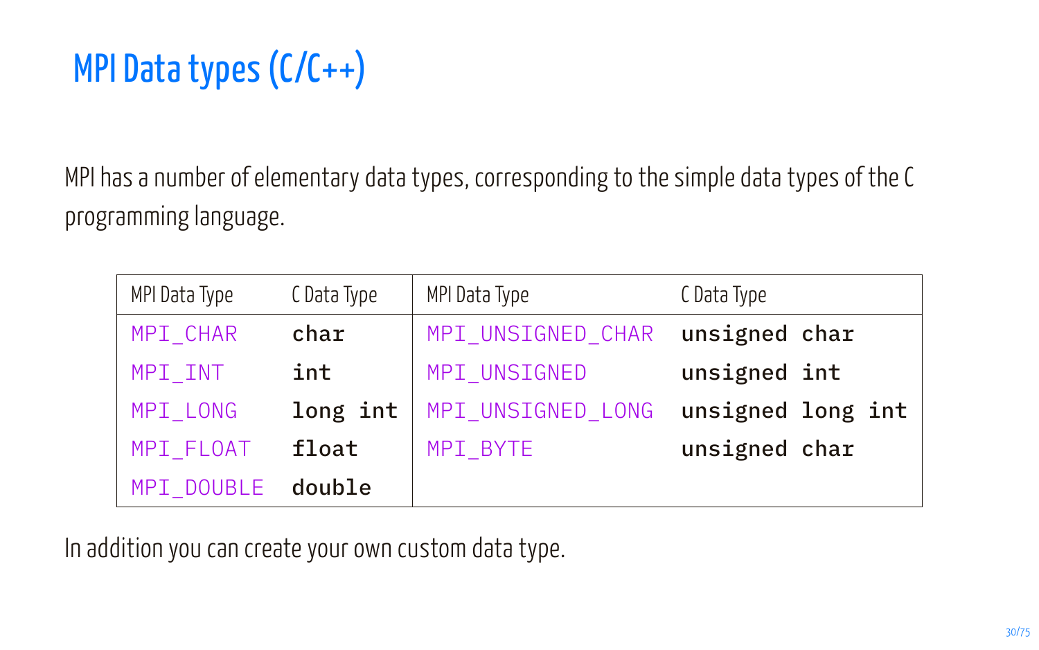# MPI Data types (C/C++)

MPI has a number of elementary data types, corresponding to the simple data types of the C programming language.

| MPI Data Type | C Data Type | MPI Data Type | C Data Type |
|---|---|---|---|
| `MPI_CHAR` | `char` | `MPI_UNSIGNED_CHAR` | `unsigned char` |
| `MPI_INT` | `int` | `MPI_UNSIGNED` | `unsigned int` |
| `MPI_LONG` | `long int` | `MPI_UNSIGNED_LONG` | `unsigned long int` |
| `MPI_FLOAT` | `float` | `MPI_BYTE` | `unsigned char` |
| `MPI_DOUBLE` | `double` | | |

In addition you can create your own custom data type.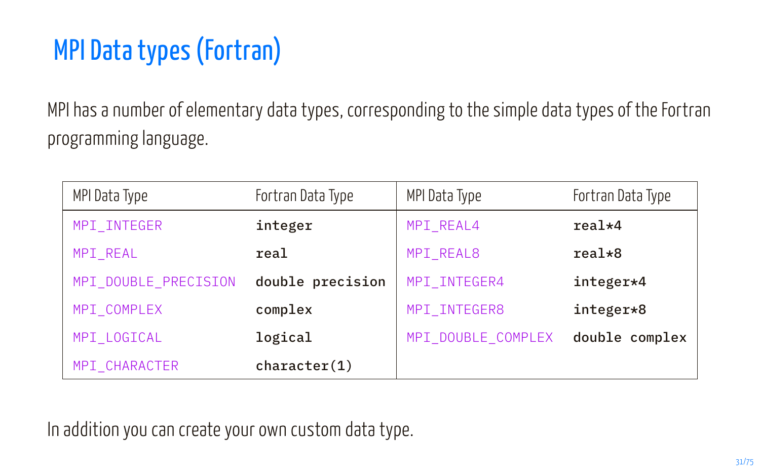# MPI Data types (Fortran)

MPI has a number of elementary data types, corresponding to the simple data types of the Fortran programming language.

| MPI Data Type | Fortran Data Type | MPI Data Type | Fortran Data Type |
|---|---|---|---|
| `MPI_INTEGER` | **`integer`** | `MPI_REAL4` | **`real*4`** |
| `MPI_REAL` | **`real`** | `MPI_REAL8` | **`real*8`** |
| `MPI_DOUBLE_PRECISION` | **`double precision`** | `MPI_INTEGER4` | **`integer*4`** |
| `MPI_COMPLEX` | **`complex`** | `MPI_INTEGER8` | **`integer*8`** |
| `MPI_LOGICAL` | **`logical`** | `MPI_DOUBLE_COMPLEX` | **`double complex`** |
| `MPI_CHARACTER` | **`character(1)`** | | |

In addition you can create your own custom data type.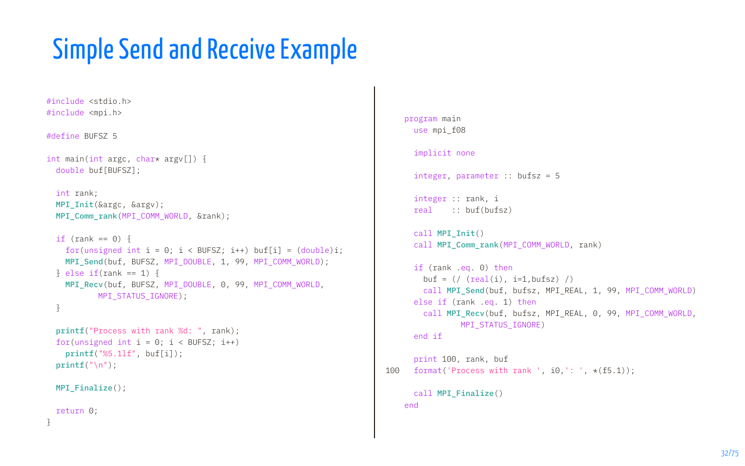# Simple Send and Receive Example

```c
#include <stdio.h>
#include <mpi.h>

#define BUFSZ 5

int main(int argc, char* argv[]) {
  double buf[BUFSZ];

  int rank;
  MPI_Init(&argc, &argv);
  MPI_Comm_rank(MPI_COMM_WORLD, &rank);

  if (rank == 0) {
    for(unsigned int i = 0; i < BUFSZ; i++) buf[i] = (double)i;
    MPI_Send(buf, BUFSZ, MPI_DOUBLE, 1, 99, MPI_COMM_WORLD);
  } else if(rank == 1) {
    MPI_Recv(buf, BUFSZ, MPI_DOUBLE, 0, 99, MPI_COMM_WORLD,
           MPI_STATUS_IGNORE);
  }

  printf("Process with rank %d: ", rank);
  for(unsigned int i = 0; i < BUFSZ; i++)
    printf("%5.1lf", buf[i]);
  printf("\n");

  MPI_Finalize();

  return 0;
}
```

```fortran
    program main
      use mpi_f08

      implicit none

      integer, parameter :: bufsz = 5

      integer :: rank, i
      real    :: buf(bufsz)

      call MPI_Init()
      call MPI_Comm_rank(MPI_COMM_WORLD, rank)

      if (rank .eq. 0) then
        buf = (/ (real(i), i=1,bufsz) /)
        call MPI_Send(buf, bufsz, MPI_REAL, 1, 99, MPI_COMM_WORLD)
      else if (rank .eq. 1) then
        call MPI_Recv(buf, bufsz, MPI_REAL, 0, 99, MPI_COMM_WORLD,
               MPI_STATUS_IGNORE)
      end if

      print 100, rank, buf
100   format('Process with rank ', i0,': ', *(f5.1));

      call MPI_Finalize()
    end
```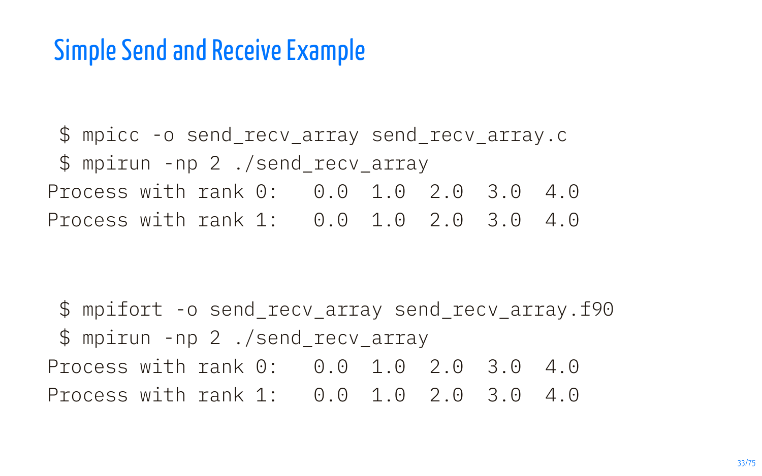# Simple Send and Receive Example

```
 $ mpicc -o send_recv_array send_recv_array.c
 $ mpirun -np 2 ./send_recv_array
Process with rank 0:   0.0  1.0  2.0  3.0  4.0
Process with rank 1:   0.0  1.0  2.0  3.0  4.0
```

```
 $ mpifort -o send_recv_array send_recv_array.f90
 $ mpirun -np 2 ./send_recv_array
Process with rank 0:   0.0  1.0  2.0  3.0  4.0
Process with rank 1:   0.0  1.0  2.0  3.0  4.0
```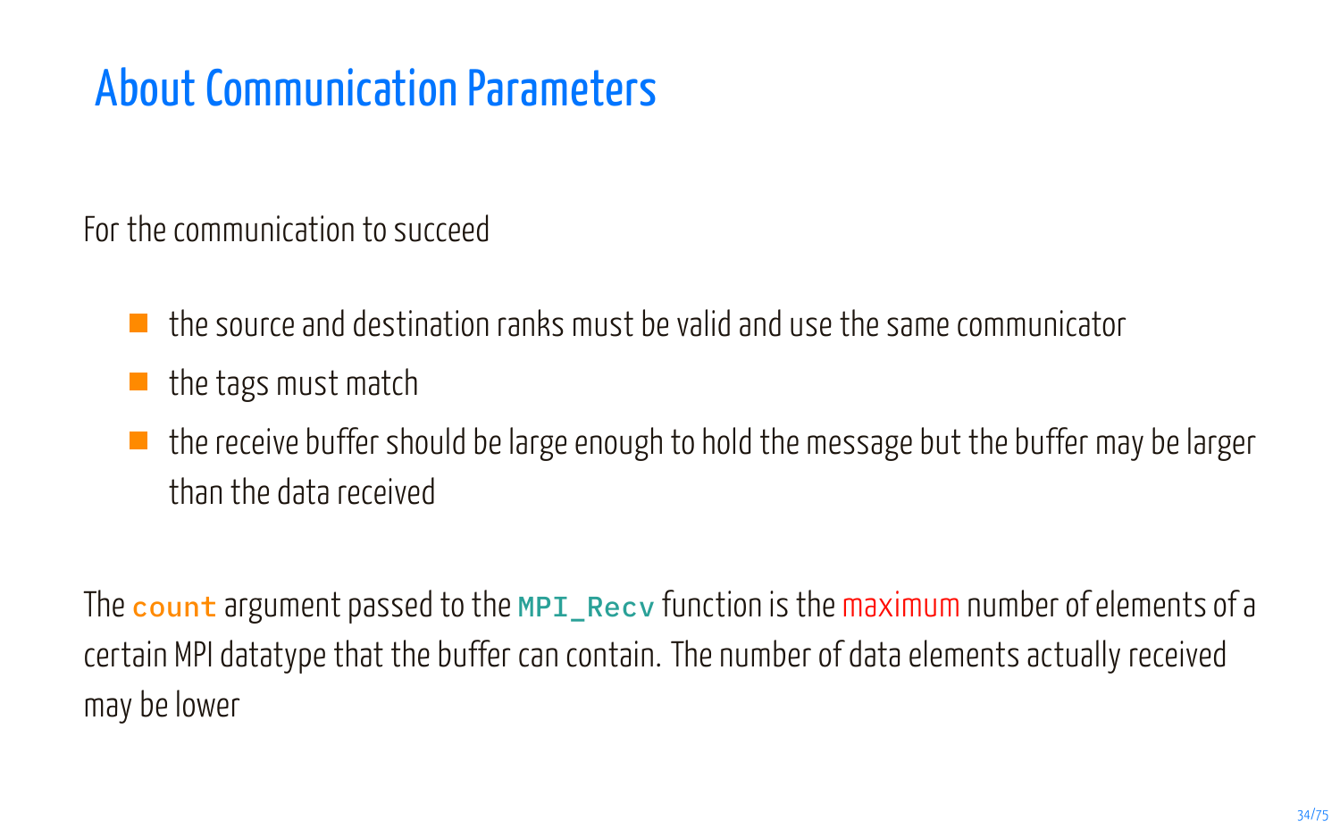# About Communication Parameters

For the communication to succeed

- the source and destination ranks must be valid and use the same communicator
- the tags must match
- the receive buffer should be large enough to hold the message but the buffer may be larger than the data received

The `count` argument passed to the `MPI_Recv` function is the maximum number of elements of a certain MPI datatype that the buffer can contain. The number of data elements actually received may be lower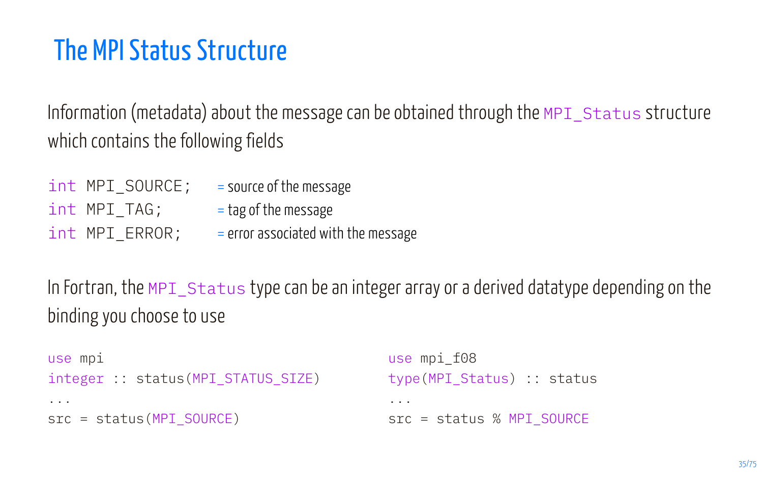# The MPI Status Structure

Information (metadata) about the message can be obtained through the `MPI_Status` structure which contains the following fields

```
int MPI_SOURCE;    = source of the message
int MPI_TAG;       = tag of the message
int MPI_ERROR;     = error associated with the message
```

In Fortran, the `MPI_Status` type can be an integer array or a derived datatype depending on the binding you choose to use

```fortran
use mpi
integer :: status(MPI_STATUS_SIZE)
...
src = status(MPI_SOURCE)
```

```fortran
use mpi_f08
type(MPI_Status) :: status
...
src = status % MPI_SOURCE
```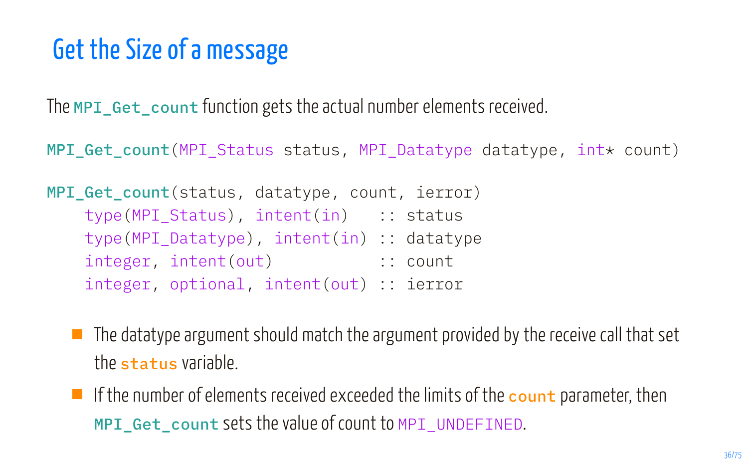# Get the Size of a message

The `MPI_Get_count` function gets the actual number elements received.

```
MPI_Get_count(MPI_Status status, MPI_Datatype datatype, int* count)
```

```
MPI_Get_count(status, datatype, count, ierror)
    type(MPI_Status), intent(in)   :: status
    type(MPI_Datatype), intent(in) :: datatype
    integer, intent(out)           :: count
    integer, optional, intent(out) :: ierror
```

- The datatype argument should match the argument provided by the receive call that set the `status` variable.
- If the number of elements received exceeded the limits of the `count` parameter, then `MPI_Get_count` sets the value of count to `MPI_UNDEFINED`.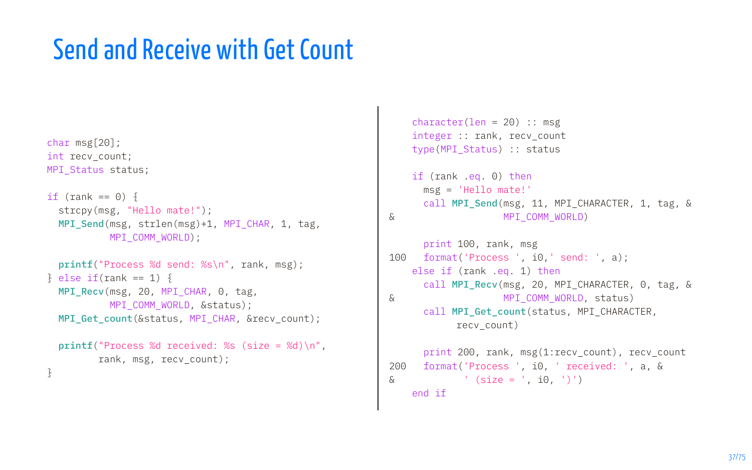# Send and Receive with Get Count

```c
char msg[20];
int recv_count;
MPI_Status status;

if (rank == 0) {
  strcpy(msg, "Hello mate!");
  MPI_Send(msg, strlen(msg)+1, MPI_CHAR, 1, tag,
           MPI_COMM_WORLD);

  printf("Process %d send: %s\n", rank, msg);
} else if(rank == 1) {
  MPI_Recv(msg, 20, MPI_CHAR, 0, tag,
           MPI_COMM_WORLD, &status);
  MPI_Get_count(&status, MPI_CHAR, &recv_count);

  printf("Process %d received: %s (size = %d)\n",
         rank, msg, recv_count);
}
```

```fortran
    character(len = 20) :: msg
    integer :: rank, recv_count
    type(MPI_Status) :: status

    if (rank .eq. 0) then
      msg = 'Hello mate!'
      call MPI_Send(msg, 11, MPI_CHARACTER, 1, tag, &
&                   MPI_COMM_WORLD)

      print 100, rank, msg
100   format('Process ', i0,' send: ', a);
    else if (rank .eq. 1) then
      call MPI_Recv(msg, 20, MPI_CHARACTER, 0, tag, &
&                   MPI_COMM_WORLD, status)
      call MPI_Get_count(status, MPI_CHARACTER,
           recv_count)

      print 200, rank, msg(1:recv_count), recv_count
200   format('Process ', i0, ' received: ', a, &
&            ' (size = ', i0, ')')
    end if
```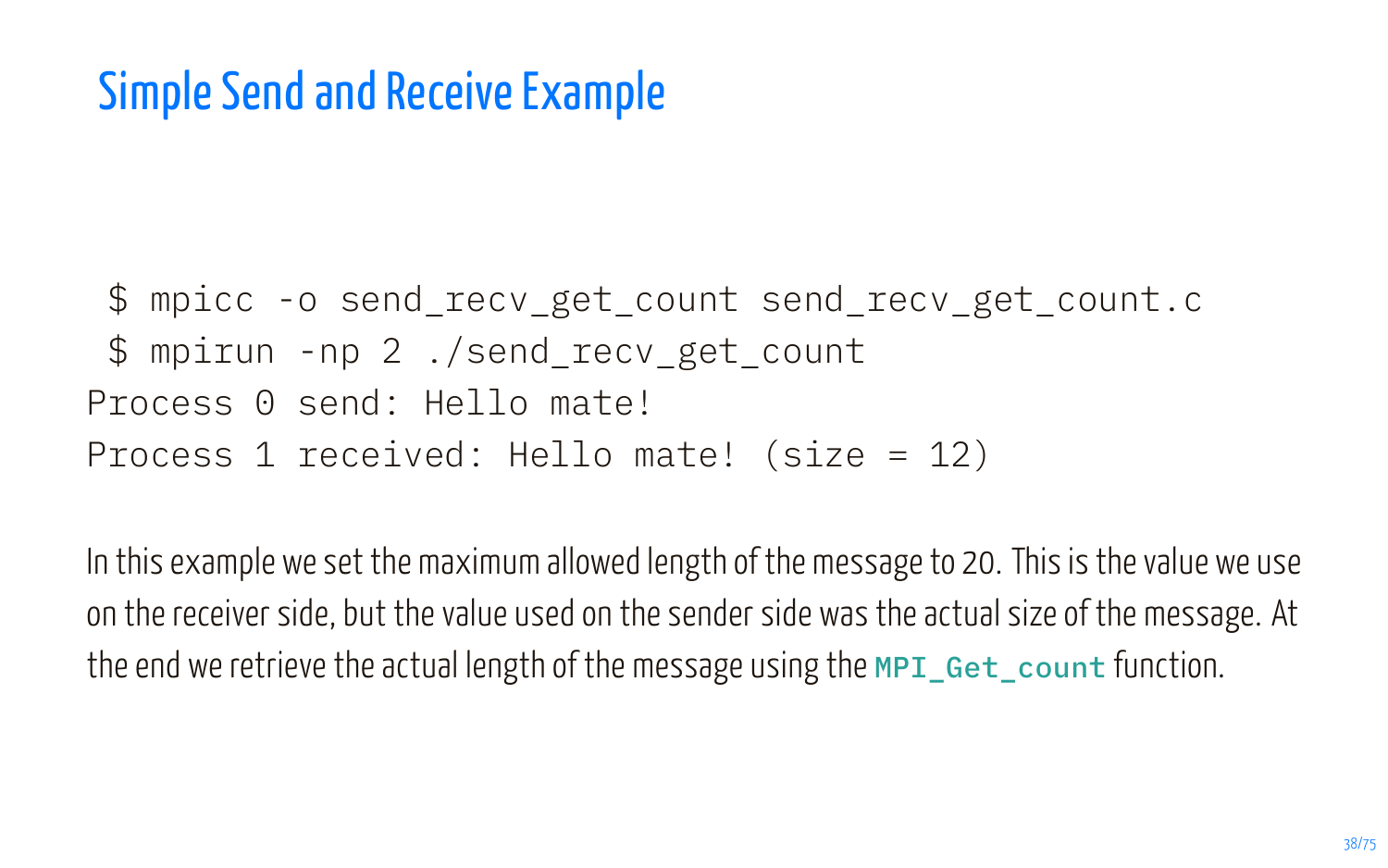# Simple Send and Receive Example

```
 $ mpicc -o send_recv_get_count send_recv_get_count.c
 $ mpirun -np 2 ./send_recv_get_count
Process 0 send: Hello mate!
Process 1 received: Hello mate! (size = 12)
```

In this example we set the maximum allowed length of the message to 20. This is the value we use on the receiver side, but the value used on the sender side was the actual size of the message. At the end we retrieve the actual length of the message using the `MPI_Get_count` function.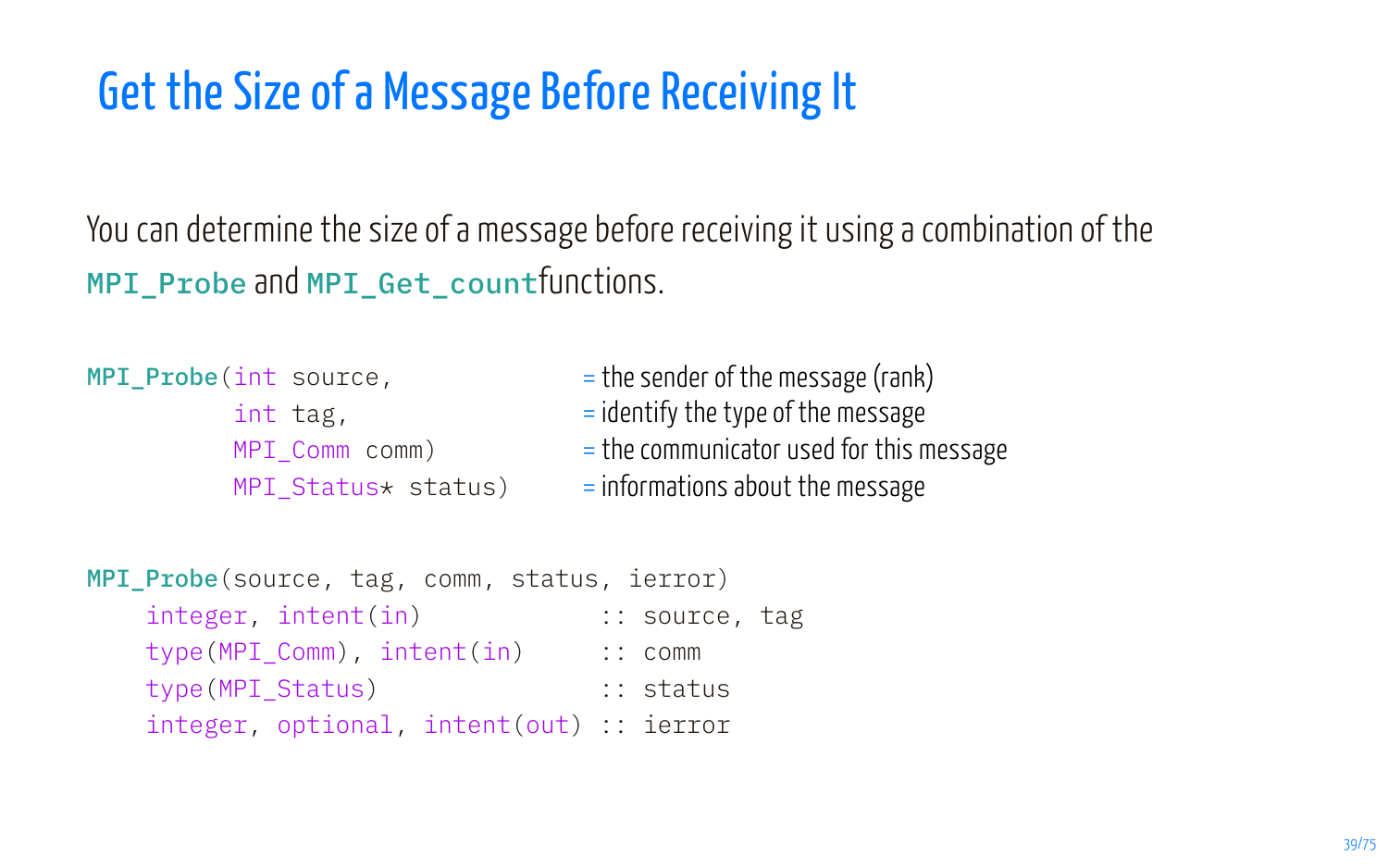# Get the Size of a Message Before Receiving It

You can determine the size of a message before receiving it using a combination of the `MPI_Probe` and `MPI_Get_count` functions.

```
MPI_Probe(int source,            = the sender of the message (rank)
          int tag,               = identify the type of the message
          MPI_Comm comm)         = the communicator used for this message
          MPI_Status* status)    = informations about the message
```

```
MPI_Probe(source, tag, comm, status, ierror)
    integer, intent(in)             :: source, tag
    type(MPI_Comm), intent(in)      :: comm
    type(MPI_Status)                :: status
    integer, optional, intent(out) :: ierror
```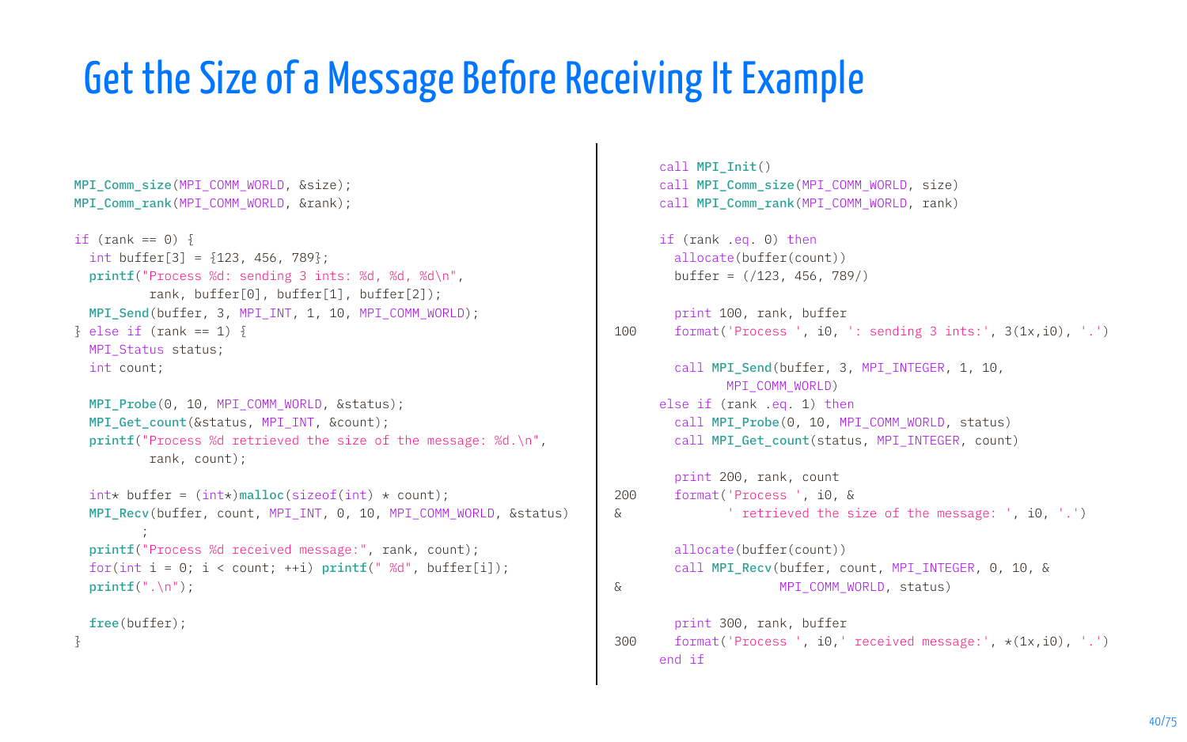# Get the Size of a Message Before Receiving It Example

```c
MPI_Comm_size(MPI_COMM_WORLD, &size);
MPI_Comm_rank(MPI_COMM_WORLD, &rank);

if (rank == 0) {
  int buffer[3] = {123, 456, 789};
  printf("Process %d: sending 3 ints: %d, %d, %d\n",
         rank, buffer[0], buffer[1], buffer[2]);
  MPI_Send(buffer, 3, MPI_INT, 1, 10, MPI_COMM_WORLD);
} else if (rank == 1) {
  MPI_Status status;
  int count;

  MPI_Probe(0, 10, MPI_COMM_WORLD, &status);
  MPI_Get_count(&status, MPI_INT, &count);
  printf("Process %d retrieved the size of the message: %d.\n",
         rank, count);

  int* buffer = (int*)malloc(sizeof(int) * count);
  MPI_Recv(buffer, count, MPI_INT, 0, 10, MPI_COMM_WORLD, &status)
         ;
  printf("Process %d received message:", rank, count);
  for(int i = 0; i < count; ++i) printf(" %d", buffer[i]);
  printf(".\n");

  free(buffer);
}
```

```fortran
      call MPI_Init()
      call MPI_Comm_size(MPI_COMM_WORLD, size)
      call MPI_Comm_rank(MPI_COMM_WORLD, rank)

      if (rank .eq. 0) then
        allocate(buffer(count))
        buffer = (/123, 456, 789/)

        print 100, rank, buffer
100     format('Process ', i0, ': sending 3 ints:', 3(1x,i0), '.')

        call MPI_Send(buffer, 3, MPI_INTEGER, 1, 10,
               MPI_COMM_WORLD)
      else if (rank .eq. 1) then
        call MPI_Probe(0, 10, MPI_COMM_WORLD, status)
        call MPI_Get_count(status, MPI_INTEGER, count)

        print 200, rank, count
200     format('Process ', i0, &
&              ' retrieved the size of the message: ', i0, '.')

        allocate(buffer(count))
        call MPI_Recv(buffer, count, MPI_INTEGER, 0, 10, &
&                     MPI_COMM_WORLD, status)

        print 300, rank, buffer
300     format('Process ', i0,' received message:', *(1x,i0), '.')
      end if
```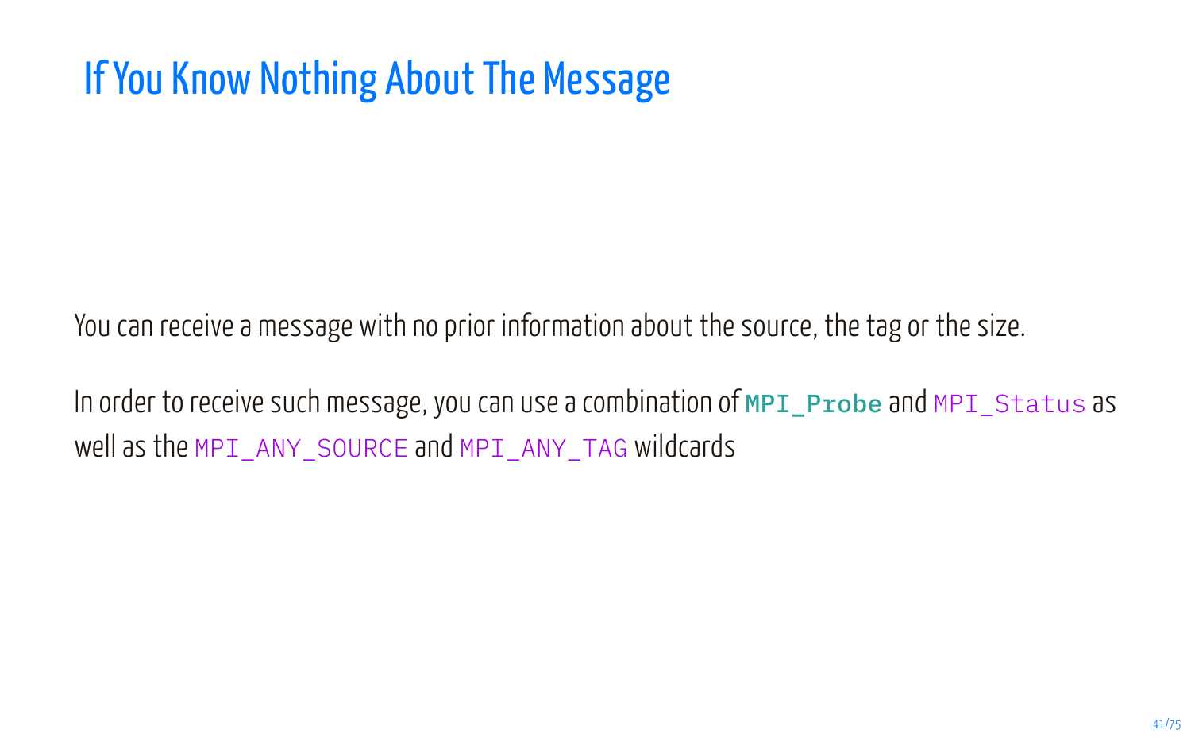# If You Know Nothing About The Message

You can receive a message with no prior information about the source, the tag or the size.

In order to receive such message, you can use a combination of **`MPI_Probe`** and `MPI_Status` as well as the `MPI_ANY_SOURCE` and `MPI_ANY_TAG` wildcards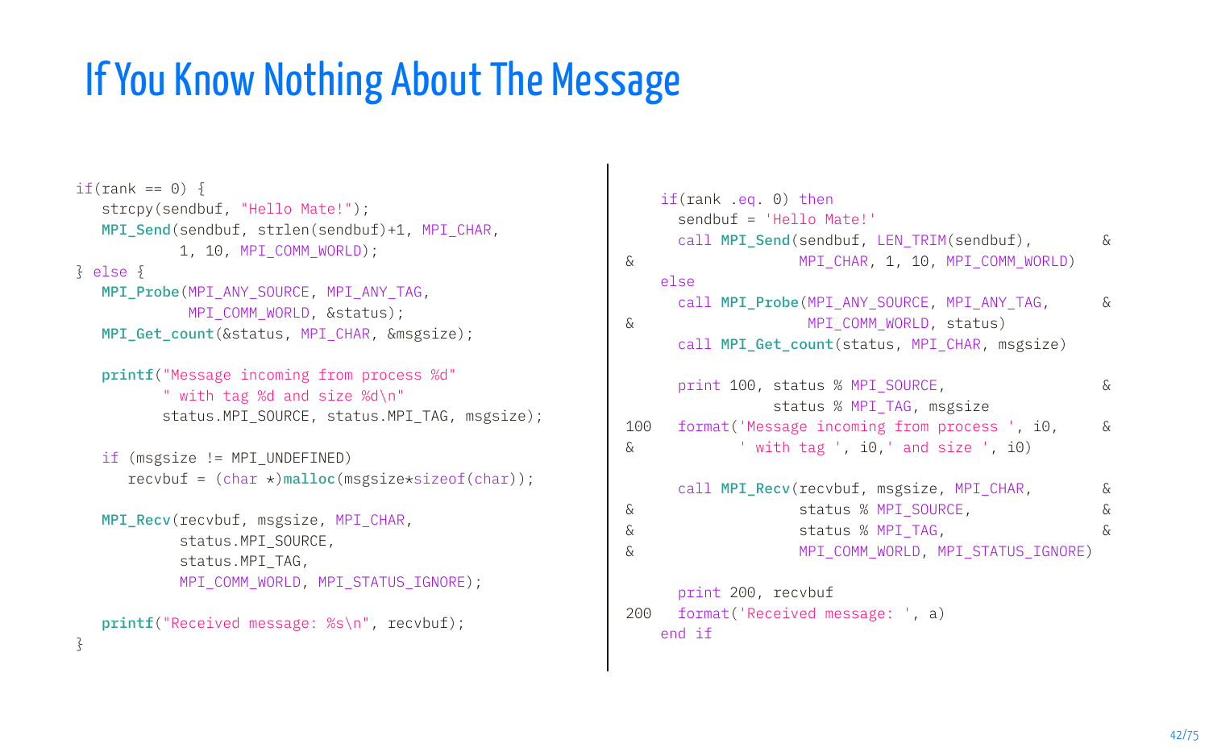# If You Know Nothing About The Message

```c
if(rank == 0) {
   strcpy(sendbuf, "Hello Mate!");
   MPI_Send(sendbuf, strlen(sendbuf)+1, MPI_CHAR,
            1, 10, MPI_COMM_WORLD);
} else {
   MPI_Probe(MPI_ANY_SOURCE, MPI_ANY_TAG,
             MPI_COMM_WORLD, &status);
   MPI_Get_count(&status, MPI_CHAR, &msgsize);

   printf("Message incoming from process %d"
          " with tag %d and size %d\n"
          status.MPI_SOURCE, status.MPI_TAG, msgsize);

   if (msgsize != MPI_UNDEFINED)
      recvbuf = (char *)malloc(msgsize*sizeof(char));

   MPI_Recv(recvbuf, msgsize, MPI_CHAR,
            status.MPI_SOURCE,
            status.MPI_TAG,
            MPI_COMM_WORLD, MPI_STATUS_IGNORE);

   printf("Received message: %s\n", recvbuf);
}
```

```fortran
    if(rank .eq. 0) then
      sendbuf = 'Hello Mate!'
      call MPI_Send(sendbuf, LEN_TRIM(sendbuf),        &
&                   MPI_CHAR, 1, 10, MPI_COMM_WORLD)
    else
      call MPI_Probe(MPI_ANY_SOURCE, MPI_ANY_TAG,      &
&                    MPI_COMM_WORLD, status)
      call MPI_Get_count(status, MPI_CHAR, msgsize)

      print 100, status % MPI_SOURCE,                  &
                 status % MPI_TAG, msgsize
100   format('Message incoming from process ', i0,     &
&            ' with tag ', i0,' and size ', i0)

      call MPI_Recv(recvbuf, msgsize, MPI_CHAR,        &
&                   status % MPI_SOURCE,               &
&                   status % MPI_TAG,                  &
&                   MPI_COMM_WORLD, MPI_STATUS_IGNORE)

      print 200, recvbuf
200   format('Received message: ', a)
    end if
```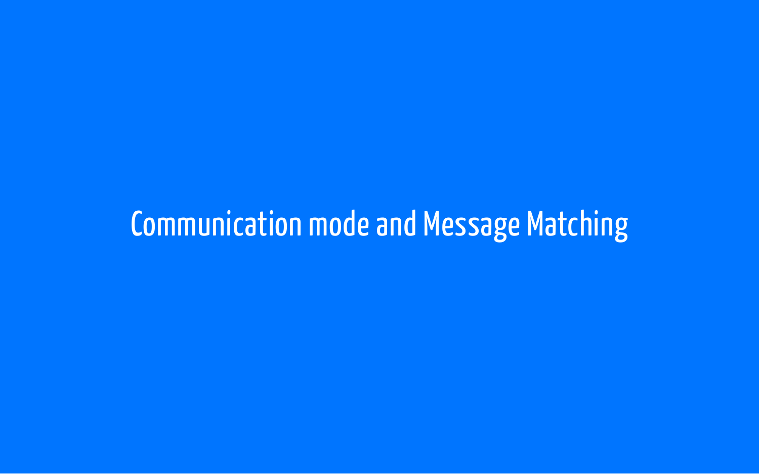# Communication mode and Message Matching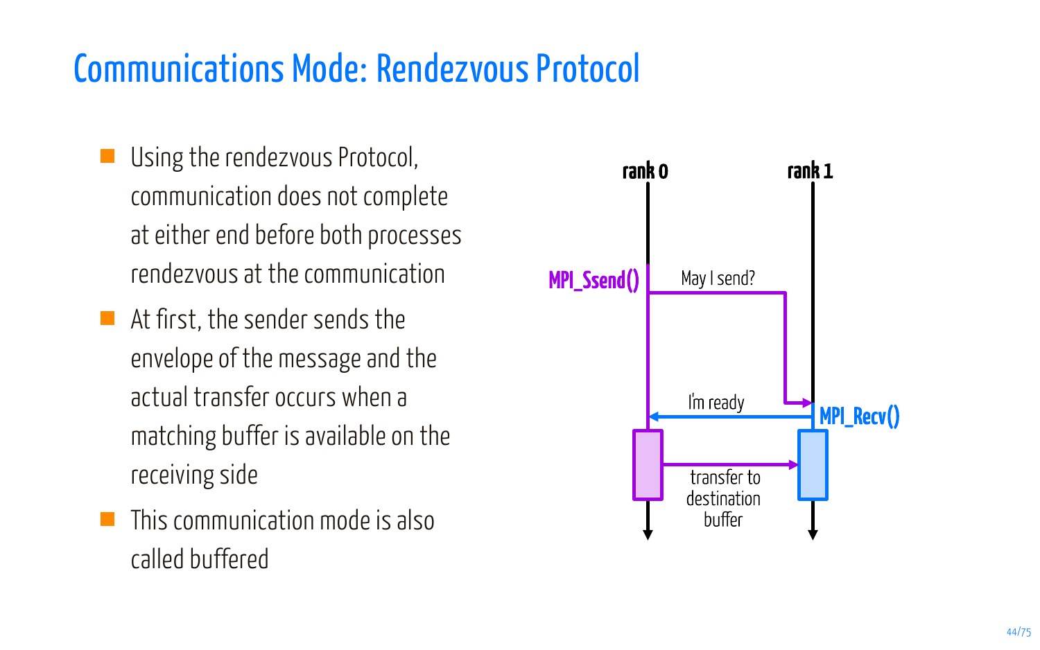# Communications Mode: Rendezvous Protocol

- Using the rendezvous Protocol, communication does not complete at either end before both processes rendezvous at the communication
- At first, the sender sends the envelope of the message and the actual transfer occurs when a matching buffer is available on the receiving side
- This communication mode is also called buffered

rank 0

rank 1

MPI_Ssend()

May I send?

I'm ready

MPI_Recv()

transfer to destination buffer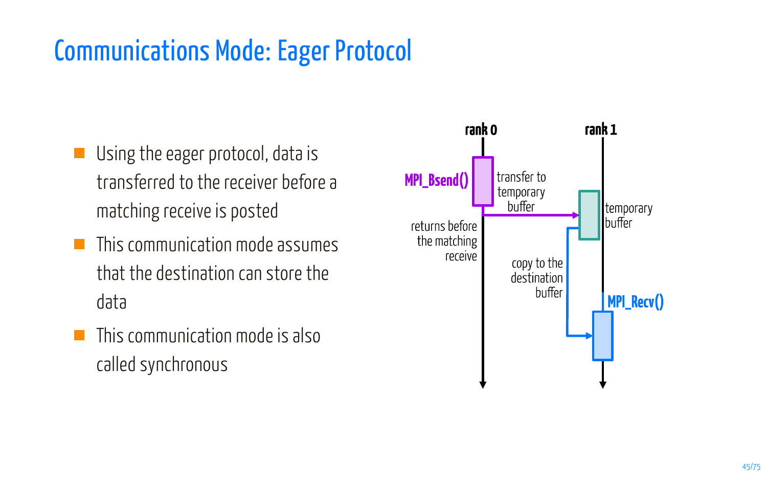# Communications Mode: Eager Protocol

- Using the eager protocol, data is transferred to the receiver before a matching receive is posted
- This communication mode assumes that the destination can store the data
- This communication mode is also called synchronous

rank 0

rank 1

MPI_Bsend()

transfer to temporary buffer

returns before the matching receive

temporary buffer

copy to the destination buffer

MPI_Recv()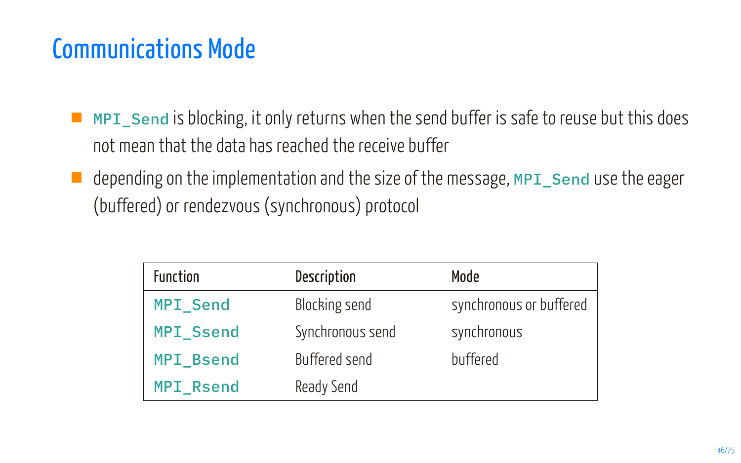# Communications Mode

- `MPI_Send` is blocking, it only returns when the send buffer is safe to reuse but this does not mean that the data has reached the receive buffer
- depending on the implementation and the size of the message, `MPI_Send` use the eager (buffered) or rendezvous (synchronous) protocol

| Function | Description | Mode |
|---|---|---|
| `MPI_Send` | Blocking send | synchronous or buffered |
| `MPI_Ssend` | Synchronous send | synchronous |
| `MPI_Bsend` | Buffered send | buffered |
| `MPI_Rsend` | Ready Send | |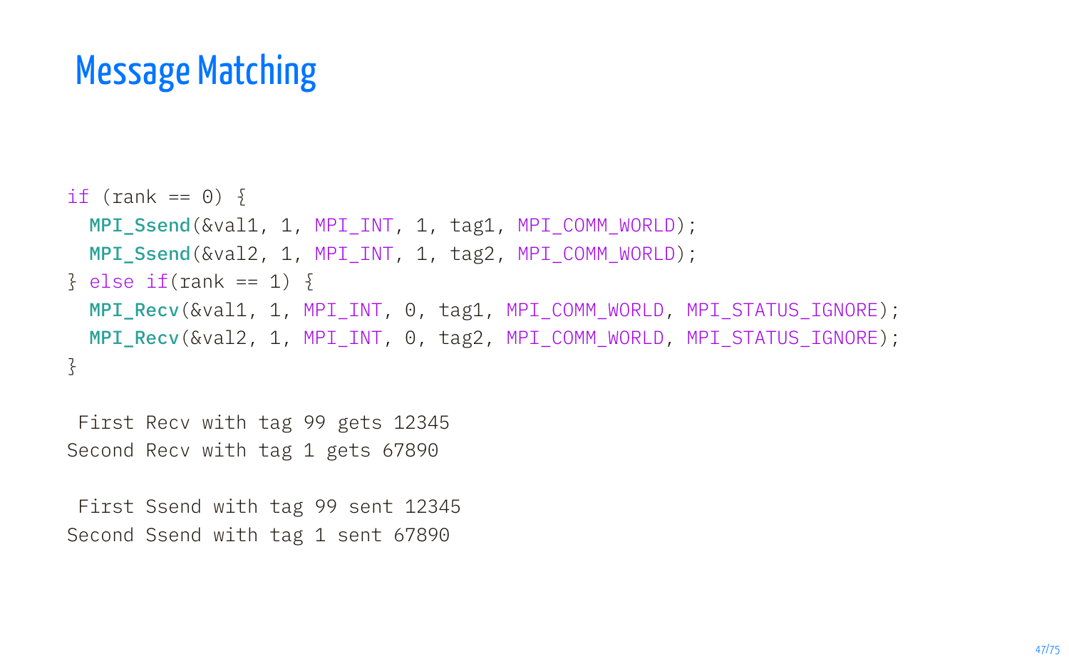# Message Matching

```
if (rank == 0) {
  MPI_Ssend(&val1, 1, MPI_INT, 1, tag1, MPI_COMM_WORLD);
  MPI_Ssend(&val2, 1, MPI_INT, 1, tag2, MPI_COMM_WORLD);
} else if(rank == 1) {
  MPI_Recv(&val1, 1, MPI_INT, 0, tag1, MPI_COMM_WORLD, MPI_STATUS_IGNORE);
  MPI_Recv(&val2, 1, MPI_INT, 0, tag2, MPI_COMM_WORLD, MPI_STATUS_IGNORE);
}
```

```
 First Recv with tag 99 gets 12345
Second Recv with tag 1 gets 67890

 First Ssend with tag 99 sent 12345
Second Ssend with tag 1 sent 67890
```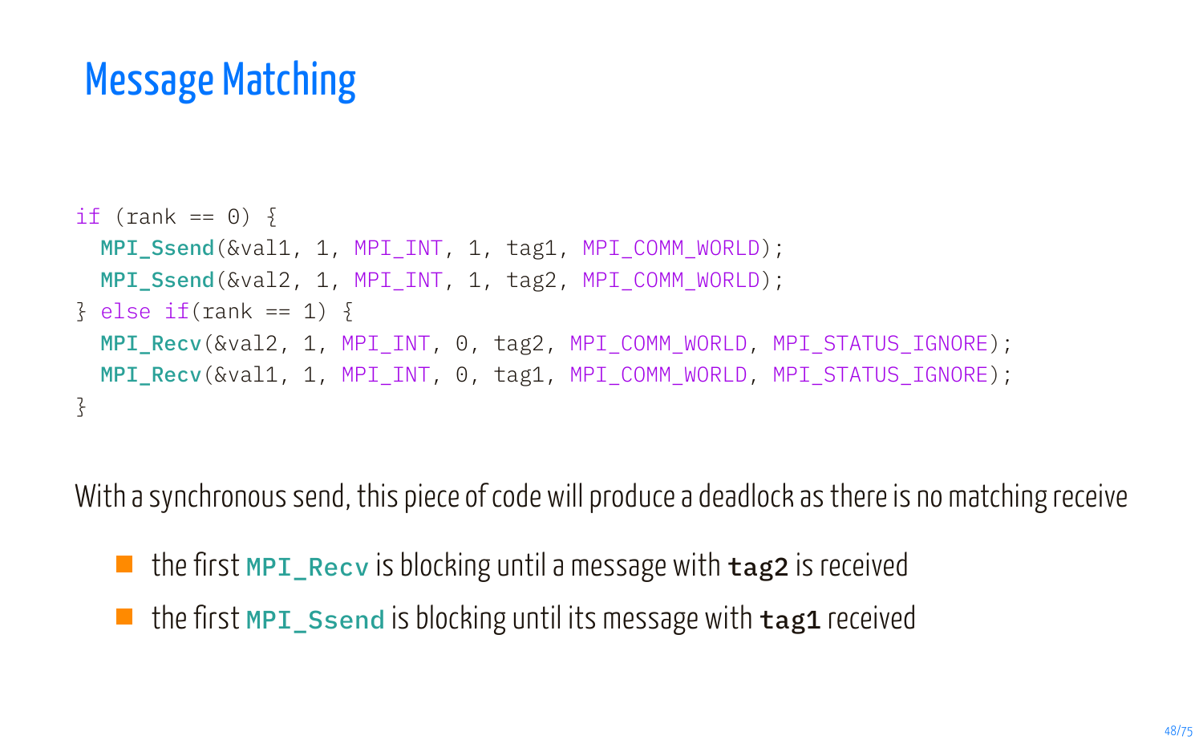# Message Matching

```
if (rank == 0) {
  MPI_Ssend(&val1, 1, MPI_INT, 1, tag1, MPI_COMM_WORLD);
  MPI_Ssend(&val2, 1, MPI_INT, 1, tag2, MPI_COMM_WORLD);
} else if(rank == 1) {
  MPI_Recv(&val2, 1, MPI_INT, 0, tag2, MPI_COMM_WORLD, MPI_STATUS_IGNORE);
  MPI_Recv(&val1, 1, MPI_INT, 0, tag1, MPI_COMM_WORLD, MPI_STATUS_IGNORE);
}
```

With a synchronous send, this piece of code will produce a deadlock as there is no matching receive

- the first `MPI_Recv` is blocking until a message with **`tag2`** is received
- the first `MPI_Ssend` is blocking until its message with **`tag1`** received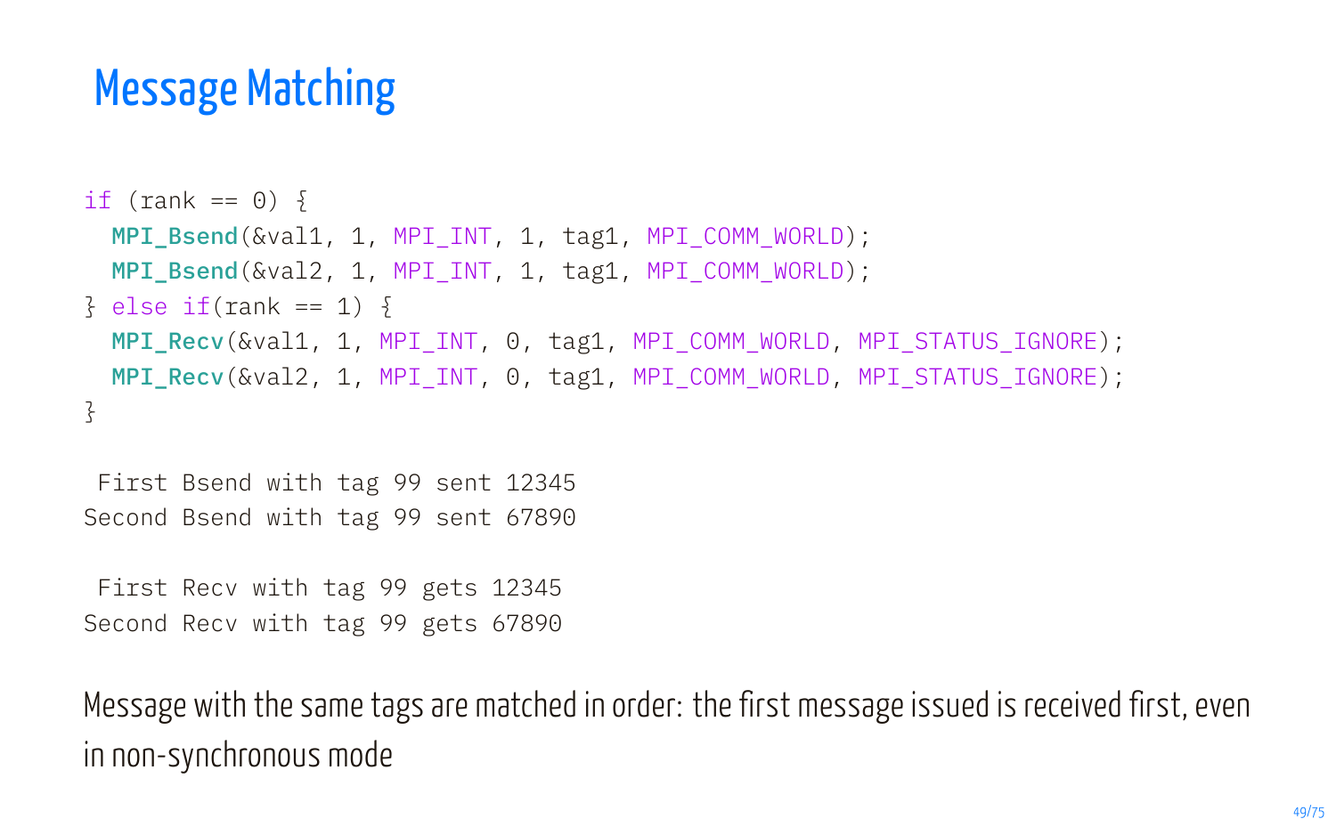# Message Matching

```
if (rank == 0) {
  MPI_Bsend(&val1, 1, MPI_INT, 1, tag1, MPI_COMM_WORLD);
  MPI_Bsend(&val2, 1, MPI_INT, 1, tag1, MPI_COMM_WORLD);
} else if(rank == 1) {
  MPI_Recv(&val1, 1, MPI_INT, 0, tag1, MPI_COMM_WORLD, MPI_STATUS_IGNORE);
  MPI_Recv(&val2, 1, MPI_INT, 0, tag1, MPI_COMM_WORLD, MPI_STATUS_IGNORE);
}
```

```
 First Bsend with tag 99 sent 12345
Second Bsend with tag 99 sent 67890

 First Recv with tag 99 gets 12345
Second Recv with tag 99 gets 67890
```

Message with the same tags are matched in order: the first message issued is received first, even in non-synchronous mode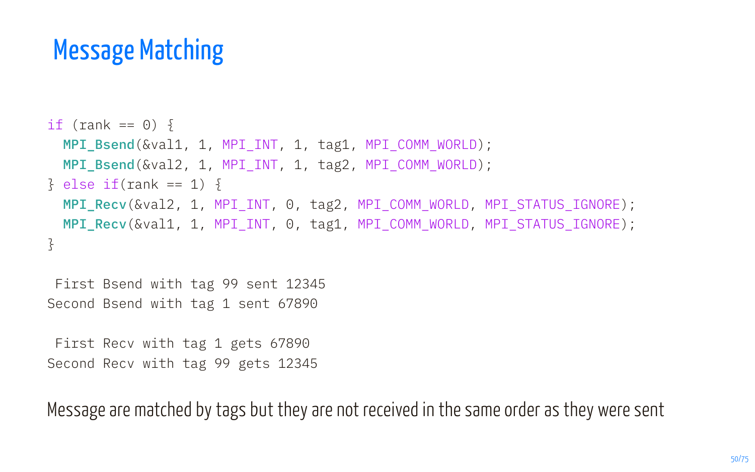# Message Matching

```
if (rank == 0) {
  MPI_Bsend(&val1, 1, MPI_INT, 1, tag1, MPI_COMM_WORLD);
  MPI_Bsend(&val2, 1, MPI_INT, 1, tag2, MPI_COMM_WORLD);
} else if(rank == 1) {
  MPI_Recv(&val2, 1, MPI_INT, 0, tag2, MPI_COMM_WORLD, MPI_STATUS_IGNORE);
  MPI_Recv(&val1, 1, MPI_INT, 0, tag1, MPI_COMM_WORLD, MPI_STATUS_IGNORE);
}
```

```
 First Bsend with tag 99 sent 12345
Second Bsend with tag 1 sent 67890

 First Recv with tag 1 gets 67890
Second Recv with tag 99 gets 12345
```

Message are matched by tags but they are not received in the same order as they were sent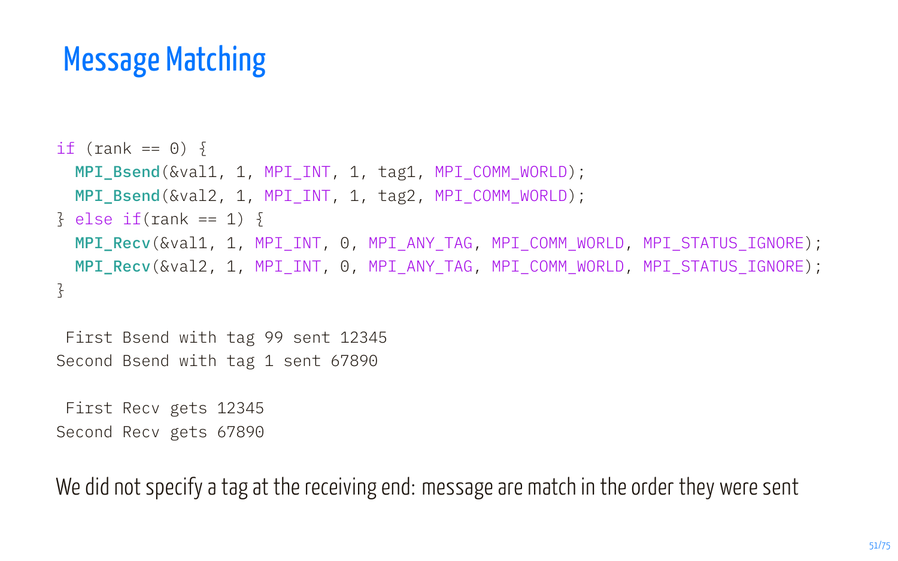# Message Matching

```
if (rank == 0) {
  MPI_Bsend(&val1, 1, MPI_INT, 1, tag1, MPI_COMM_WORLD);
  MPI_Bsend(&val2, 1, MPI_INT, 1, tag2, MPI_COMM_WORLD);
} else if(rank == 1) {
  MPI_Recv(&val1, 1, MPI_INT, 0, MPI_ANY_TAG, MPI_COMM_WORLD, MPI_STATUS_IGNORE);
  MPI_Recv(&val2, 1, MPI_INT, 0, MPI_ANY_TAG, MPI_COMM_WORLD, MPI_STATUS_IGNORE);
}
```

```
 First Bsend with tag 99 sent 12345
Second Bsend with tag 1 sent 67890

 First Recv gets 12345
Second Recv gets 67890
```

We did not specify a tag at the receiving end: message are match in the order they were sent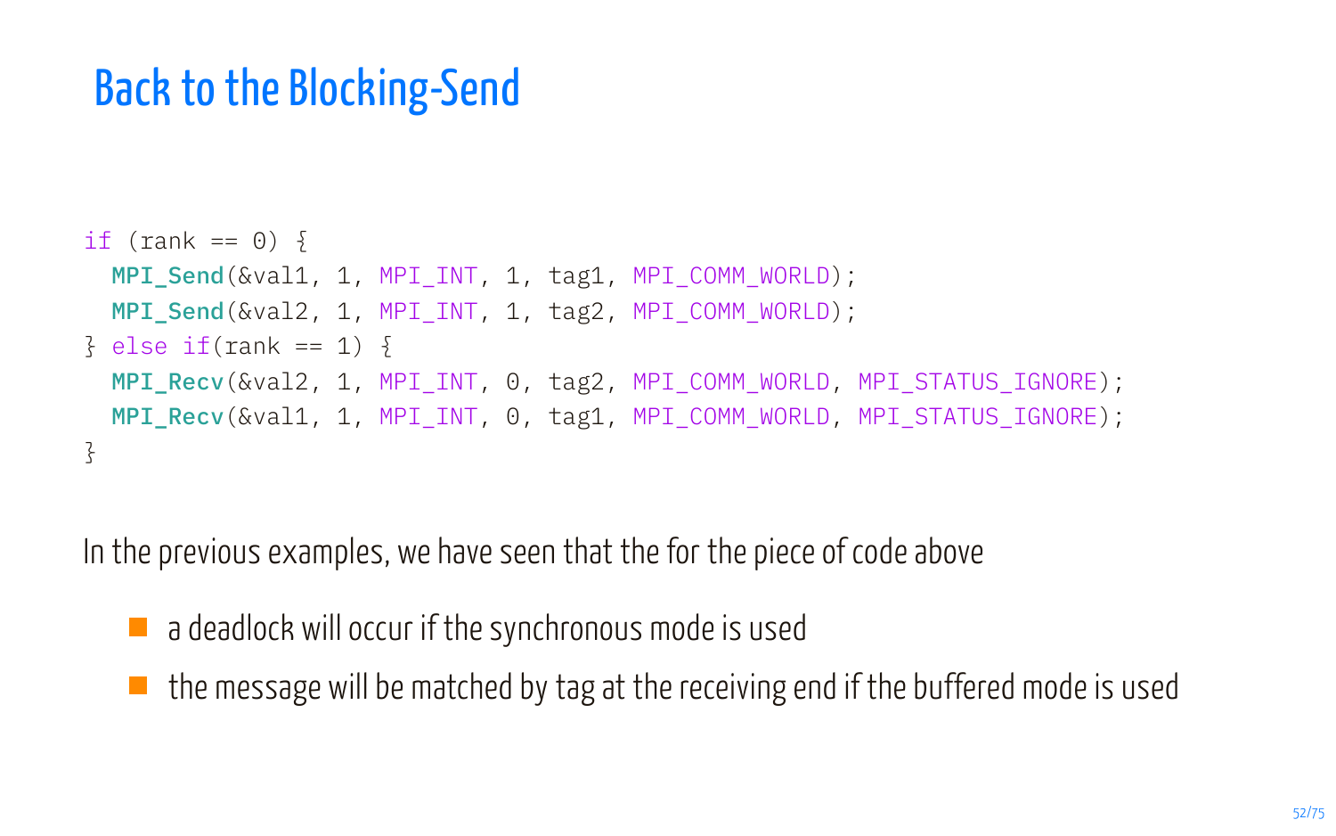# Back to the Blocking-Send

```
if (rank == 0) {
  MPI_Send(&val1, 1, MPI_INT, 1, tag1, MPI_COMM_WORLD);
  MPI_Send(&val2, 1, MPI_INT, 1, tag2, MPI_COMM_WORLD);
} else if(rank == 1) {
  MPI_Recv(&val2, 1, MPI_INT, 0, tag2, MPI_COMM_WORLD, MPI_STATUS_IGNORE);
  MPI_Recv(&val1, 1, MPI_INT, 0, tag1, MPI_COMM_WORLD, MPI_STATUS_IGNORE);
}
```

In the previous examples, we have seen that the for the piece of code above

- a deadlock will occur if the synchronous mode is used
- the message will be matched by tag at the receiving end if the buffered mode is used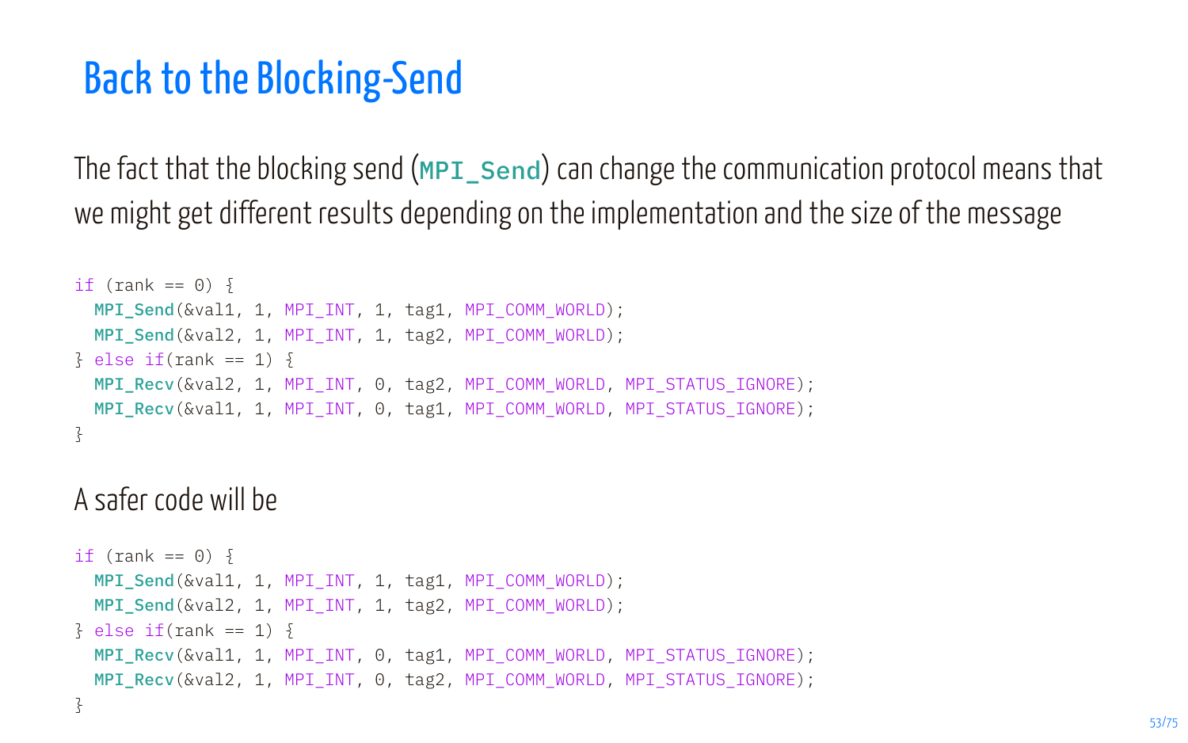# Back to the Blocking-Send

The fact that the blocking send (`MPI_Send`) can change the communication protocol means that we might get different results depending on the implementation and the size of the message

```
if (rank == 0) {
  MPI_Send(&val1, 1, MPI_INT, 1, tag1, MPI_COMM_WORLD);
  MPI_Send(&val2, 1, MPI_INT, 1, tag2, MPI_COMM_WORLD);
} else if(rank == 1) {
  MPI_Recv(&val2, 1, MPI_INT, 0, tag2, MPI_COMM_WORLD, MPI_STATUS_IGNORE);
  MPI_Recv(&val1, 1, MPI_INT, 0, tag1, MPI_COMM_WORLD, MPI_STATUS_IGNORE);
}
```

A safer code will be

```
if (rank == 0) {
  MPI_Send(&val1, 1, MPI_INT, 1, tag1, MPI_COMM_WORLD);
  MPI_Send(&val2, 1, MPI_INT, 1, tag2, MPI_COMM_WORLD);
} else if(rank == 1) {
  MPI_Recv(&val1, 1, MPI_INT, 0, tag1, MPI_COMM_WORLD, MPI_STATUS_IGNORE);
  MPI_Recv(&val2, 1, MPI_INT, 0, tag2, MPI_COMM_WORLD, MPI_STATUS_IGNORE);
}
```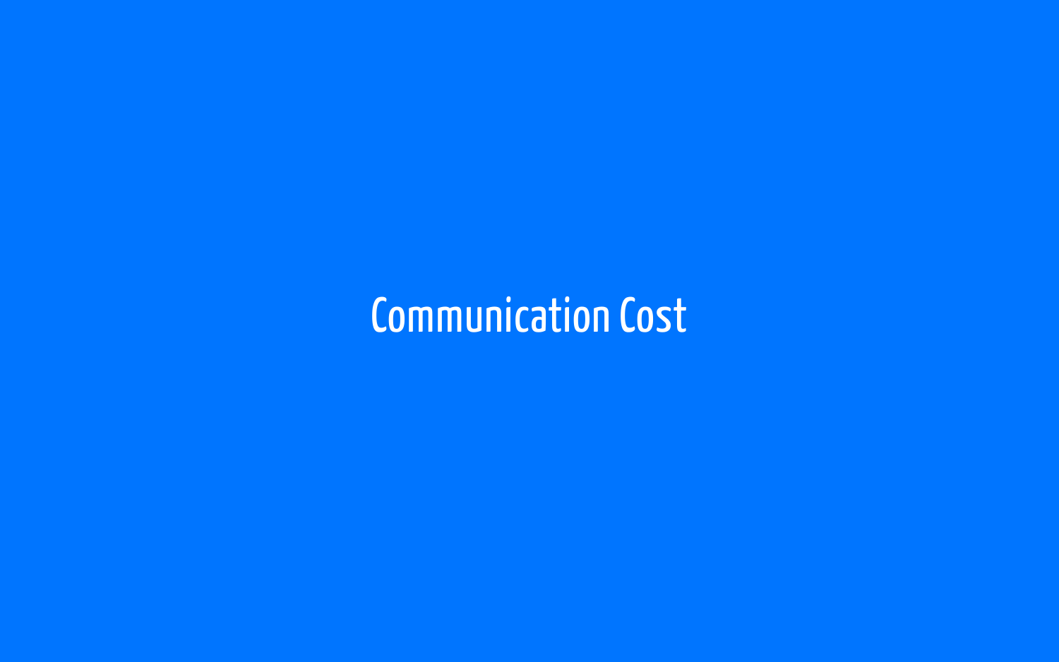# Communication Cost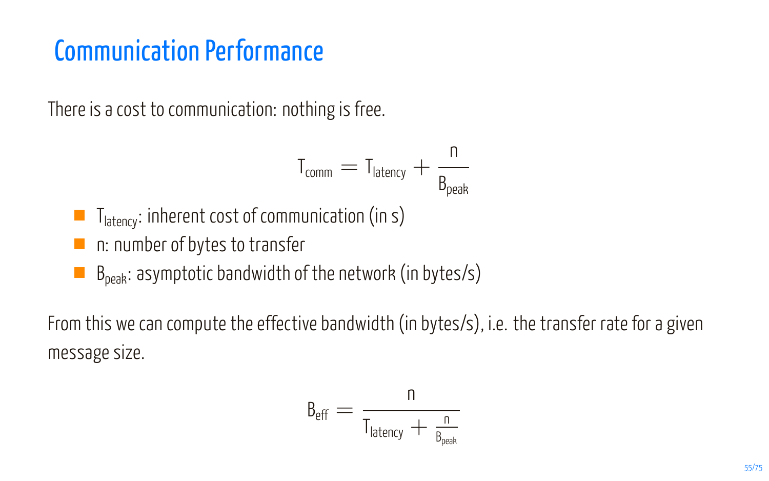# Communication Performance

There is a cost to communication: nothing is free.

$$T_{comm} = T_{latency} + \frac{n}{B_{peak}}$$

- $T_{latency}$: inherent cost of communication (in s)
- n: number of bytes to transfer
- $B_{peak}$: asymptotic bandwidth of the network (in bytes/s)

From this we can compute the effective bandwidth (in bytes/s), i.e. the transfer rate for a given message size.

$$B_{eff} = \frac{n}{T_{latency} + \frac{n}{B_{peak}}}$$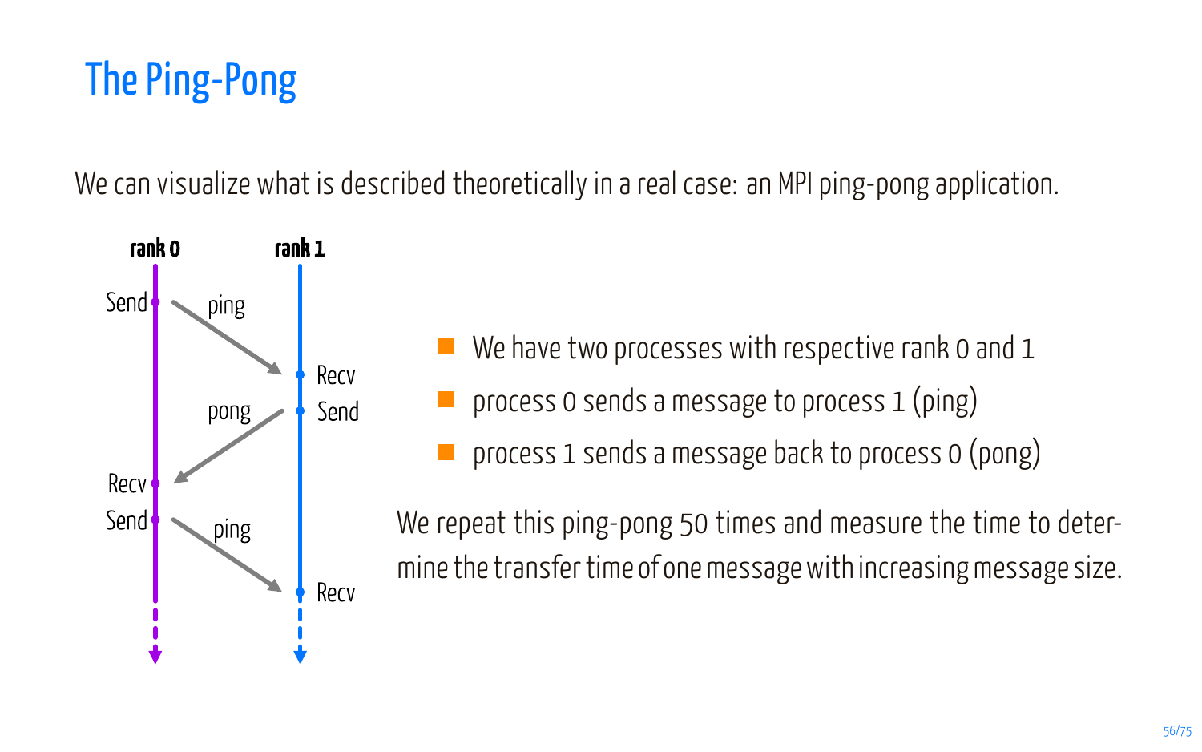# The Ping-Pong

We can visualize what is described theoretically in a real case: an MPI ping-pong application.

rank 0

rank 1

Send

ping

Recv

pong

Send

Recv

Send

ping

Recv

- We have two processes with respective rank 0 and 1
- process 0 sends a message to process 1 (ping)
- process 1 sends a message back to process 0 (pong)

We repeat this ping-pong 50 times and measure the time to determine the transfer time of one message with increasing message size.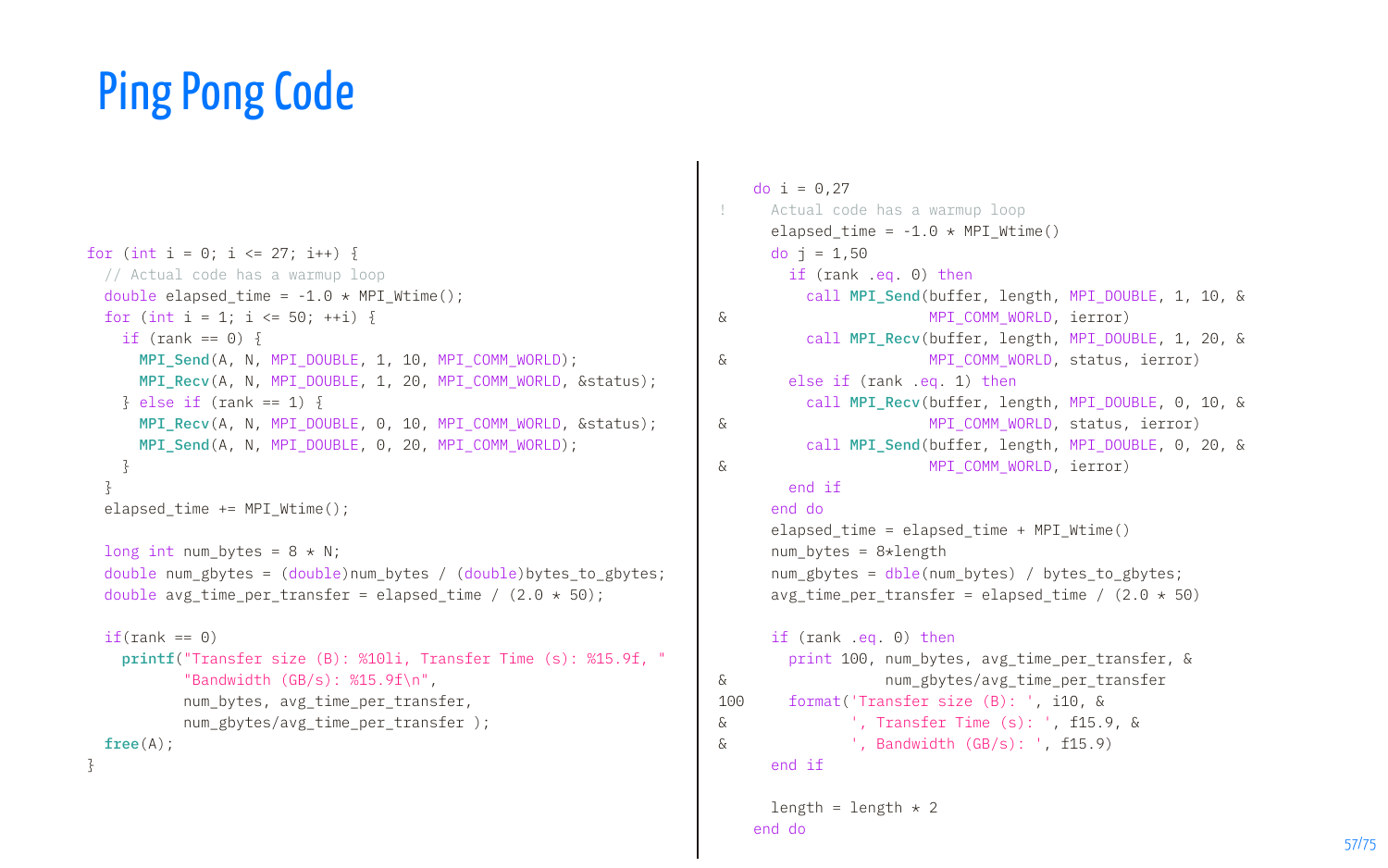# Ping Pong Code

```c
for (int i = 0; i <= 27; i++) {
  // Actual code has a warmup loop
  double elapsed_time = -1.0 * MPI_Wtime();
  for (int i = 1; i <= 50; ++i) {
    if (rank == 0) {
      MPI_Send(A, N, MPI_DOUBLE, 1, 10, MPI_COMM_WORLD);
      MPI_Recv(A, N, MPI_DOUBLE, 1, 20, MPI_COMM_WORLD, &status);
    } else if (rank == 1) {
      MPI_Recv(A, N, MPI_DOUBLE, 0, 10, MPI_COMM_WORLD, &status);
      MPI_Send(A, N, MPI_DOUBLE, 0, 20, MPI_COMM_WORLD);
    }
  }
  elapsed_time += MPI_Wtime();

  long int num_bytes = 8 * N;
  double num_gbytes = (double)num_bytes / (double)bytes_to_gbytes;
  double avg_time_per_transfer = elapsed_time / (2.0 * 50);

  if(rank == 0)
    printf("Transfer size (B): %10li, Transfer Time (s): %15.9f, "
           "Bandwidth (GB/s): %15.9f\n",
           num_bytes, avg_time_per_transfer,
           num_gbytes/avg_time_per_transfer );
  free(A);
}
```

```fortran
    do i = 0,27
!     Actual code has a warmup loop
      elapsed_time = -1.0 * MPI_Wtime()
      do j = 1,50
        if (rank .eq. 0) then
          call MPI_Send(buffer, length, MPI_DOUBLE, 1, 10, &
&                       MPI_COMM_WORLD, ierror)
          call MPI_Recv(buffer, length, MPI_DOUBLE, 1, 20, &
&                       MPI_COMM_WORLD, status, ierror)
        else if (rank .eq. 1) then
          call MPI_Recv(buffer, length, MPI_DOUBLE, 0, 10, &
&                       MPI_COMM_WORLD, status, ierror)
          call MPI_Send(buffer, length, MPI_DOUBLE, 0, 20, &
&                       MPI_COMM_WORLD, ierror)
        end if
      end do
      elapsed_time = elapsed_time + MPI_Wtime()
      num_bytes = 8*length
      num_gbytes = dble(num_bytes) / bytes_to_gbytes;
      avg_time_per_transfer = elapsed_time / (2.0 * 50)

      if (rank .eq. 0) then
        print 100, num_bytes, avg_time_per_transfer, &
&                 num_gbytes/avg_time_per_transfer
100     format('Transfer size (B): ', i10, &
&              ', Transfer Time (s): ', f15.9, &
&              ', Bandwidth (GB/s): ', f15.9)
      end if

      length = length * 2
    end do
```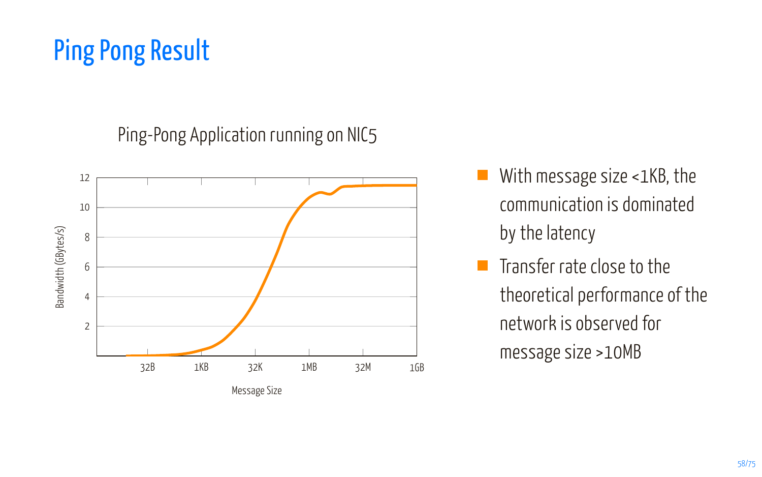# Ping Pong Result

Ping-Pong Application running on NIC5

Bandwidth (GBytes/s)

12
10
8
6
4
2

32B
1KB
32K
1MB
32M
1GB

Message Size

- With message size <1KB, the communication is dominated by the latency
- Transfer rate close to the theoretical performance of the network is observed for message size >10MB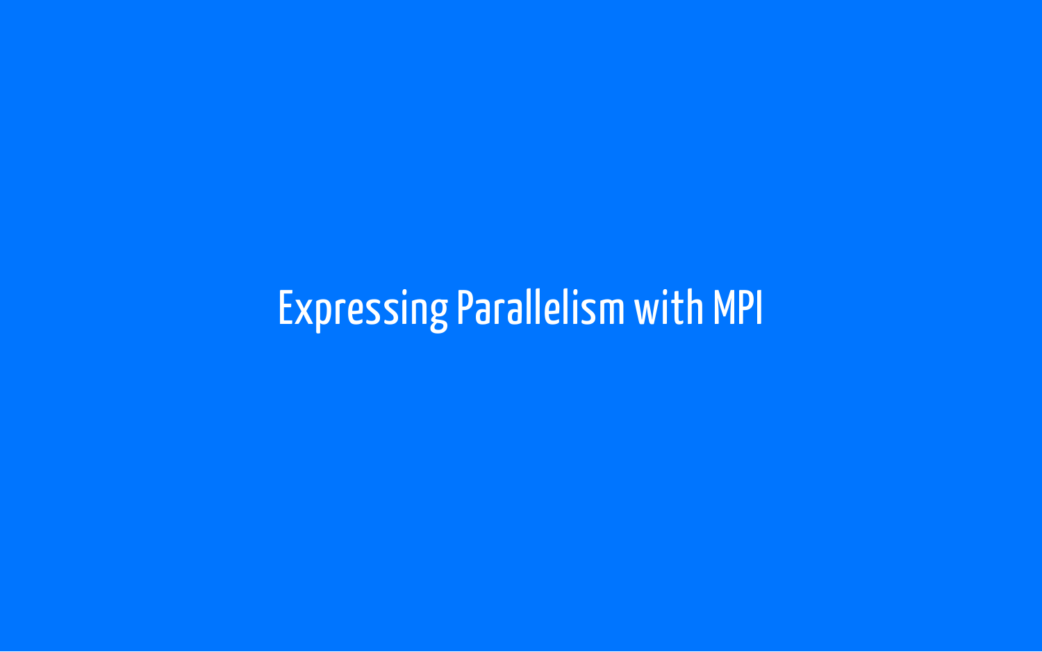# Expressing Parallelism with MPI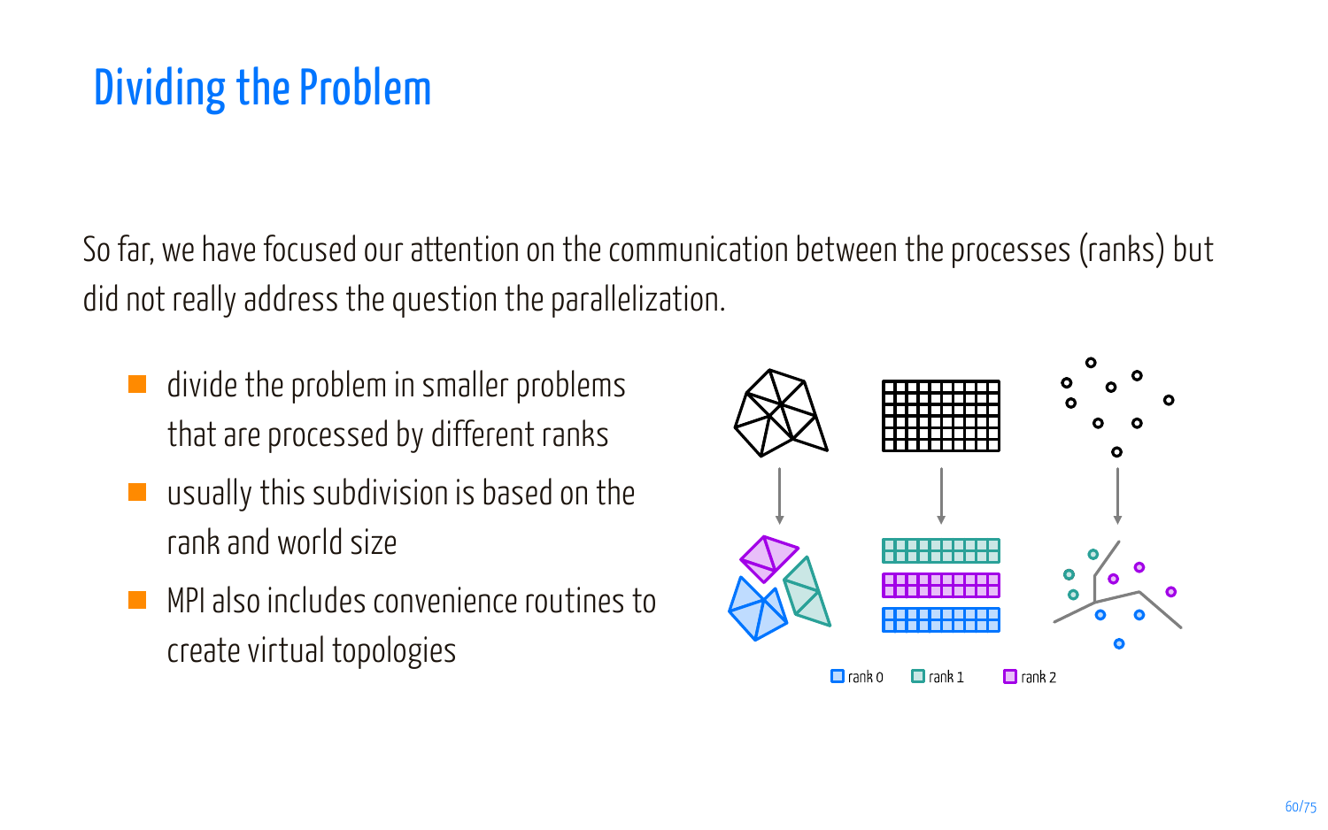# Dividing the Problem

So far, we have focused our attention on the communication between the processes (ranks) but did not really address the question the parallelization.

- divide the problem in smaller problems that are processed by different ranks
- usually this subdivision is based on the rank and world size
- MPI also includes convenience routines to create virtual topologies

rank 0 rank 1 rank 2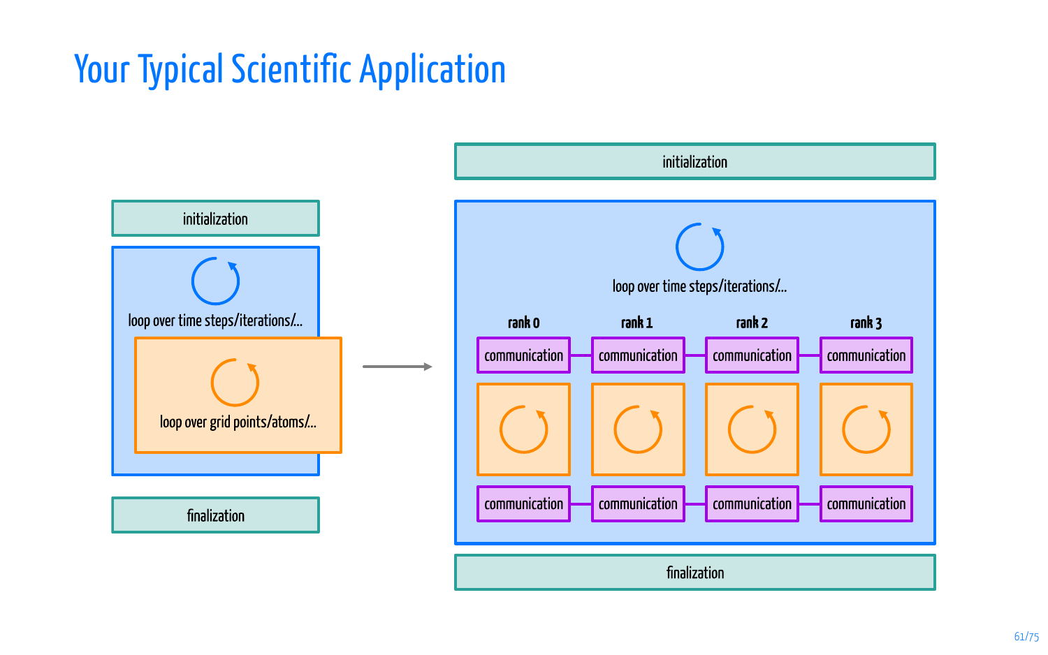# Your Typical Scientific Application

initialization

loop over time steps/iterations/...

loop over grid points/atoms/...

finalization

initialization

loop over time steps/iterations/...

rank 0

rank 1

rank 2

rank 3

communication

communication

communication

communication

communication

communication

communication

communication

finalization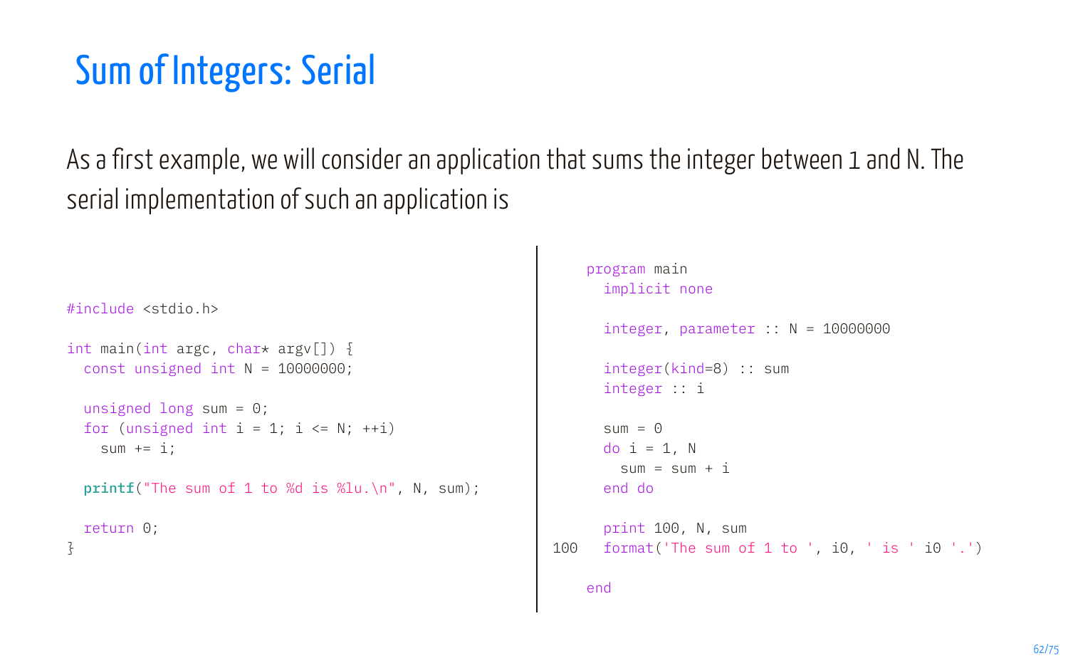# Sum of Integers: Serial

As a first example, we will consider an application that sums the integer between 1 and N. The serial implementation of such an application is

```c
#include <stdio.h>

int main(int argc, char* argv[]) {
  const unsigned int N = 10000000;

  unsigned long sum = 0;
  for (unsigned int i = 1; i <= N; ++i)
    sum += i;

  printf("The sum of 1 to %d is %lu.\n", N, sum);

  return 0;
}
```

```fortran
    program main
      implicit none

      integer, parameter :: N = 10000000

      integer(kind=8) :: sum
      integer :: i

      sum = 0
      do i = 1, N
        sum = sum + i
      end do

      print 100, N, sum
100   format('The sum of 1 to ', i0, ' is ' i0 '.')

    end
```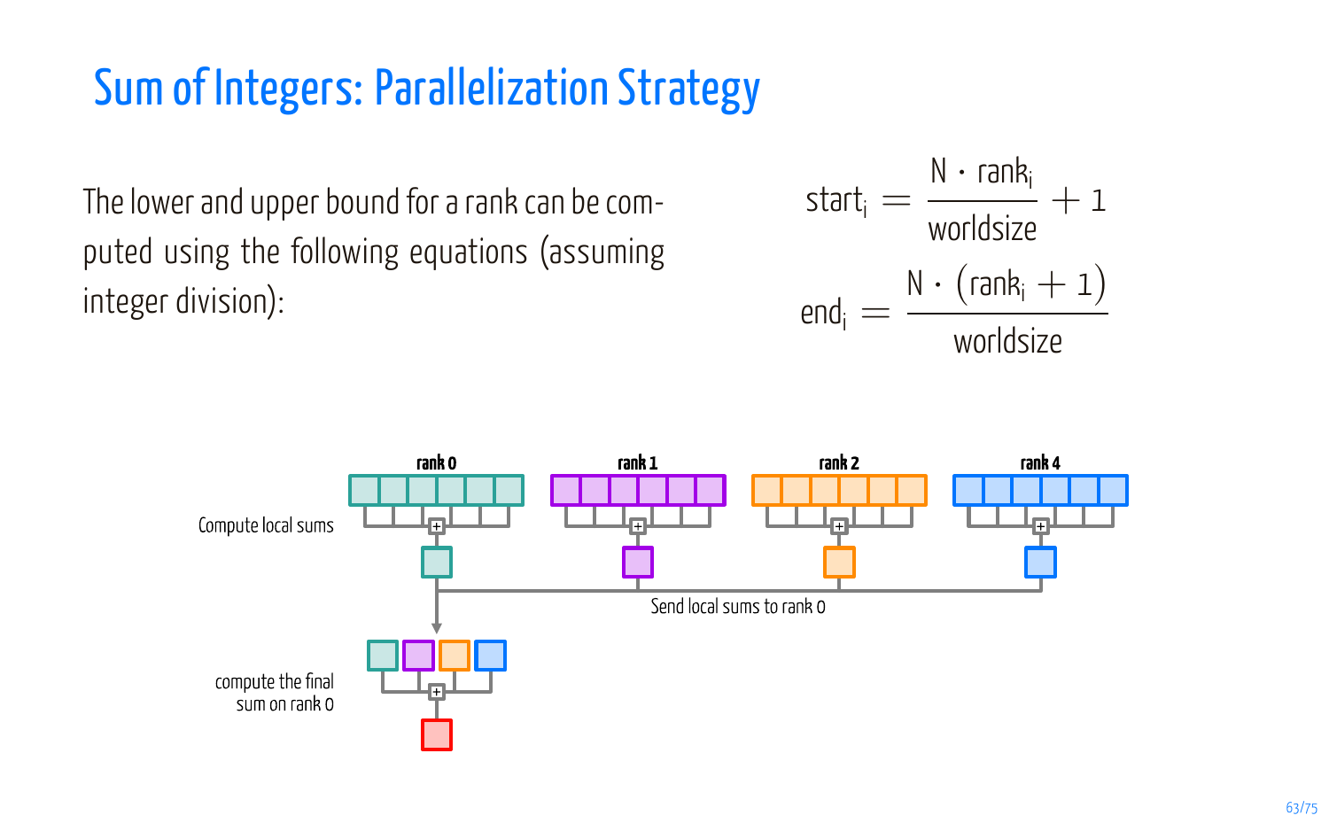# Sum of Integers: Parallelization Strategy

The lower and upper bound for a rank can be computed using the following equations (assuming integer division):

$$\text{start}_i = \frac{N \cdot \text{rank}_i}{\text{worldsize}} + 1$$

$$\text{end}_i = \frac{N \cdot (\text{rank}_i + 1)}{\text{worldsize}}$$

rank 0

rank 1

rank 2

rank 4

Compute local sums

Send local sums to rank 0

compute the final sum on rank 0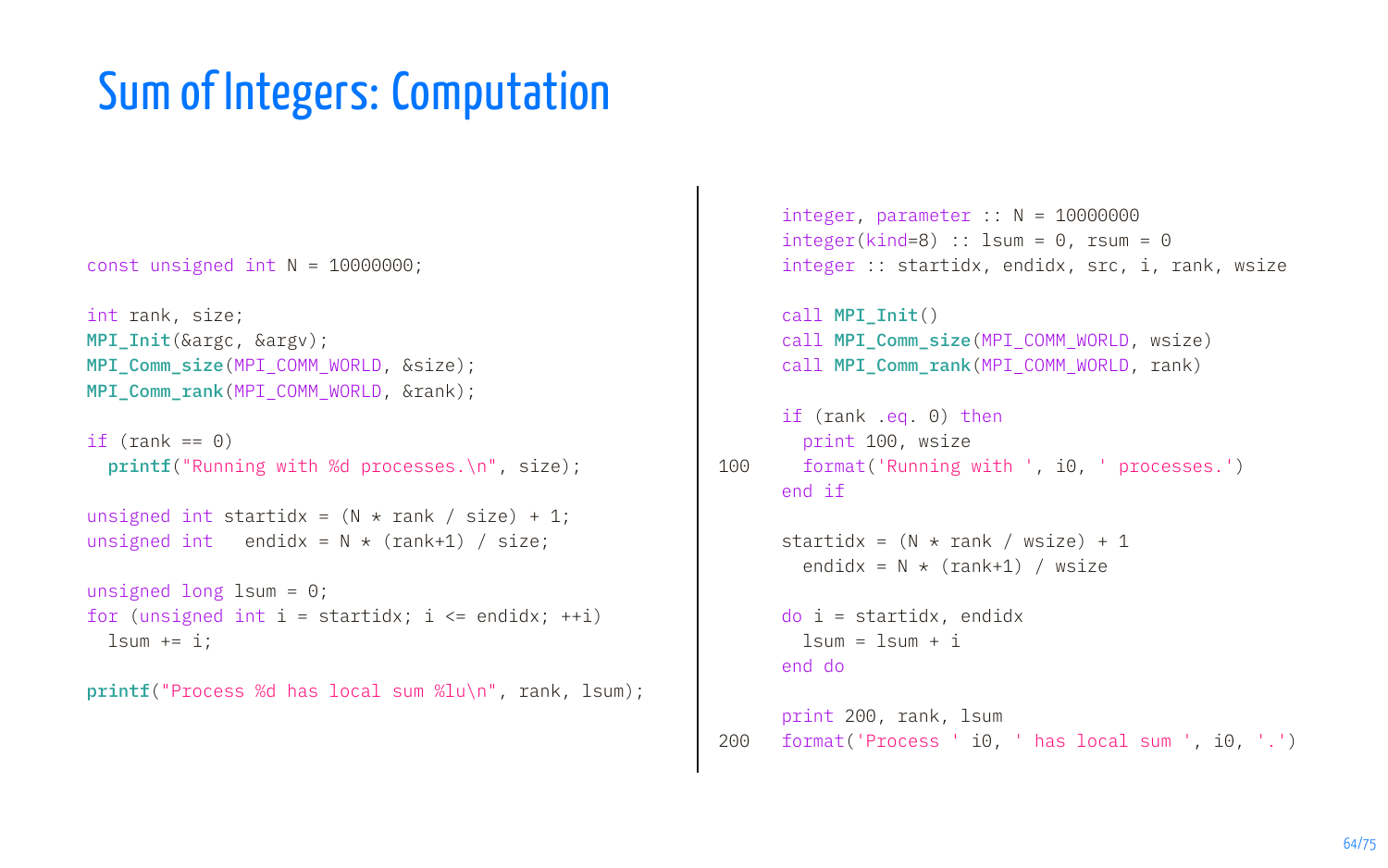# Sum of Integers: Computation

```c
const unsigned int N = 10000000;

int rank, size;
MPI_Init(&argc, &argv);
MPI_Comm_size(MPI_COMM_WORLD, &size);
MPI_Comm_rank(MPI_COMM_WORLD, &rank);

if (rank == 0)
  printf("Running with %d processes.\n", size);

unsigned int startidx = (N * rank / size) + 1;
unsigned int   endidx = N * (rank+1) / size;

unsigned long lsum = 0;
for (unsigned int i = startidx; i <= endidx; ++i)
  lsum += i;

printf("Process %d has local sum %lu\n", rank, lsum);
```

```fortran
    integer, parameter :: N = 10000000
    integer(kind=8) :: lsum = 0, rsum = 0
    integer :: startidx, endidx, src, i, rank, wsize

    call MPI_Init()
    call MPI_Comm_size(MPI_COMM_WORLD, wsize)
    call MPI_Comm_rank(MPI_COMM_WORLD, rank)

    if (rank .eq. 0) then
      print 100, wsize
100   format('Running with ', i0, ' processes.')
    end if

    startidx = (N * rank / wsize) + 1
      endidx = N * (rank+1) / wsize

    do i = startidx, endidx
      lsum = lsum + i
    end do

    print 200, rank, lsum
200 format('Process ' i0, ' has local sum ', i0, '.')
```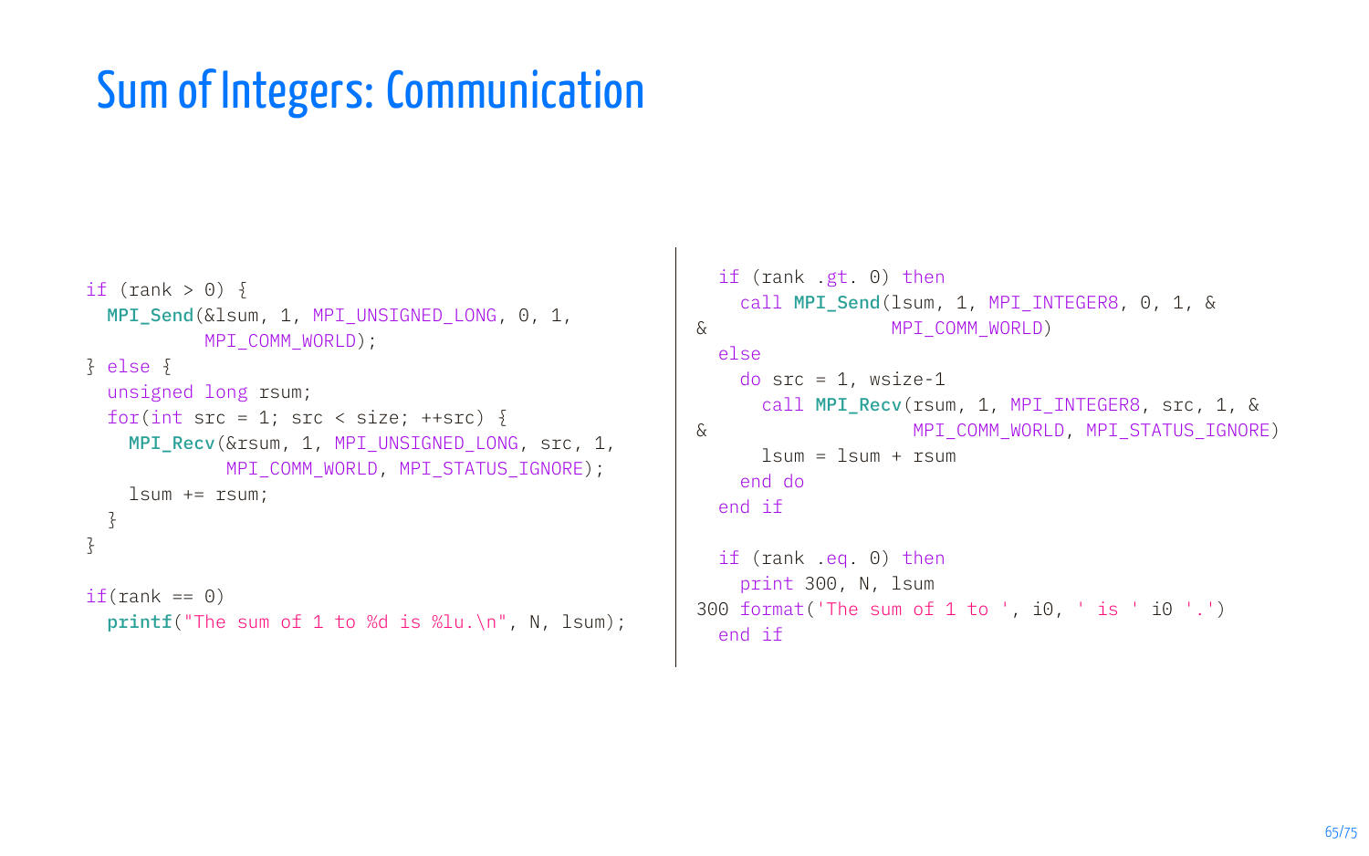# Sum of Integers: Communication

```c
if (rank > 0) {
  MPI_Send(&lsum, 1, MPI_UNSIGNED_LONG, 0, 1,
           MPI_COMM_WORLD);
} else {
  unsigned long rsum;
  for(int src = 1; src < size; ++src) {
    MPI_Recv(&rsum, 1, MPI_UNSIGNED_LONG, src, 1,
             MPI_COMM_WORLD, MPI_STATUS_IGNORE);
    lsum += rsum;
  }
}

if(rank == 0)
  printf("The sum of 1 to %d is %lu.\n", N, lsum);
```

```fortran
  if (rank .gt. 0) then
    call MPI_Send(lsum, 1, MPI_INTEGER8, 0, 1, &
&                 MPI_COMM_WORLD)
  else
    do src = 1, wsize-1
      call MPI_Recv(rsum, 1, MPI_INTEGER8, src, 1, &
&                   MPI_COMM_WORLD, MPI_STATUS_IGNORE)
      lsum = lsum + rsum
    end do
  end if

  if (rank .eq. 0) then
    print 300, N, lsum
300 format('The sum of 1 to ', i0, ' is ' i0 '.')
  end if
```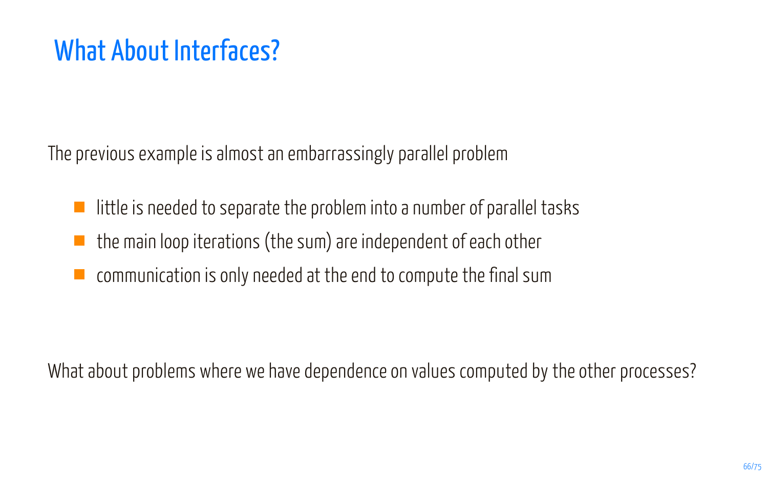# What About Interfaces?

The previous example is almost an embarrassingly parallel problem

- little is needed to separate the problem into a number of parallel tasks
- the main loop iterations (the sum) are independent of each other
- communication is only needed at the end to compute the final sum

What about problems where we have dependence on values computed by the other processes?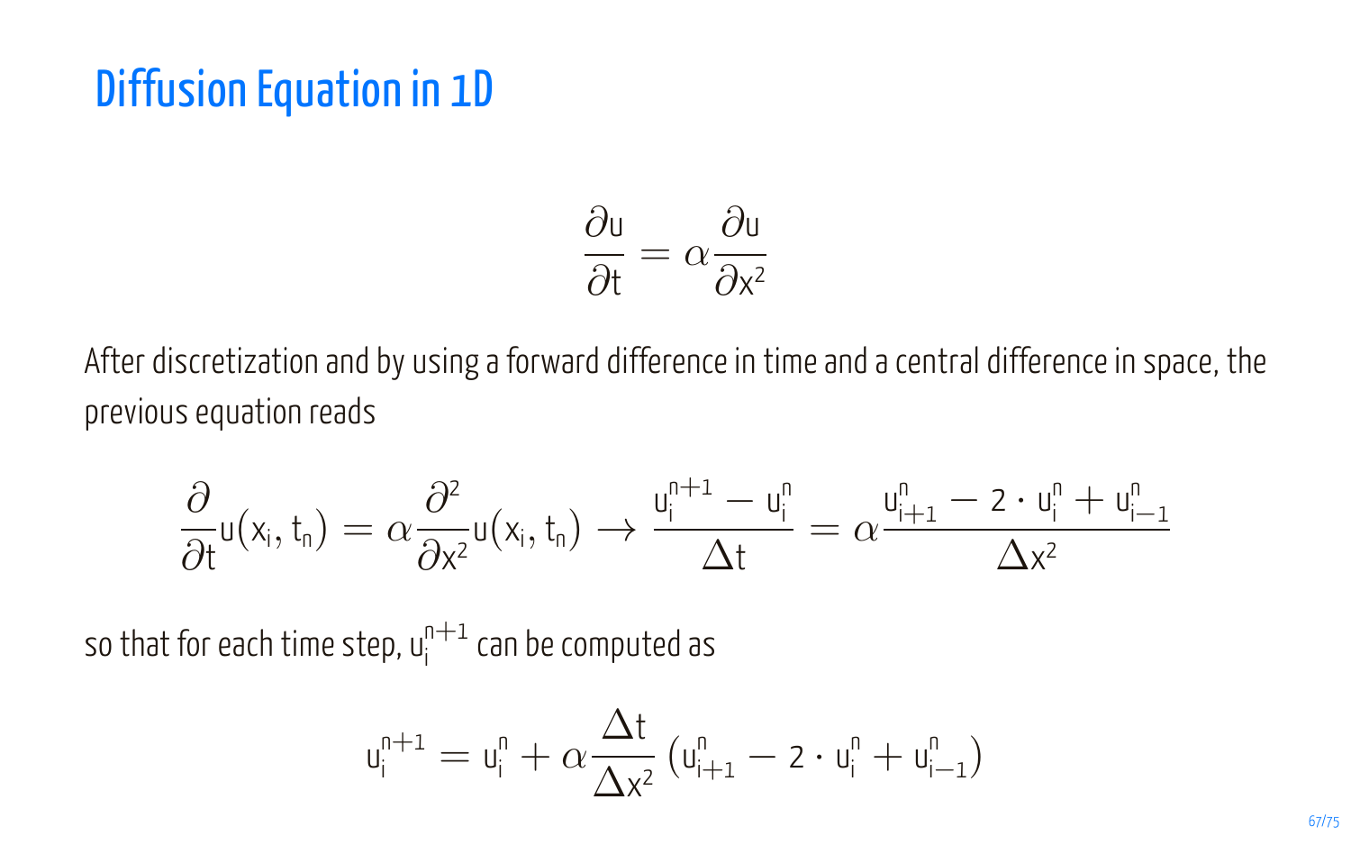# Diffusion Equation in 1D

$$\frac{\partial u}{\partial t} = \alpha \frac{\partial u}{\partial x^2}$$

After discretization and by using a forward difference in time and a central difference in space, the previous equation reads

$$\frac{\partial}{\partial t} u(x_i, t_n) = \alpha \frac{\partial^2}{\partial x^2} u(x_i, t_n) \rightarrow \frac{u_i^{n+1} - u_i^n}{\Delta t} = \alpha \frac{u_{i+1}^n - 2 \cdot u_i^n + u_{i-1}^n}{\Delta x^2}$$

so that for each time step, $u_i^{n+1}$ can be computed as

$$u_i^{n+1} = u_i^n + \alpha \frac{\Delta t}{\Delta x^2} \left( u_{i+1}^n - 2 \cdot u_i^n + u_{i-1}^n \right)$$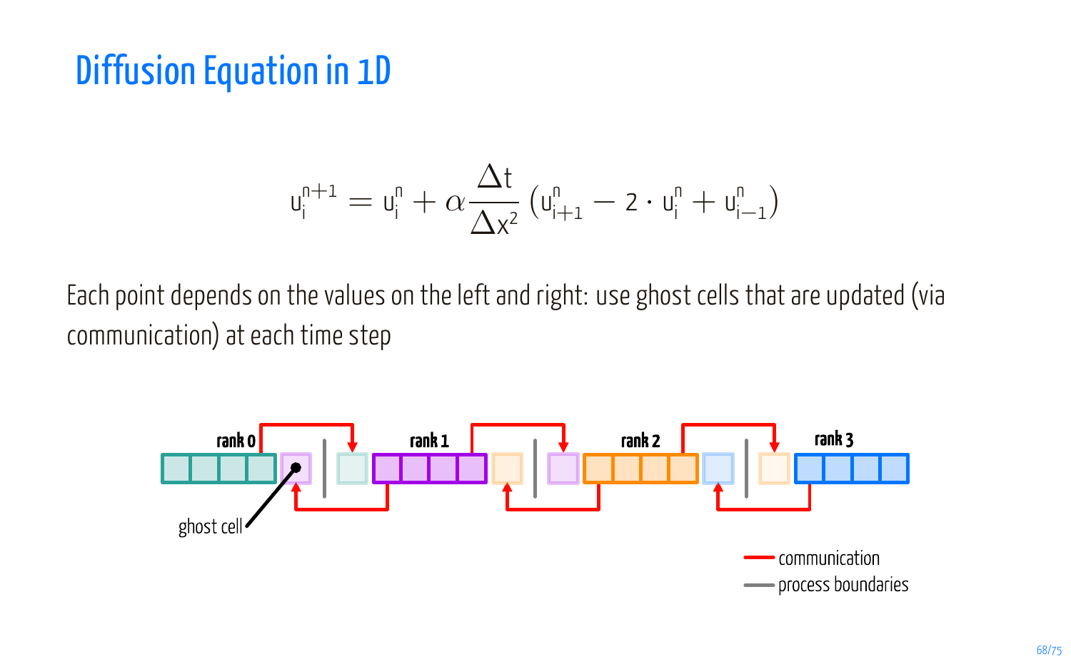# Diffusion Equation in 1D

$$u_i^{n+1} = u_i^n + \alpha \frac{\Delta t}{\Delta x^2} \left( u_{i+1}^n - 2 \cdot u_i^n + u_{i-1}^n \right)$$

Each point depends on the values on the left and right: use ghost cells that are updated (via communication) at each time step

rank 0

rank 1

rank 2

rank 3

ghost cell

communication

process boundaries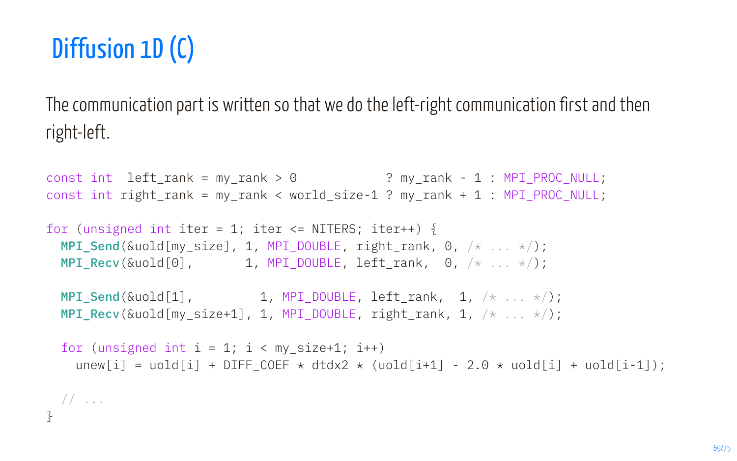# Diffusion 1D (C)

The communication part is written so that we do the left-right communication first and then right-left.

```
const int  left_rank = my_rank > 0            ? my_rank - 1 : MPI_PROC_NULL;
const int right_rank = my_rank < world_size-1 ? my_rank + 1 : MPI_PROC_NULL;

for (unsigned int iter = 1; iter <= NITERS; iter++) {
  MPI_Send(&uold[my_size], 1, MPI_DOUBLE, right_rank, 0, /* ... */);
  MPI_Recv(&uold[0],       1, MPI_DOUBLE, left_rank,  0, /* ... */);

  MPI_Send(&uold[1],         1, MPI_DOUBLE, left_rank,  1, /* ... */);
  MPI_Recv(&uold[my_size+1], 1, MPI_DOUBLE, right_rank, 1, /* ... */);

  for (unsigned int i = 1; i < my_size+1; i++)
    unew[i] = uold[i] + DIFF_COEF * dtdx2 * (uold[i+1] - 2.0 * uold[i] + uold[i-1]);

  // ...
}
```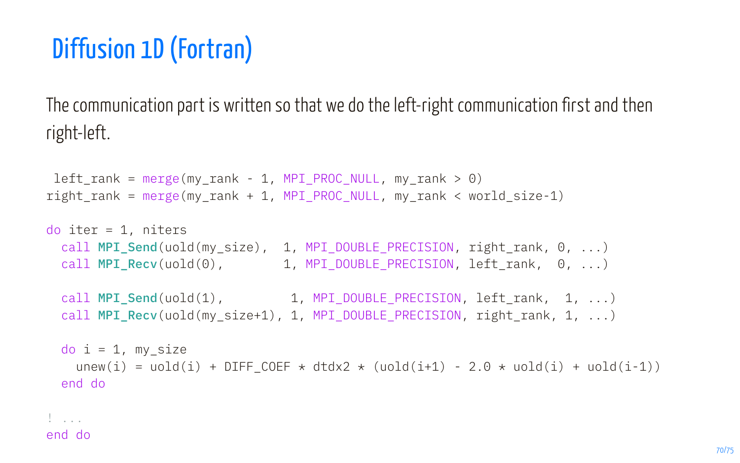# Diffusion 1D (Fortran)

The communication part is written so that we do the left-right communication first and then right-left.

```fortran
 left_rank = merge(my_rank - 1, MPI_PROC_NULL, my_rank > 0)
right_rank = merge(my_rank + 1, MPI_PROC_NULL, my_rank < world_size-1)

do iter = 1, niters
  call MPI_Send(uold(my_size),  1, MPI_DOUBLE_PRECISION, right_rank, 0, ...)
  call MPI_Recv(uold(0),        1, MPI_DOUBLE_PRECISION, left_rank,  0, ...)

  call MPI_Send(uold(1),         1, MPI_DOUBLE_PRECISION, left_rank,  1, ...)
  call MPI_Recv(uold(my_size+1), 1, MPI_DOUBLE_PRECISION, right_rank, 1, ...)

  do i = 1, my_size
    unew(i) = uold(i) + DIFF_COEF * dtdx2 * (uold(i+1) - 2.0 * uold(i) + uold(i-1))
  end do

! ...
end do
```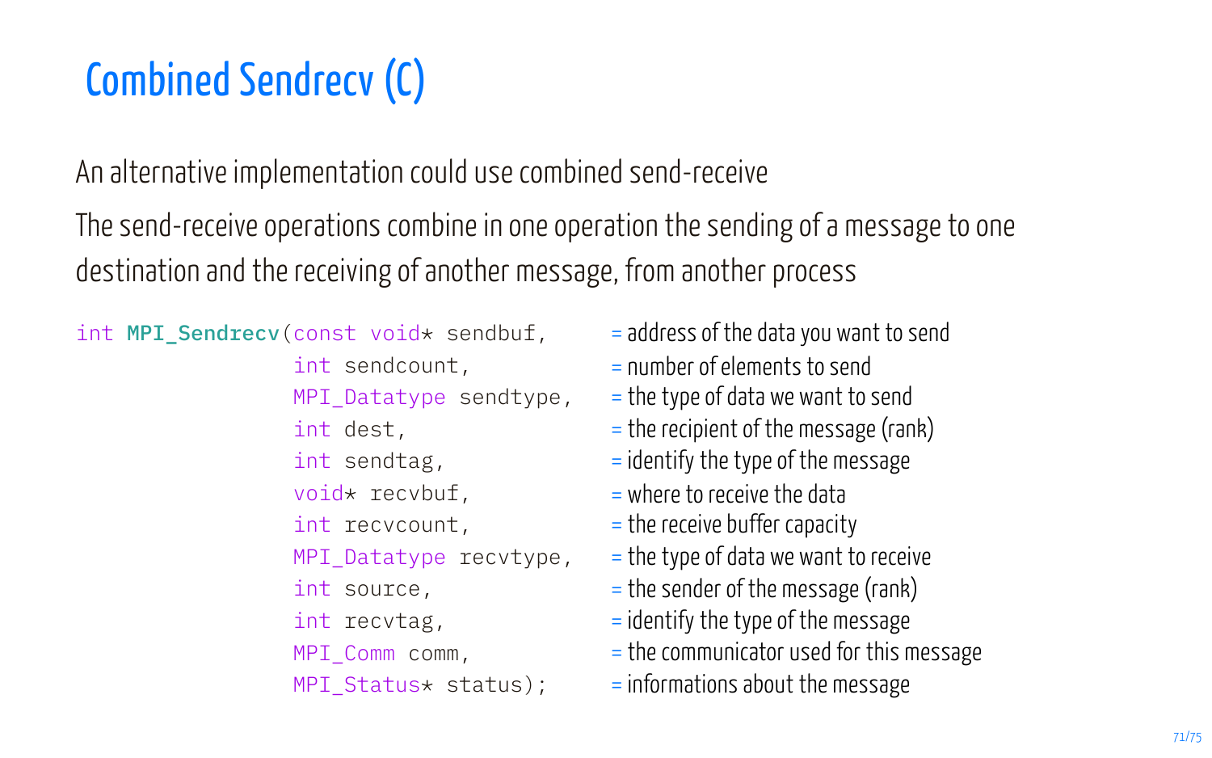# Combined Sendrecv (C)

An alternative implementation could use combined send-receive

The send-receive operations combine in one operation the sending of a message to one destination and the receiving of another message, from another process

```
int MPI_Sendrecv(const void* sendbuf,       = address of the data you want to send
                 int sendcount,             = number of elements to send
                 MPI_Datatype sendtype,     = the type of data we want to send
                 int dest,                  = the recipient of the message (rank)
                 int sendtag,               = identify the type of the message
                 void* recvbuf,             = where to receive the data
                 int recvcount,             = the receive buffer capacity
                 MPI_Datatype recvtype,     = the type of data we want to receive
                 int source,                = the sender of the message (rank)
                 int recvtag,               = identify the type of the message
                 MPI_Comm comm,             = the communicator used for this message
                 MPI_Status* status);       = informations about the message
```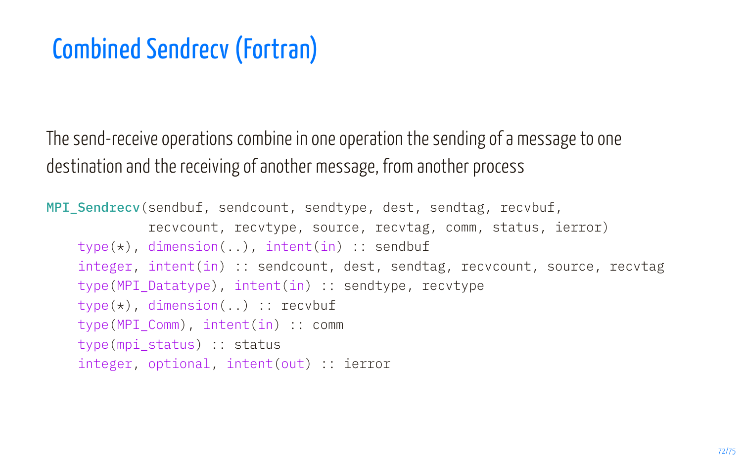# Combined Sendrecv (Fortran)

The send-receive operations combine in one operation the sending of a message to one destination and the receiving of another message, from another process

```
MPI_Sendrecv(sendbuf, sendcount, sendtype, dest, sendtag, recvbuf,
             recvcount, recvtype, source, recvtag, comm, status, ierror)
    type(*), dimension(..), intent(in) :: sendbuf
    integer, intent(in) :: sendcount, dest, sendtag, recvcount, source, recvtag
    type(MPI_Datatype), intent(in) :: sendtype, recvtype
    type(*), dimension(..) :: recvbuf
    type(MPI_Comm), intent(in) :: comm
    type(mpi_status) :: status
    integer, optional, intent(out) :: ierror
```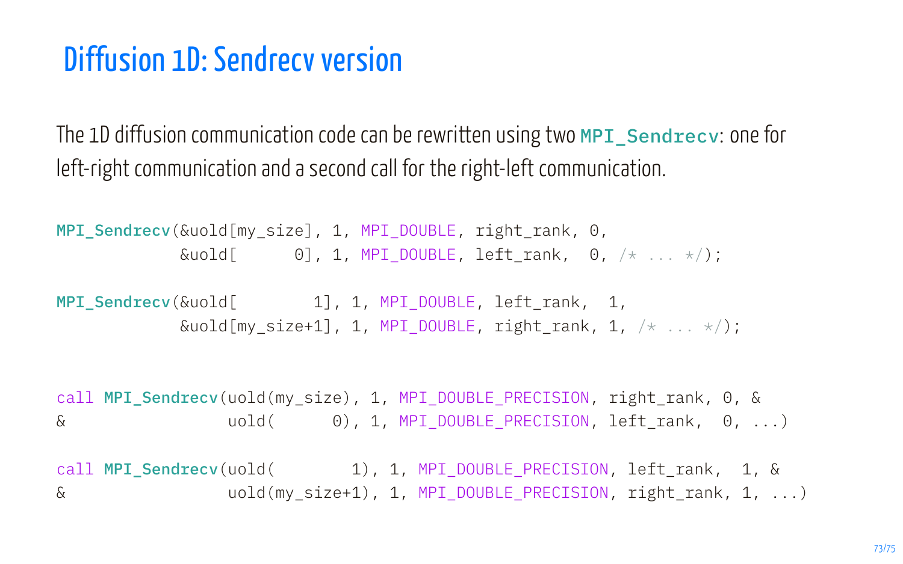# Diffusion 1D: Sendrecv version

The 1D diffusion communication code can be rewritten using two `MPI_Sendrecv`: one for left-right communication and a second call for the right-left communication.

```c
MPI_Sendrecv(&uold[my_size], 1, MPI_DOUBLE, right_rank, 0,
             &uold[      0], 1, MPI_DOUBLE, left_rank,  0, /* ... */);

MPI_Sendrecv(&uold[        1], 1, MPI_DOUBLE, left_rank,  1,
             &uold[my_size+1], 1, MPI_DOUBLE, right_rank, 1, /* ... */);
```

```fortran
call MPI_Sendrecv(uold(my_size), 1, MPI_DOUBLE_PRECISION, right_rank, 0, &
&                 uold(      0), 1, MPI_DOUBLE_PRECISION, left_rank,  0, ...)

call MPI_Sendrecv(uold(        1), 1, MPI_DOUBLE_PRECISION, left_rank,  1, &
&                 uold(my_size+1), 1, MPI_DOUBLE_PRECISION, right_rank, 1, ...)
```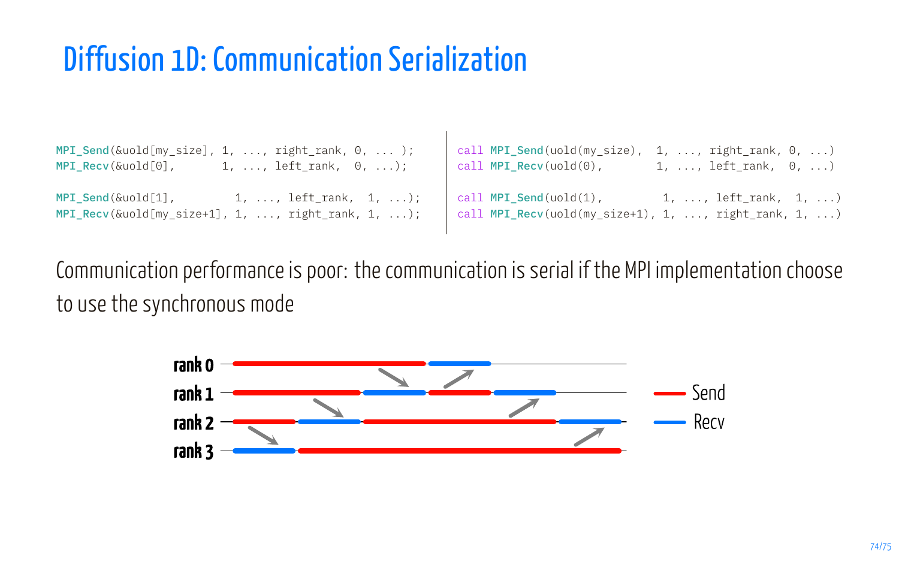# Diffusion 1D: Communication Serialization

```c
MPI_Send(&uold[my_size], 1, ..., right_rank, 0, ... );
MPI_Recv(&uold[0],       1, ..., left_rank,  0, ...);

MPI_Send(&uold[1],         1, ..., left_rank,  1, ...);
MPI_Recv(&uold[my_size+1], 1, ..., right_rank, 1, ...);
```

```fortran
call MPI_Send(uold(my_size),  1, ..., right_rank, 0, ...)
call MPI_Recv(uold(0),        1, ..., left_rank,  0, ...)

call MPI_Send(uold(1),         1, ..., left_rank,  1, ...)
call MPI_Recv(uold(my_size+1), 1, ..., right_rank, 1, ...)
```

Communication performance is poor: the communication is serial if the MPI implementation choose to use the synchronous mode

rank 0

rank 1

rank 2

rank 3

Send

Recv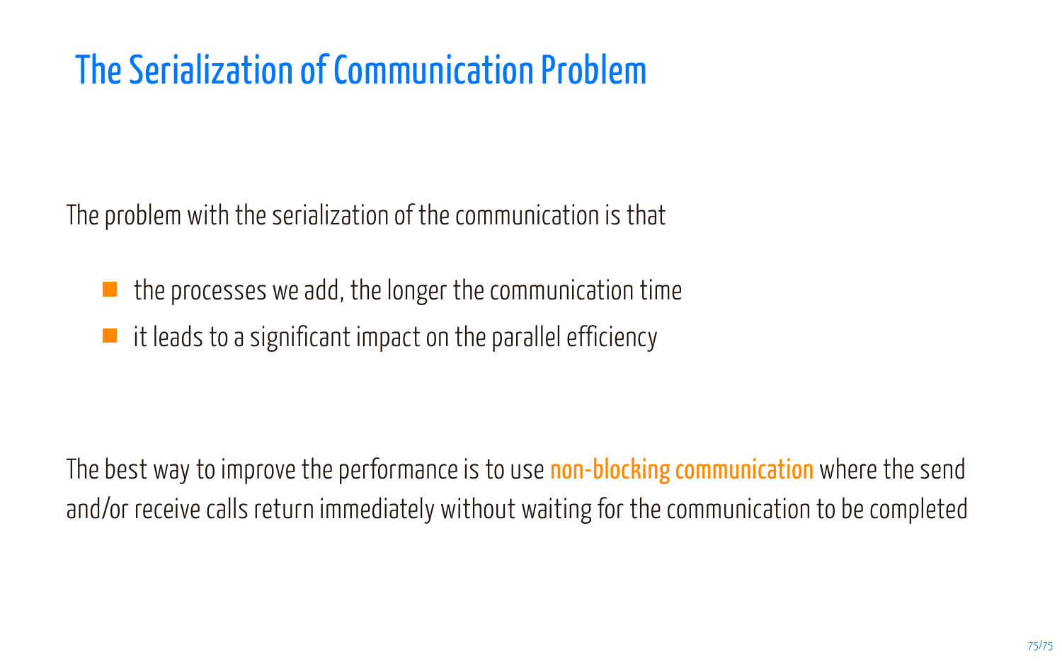# The Serialization of Communication Problem

The problem with the serialization of the communication is that

- the processes we add, the longer the communication time
- it leads to a significant impact on the parallel efficiency

The best way to improve the performance is to use **non-blocking communication** where the send and/or receive calls return immediately without waiting for the communication to be completed